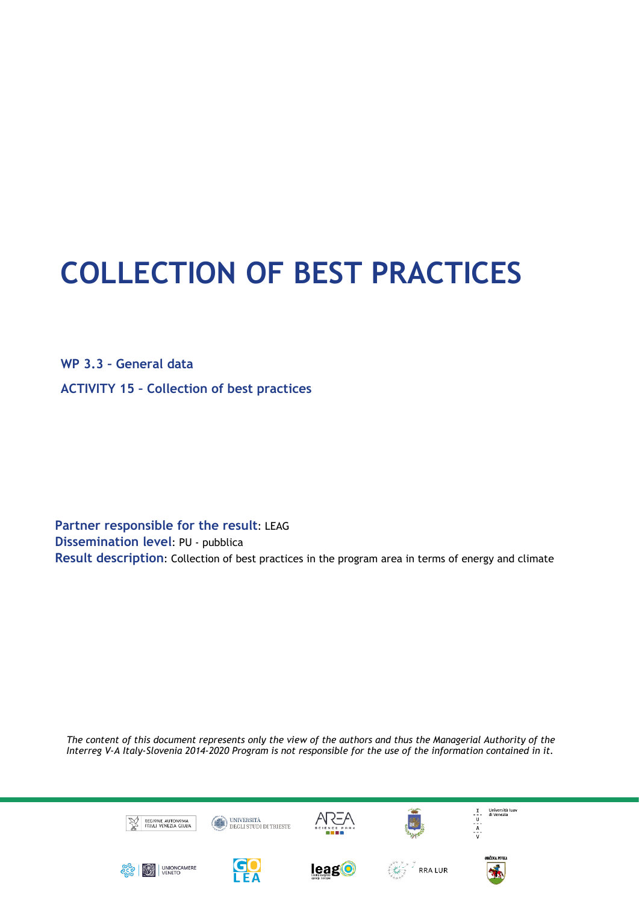# COLLECTION OF BEST PRACTICES

**WP 3.3 – General data**

**ACTIVITY 15 – Collection of best practices**

**Partner responsible for the result**: LEAG
**Dissemination level**: PU - pubblica
**Result description**: Collection of best practices in the program area in terms of energy and climate

*The content of this document represents only the view of the authors and thus the Managerial Authority of the Interreg V-A Italy-Slovenia 2014-2020 Program is not responsible for the use of the information contained in it.*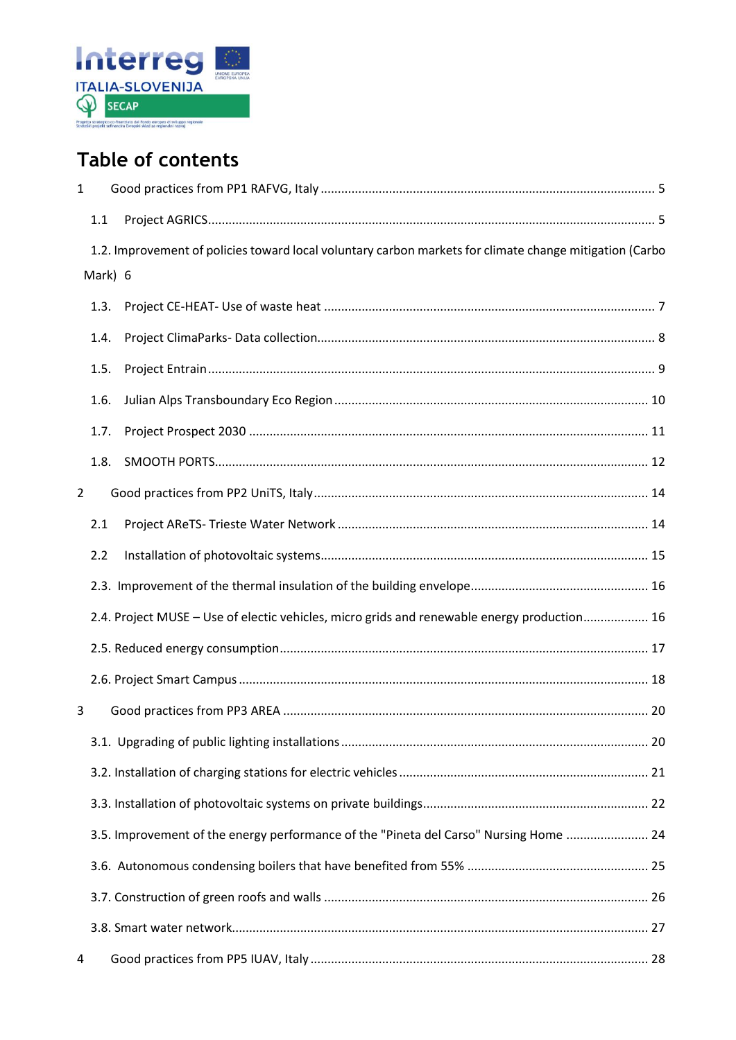# Table of contents

1 Good practices from PP1 RAFVG, Italy ..... 5

  1.1 Project AGRICS ..... 5

  1.2. Improvement of policies toward local voluntary carbon markets for climate change mitigation (Carbo Mark) 6

  1.3. Project CE-HEAT- Use of waste heat ..... 7

  1.4. Project ClimaParks- Data collection ..... 8

  1.5. Project Entrain ..... 9

  1.6. Julian Alps Transboundary Eco Region ..... 10

  1.7. Project Prospect 2030 ..... 11

  1.8. SMOOTH PORTS ..... 12

2 Good practices from PP2 UniTS, Italy ..... 14

  2.1 Project AReTS- Trieste Water Network ..... 14

  2.2 Installation of photovoltaic systems ..... 15

  2.3. Improvement of the thermal insulation of the building envelope ..... 16

  2.4. Project MUSE – Use of electic vehicles, micro grids and renewable energy production ..... 16

  2.5. Reduced energy consumption ..... 17

  2.6. Project Smart Campus ..... 18

3 Good practices from PP3 AREA ..... 20

  3.1. Upgrading of public lighting installations ..... 20

  3.2. Installation of charging stations for electric vehicles ..... 21

  3.3. Installation of photovoltaic systems on private buildings ..... 22

  3.5. Improvement of the energy performance of the "Pineta del Carso" Nursing Home ..... 24

  3.6. Autonomous condensing boilers that have benefited from 55% ..... 25

  3.7. Construction of green roofs and walls ..... 26

  3.8. Smart water network ..... 27

4 Good practices from PP5 IUAV, Italy ..... 28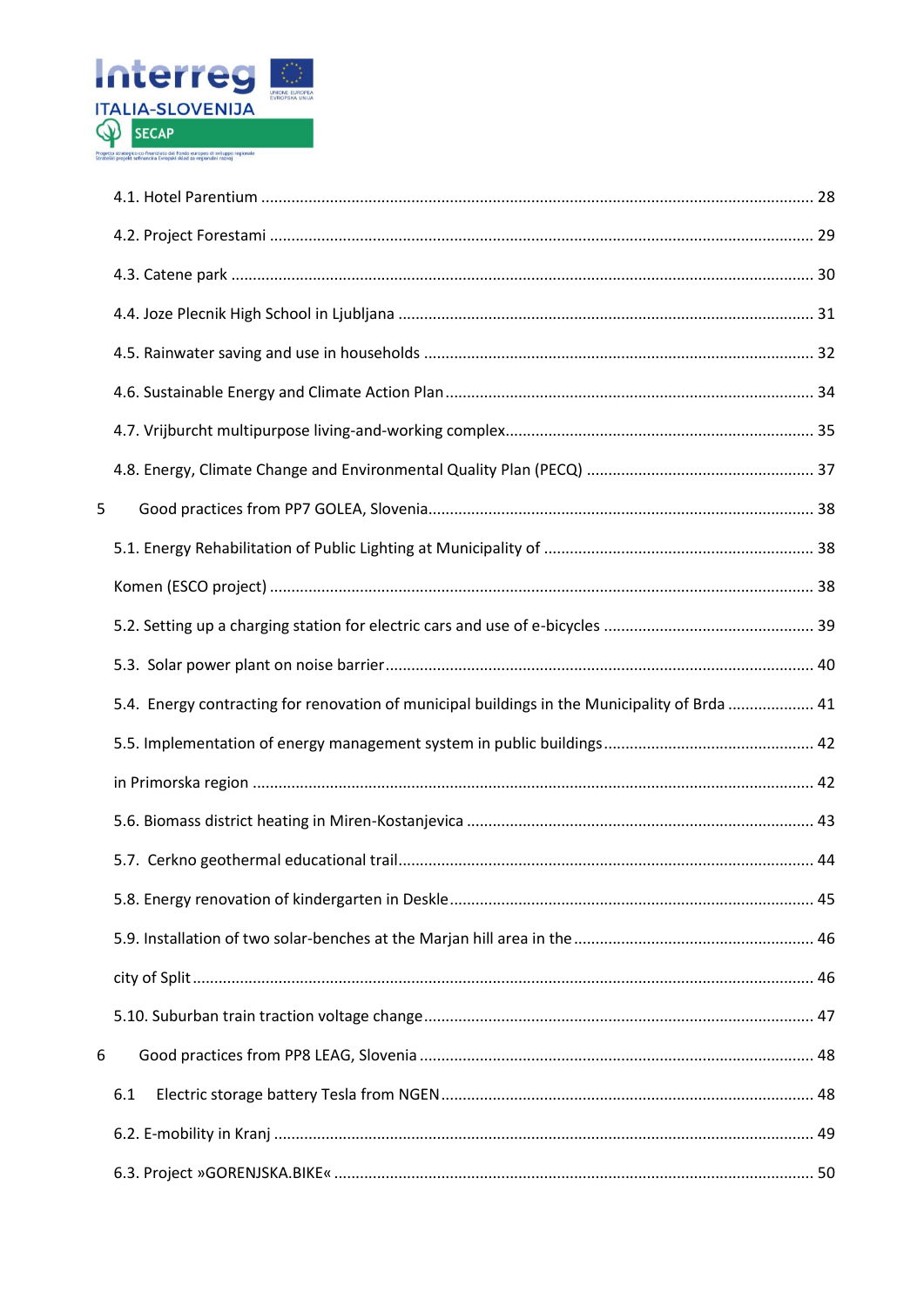4.1. Hotel Parentium ........................................................................................................... 28

4.2. Project Forestami ......................................................................................................... 29

4.3. Catene park ................................................................................................................. 30

4.4. Joze Plecnik High School in Ljubljana ........................................................................... 31

4.5. Rainwater saving and use in households ..................................................................... 32

4.6. Sustainable Energy and Climate Action Plan ................................................................ 34

4.7. Vrijburcht multipurpose living-and-working complex.................................................... 35

4.8. Energy, Climate Change and Environmental Quality Plan (PECQ) ................................. 37

5 Good practices from PP7 GOLEA, Slovenia........................................................................ 38

5.1. Energy Rehabilitation of Public Lighting at Municipality of ............................................ 38

Komen (ESCO project) ........................................................................................................ 38

5.2. Setting up a charging station for electric cars and use of e-bicycles ............................. 39

5.3. Solar power plant on noise barrier................................................................................ 40

5.4. Energy contracting for renovation of municipal buildings in the Municipality of Brda .................... 41

5.5. Implementation of energy management system in public buildings.............................. 42

in Primorska region ............................................................................................................ 42

5.6. Biomass district heating in Miren-Kostanjevica ............................................................. 43

5.7. Cerkno geothermal educational trail............................................................................. 44

5.8. Energy renovation of kindergarten in Deskle................................................................. 45

5.9. Installation of two solar-benches at the Marjan hill area in the ..................................... 46

city of Split......................................................................................................................... 46

5.10. Suburban train traction voltage change....................................................................... 47

6 Good practices from PP8 LEAG, Slovenia ......................................................................... 48

6.1 Electric storage battery Tesla from NGEN.................................................................... 48

6.2. E-mobility in Kranj ........................................................................................................ 49

6.3. Project »GORENJSKA.BIKE« ........................................................................................... 50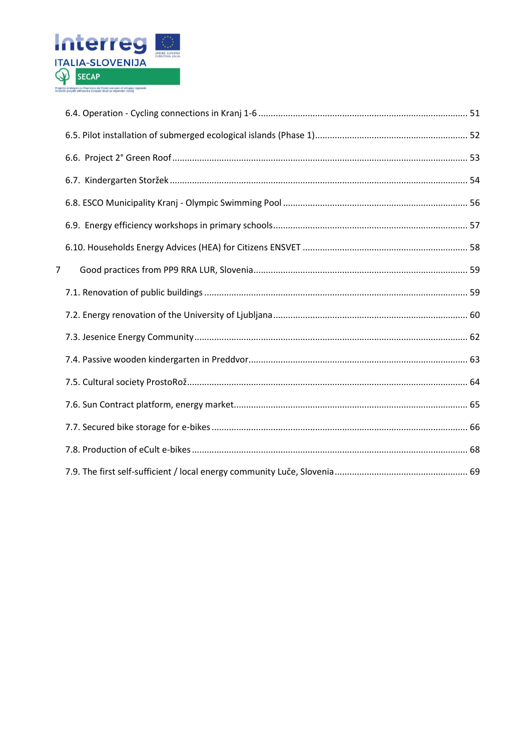6.4. Operation - Cycling connections in Kranj 1-6 .......... 51

6.5. Pilot installation of submerged ecological islands (Phase 1).......... 52

6.6. Project 2° Green Roof .......... 53

6.7. Kindergarten Storžek .......... 54

6.8. ESCO Municipality Kranj - Olympic Swimming Pool .......... 56

6.9. Energy efficiency workshops in primary schools .......... 57

6.10. Households Energy Advices (HEA) for Citizens ENSVET .......... 58

7 Good practices from PP9 RRA LUR, Slovenia .......... 59

7.1. Renovation of public buildings .......... 59

7.2. Energy renovation of the University of Ljubljana .......... 60

7.3. Jesenice Energy Community .......... 62

7.4. Passive wooden kindergarten in Preddvor .......... 63

7.5. Cultural society ProstoRož .......... 64

7.6. Sun Contract platform, energy market .......... 65

7.7. Secured bike storage for e-bikes .......... 66

7.8. Production of eCult e-bikes .......... 68

7.9. The first self-sufficient / local energy community Luče, Slovenia .......... 69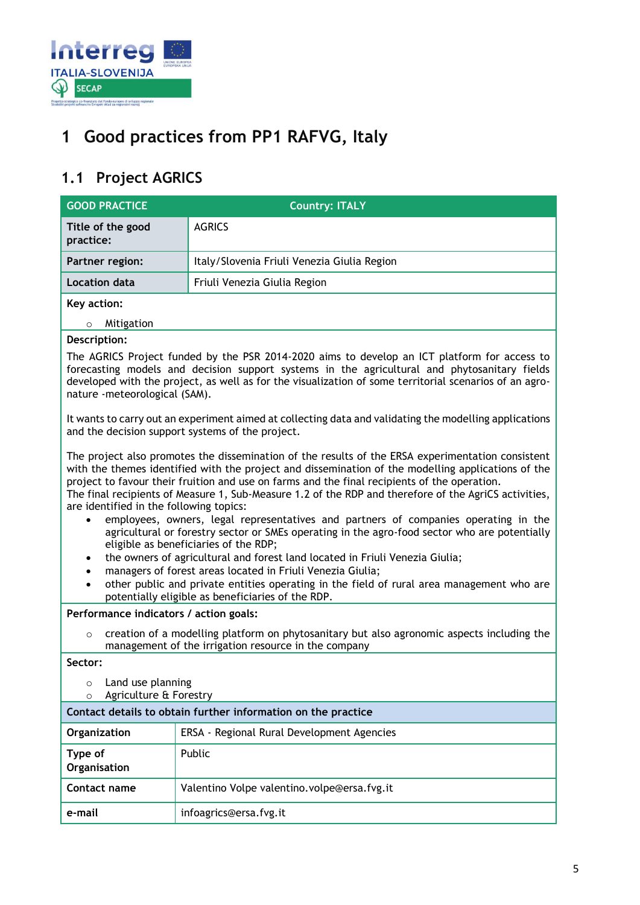# 1 Good practices from PP1 RAFVG, Italy

## 1.1 Project AGRICS

| GOOD PRACTICE | Country: ITALY |
|---|---|
| **Title of the good practice:** | AGRICS |
| **Partner region:** | Italy/Slovenia Friuli Venezia Giulia Region |
| **Location data** | Friuli Venezia Giulia Region |

**Key action:**

- Mitigation

**Description:**

The AGRICS Project funded by the PSR 2014-2020 aims to develop an ICT platform for access to forecasting models and decision support systems in the agricultural and phytosanitary fields developed with the project, as well as for the visualization of some territorial scenarios of an agro-nature -meteorological (SAM).

It wants to carry out an experiment aimed at collecting data and validating the modelling applications and the decision support systems of the project.

The project also promotes the dissemination of the results of the ERSA experimentation consistent with the themes identified with the project and dissemination of the modelling applications of the project to favour their fruition and use on farms and the final recipients of the operation.
The final recipients of Measure 1, Sub-Measure 1.2 of the RDP and therefore of the AgriCS activities, are identified in the following topics:

- employees, owners, legal representatives and partners of companies operating in the agricultural or forestry sector or SMEs operating in the agro-food sector who are potentially eligible as beneficiaries of the RDP;
- the owners of agricultural and forest land located in Friuli Venezia Giulia;
- managers of forest areas located in Friuli Venezia Giulia;
- other public and private entities operating in the field of rural area management who are potentially eligible as beneficiaries of the RDP.

**Performance indicators / action goals:**

- creation of a modelling platform on phytosanitary but also agronomic aspects including the management of the irrigation resource in the company

**Sector:**

- Land use planning
- Agriculture & Forestry

**Contact details to obtain further information on the practice**

| | |
|---|---|
| **Organization** | ERSA - Regional Rural Development Agencies |
| **Type of Organisation** | Public |
| **Contact name** | Valentino Volpe valentino.volpe@ersa.fvg.it |
| **e-mail** | infoagrics@ersa.fvg.it |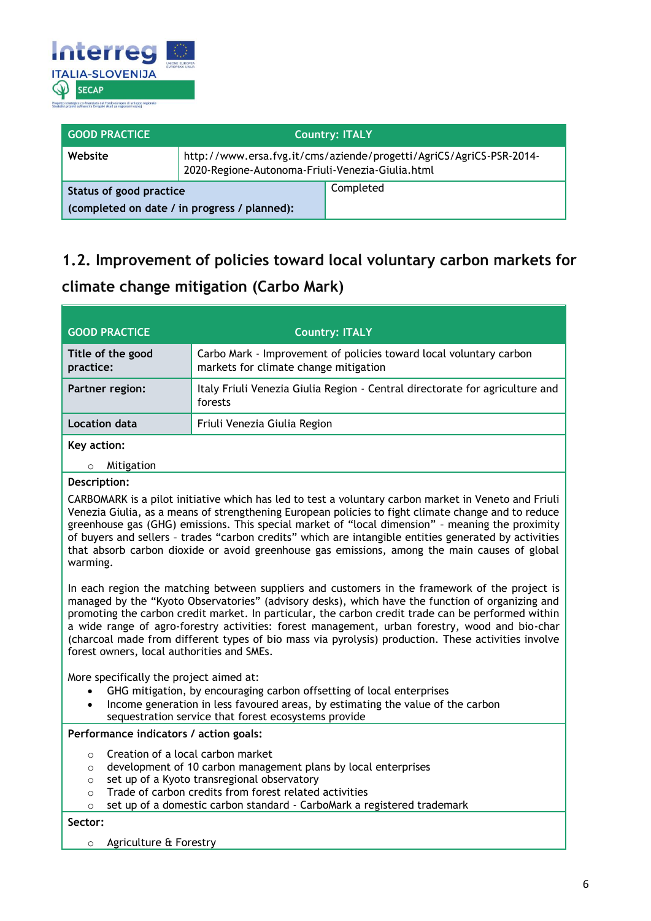| GOOD PRACTICE | Country: ITALY |
|---|---|
| Website | http://www.ersa.fvg.it/cms/aziende/progetti/AgriCS/AgriCS-PSR-2014-2020-Regione-Autonoma-Friuli-Venezia-Giulia.html |
| Status of good practice (completed on date / in progress / planned): | Completed |

## 1.2. Improvement of policies toward local voluntary carbon markets for climate change mitigation (Carbo Mark)

| GOOD PRACTICE | Country: ITALY |
|---|---|
| Title of the good practice: | Carbo Mark - Improvement of policies toward local voluntary carbon markets for climate change mitigation |
| Partner region: | Italy Friuli Venezia Giulia Region - Central directorate for agriculture and forests |
| Location data | Friuli Venezia Giulia Region |

**Key action:**

- Mitigation

**Description:**

CARBOMARK is a pilot initiative which has led to test a voluntary carbon market in Veneto and Friuli Venezia Giulia, as a means of strengthening European policies to fight climate change and to reduce greenhouse gas (GHG) emissions. This special market of "local dimension" – meaning the proximity of buyers and sellers – trades "carbon credits" which are intangible entities generated by activities that absorb carbon dioxide or avoid greenhouse gas emissions, among the main causes of global warming.

In each region the matching between suppliers and customers in the framework of the project is managed by the "Kyoto Observatories" (advisory desks), which have the function of organizing and promoting the carbon credit market. In particular, the carbon credit trade can be performed within a wide range of agro-forestry activities: forest management, urban forestry, wood and bio-char (charcoal made from different types of bio mass via pyrolysis) production. These activities involve forest owners, local authorities and SMEs.

More specifically the project aimed at:

- GHG mitigation, by encouraging carbon offsetting of local enterprises
- Income generation in less favoured areas, by estimating the value of the carbon sequestration service that forest ecosystems provide

**Performance indicators / action goals:**

- Creation of a local carbon market
- development of 10 carbon management plans by local enterprises
- set up of a Kyoto transregional observatory
- Trade of carbon credits from forest related activities
- set up of a domestic carbon standard - CarboMark a registered trademark

**Sector:**

- Agriculture & Forestry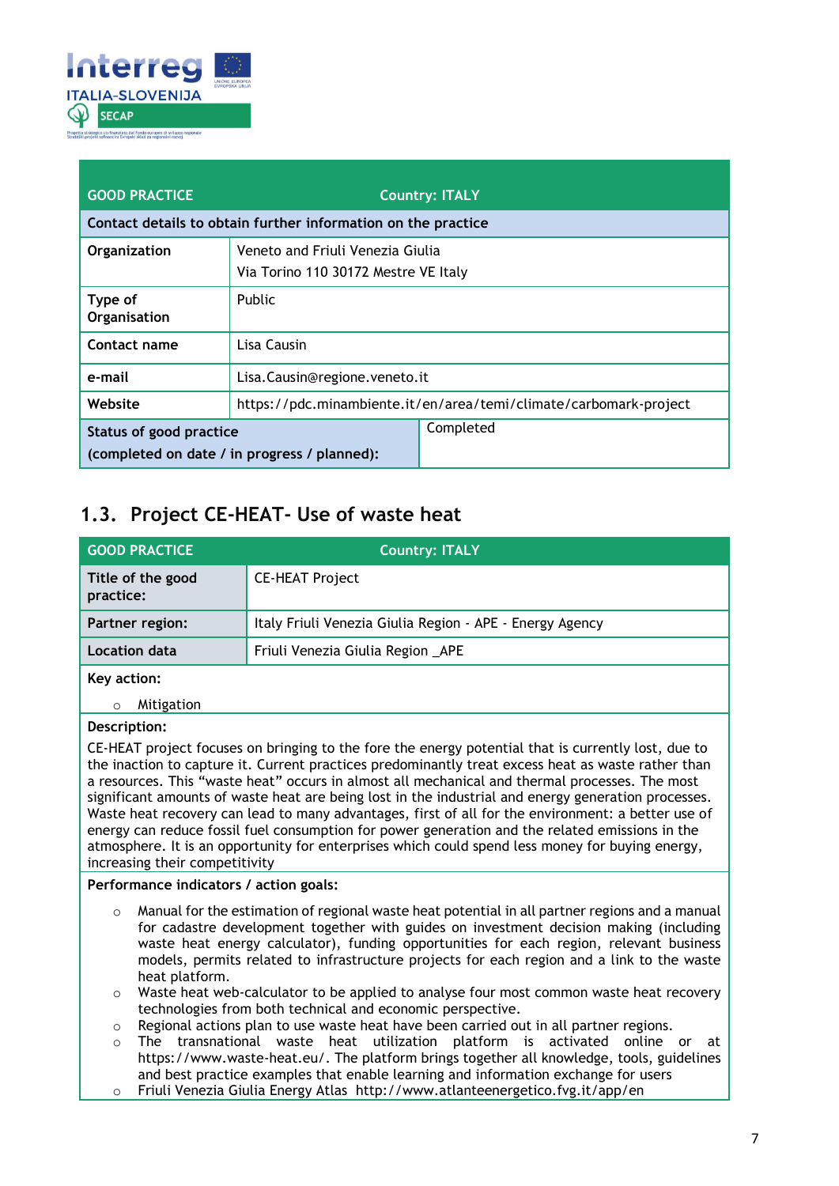| GOOD PRACTICE | Country: ITALY |
|---|---|
| **Contact details to obtain further information on the practice** | |
| **Organization** | Veneto and Friuli Venezia Giulia<br>Via Torino 110 30172 Mestre VE Italy |
| **Type of Organisation** | Public |
| **Contact name** | Lisa Causin |
| **e-mail** | Lisa.Causin@regione.veneto.it |
| **Website** | https://pdc.minambiente.it/en/area/temi/climate/carbomark-project |
| **Status of good practice (completed on date / in progress / planned):** | Completed |

## 1.3. Project CE-HEAT- Use of waste heat

| GOOD PRACTICE | Country: ITALY |
|---|---|
| **Title of the good practice:** | CE-HEAT Project |
| **Partner region:** | Italy Friuli Venezia Giulia Region - APE - Energy Agency |
| **Location data** | Friuli Venezia Giulia Region _APE |

**Key action:**

- Mitigation

**Description:**

CE-HEAT project focuses on bringing to the fore the energy potential that is currently lost, due to the inaction to capture it. Current practices predominantly treat excess heat as waste rather than a resources. This "waste heat" occurs in almost all mechanical and thermal processes. The most significant amounts of waste heat are being lost in the industrial and energy generation processes. Waste heat recovery can lead to many advantages, first of all for the environment: a better use of energy can reduce fossil fuel consumption for power generation and the related emissions in the atmosphere. It is an opportunity for enterprises which could spend less money for buying energy, increasing their competitivity

**Performance indicators / action goals:**

- Manual for the estimation of regional waste heat potential in all partner regions and a manual for cadastre development together with guides on investment decision making (including waste heat energy calculator), funding opportunities for each region, relevant business models, permits related to infrastructure projects for each region and a link to the waste heat platform.
- Waste heat web-calculator to be applied to analyse four most common waste heat recovery technologies from both technical and economic perspective.
- Regional actions plan to use waste heat have been carried out in all partner regions.
- The transnational waste heat utilization platform is activated online or at https://www.waste-heat.eu/. The platform brings together all knowledge, tools, guidelines and best practice examples that enable learning and information exchange for users
- Friuli Venezia Giulia Energy Atlas http://www.atlanteenergetico.fvg.it/app/en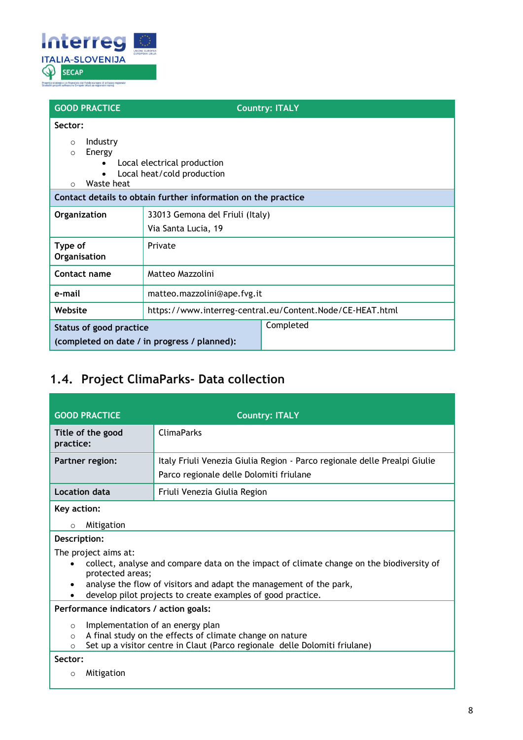| GOOD PRACTICE | Country: ITALY |
|---|---|
| **Sector:**<br>○ Industry<br>○ Energy<br>• Local electrical production<br>• Local heat/cold production<br>○ Waste heat | |
| **Contact details to obtain further information on the practice** | |
| **Organization** | 33013 Gemona del Friuli (Italy)<br>Via Santa Lucia, 19 |
| **Type of Organisation** | Private |
| **Contact name** | Matteo Mazzolini |
| **e-mail** | matteo.mazzolini@ape.fvg.it |
| **Website** | https://www.interreg-central.eu/Content.Node/CE-HEAT.html |
| **Status of good practice (completed on date / in progress / planned):** | Completed |

## 1.4. Project ClimaParks- Data collection

| GOOD PRACTICE | Country: ITALY |
|---|---|
| **Title of the good practice:** | ClimaParks |
| **Partner region:** | Italy Friuli Venezia Giulia Region - Parco regionale delle Prealpi Giulie<br>Parco regionale delle Dolomiti friulane |
| **Location data** | Friuli Venezia Giulia Region |
| **Key action:**<br>○ Mitigation | |
| **Description:**<br>The project aims at:<br>• collect, analyse and compare data on the impact of climate change on the biodiversity of protected areas;<br>• analyse the flow of visitors and adapt the management of the park,<br>• develop pilot projects to create examples of good practice. | |
| **Performance indicators / action goals:**<br>○ Implementation of an energy plan<br>○ A final study on the effects of climate change on nature<br>○ Set up a visitor centre in Claut (Parco regionale delle Dolomiti friulane) | |
| **Sector:**<br>○ Mitigation | |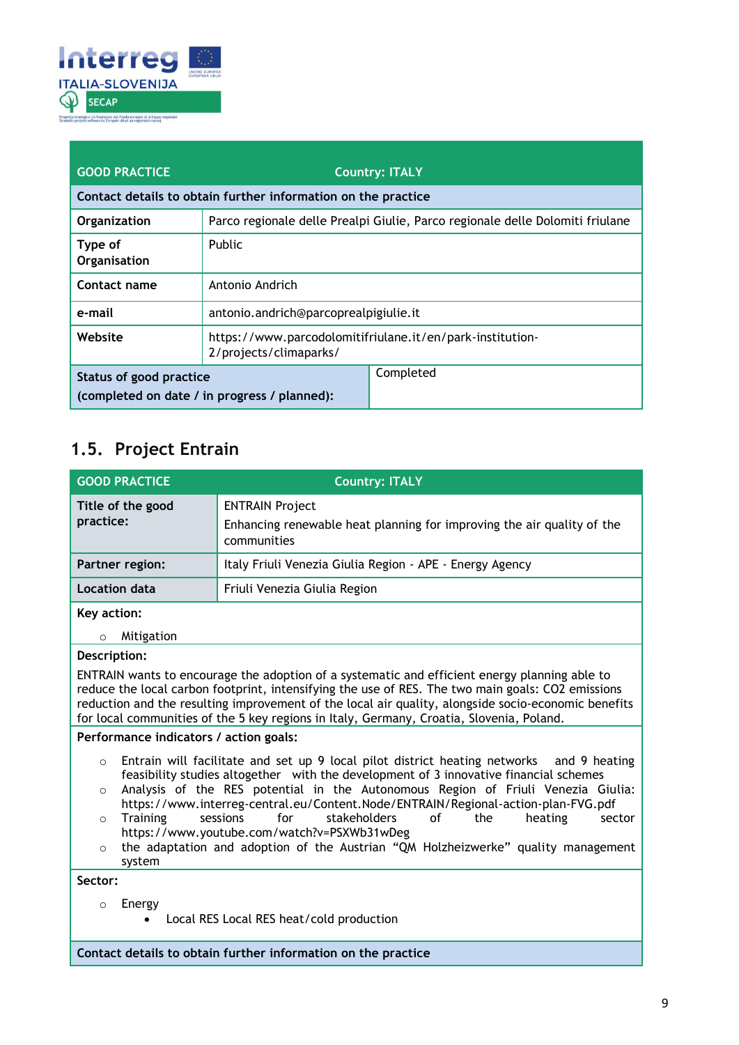| GOOD PRACTICE | Country: ITALY |
|---|---|
| **Contact details to obtain further information on the practice** | |
| **Organization** | Parco regionale delle Prealpi Giulie, Parco regionale delle Dolomiti friulane |
| **Type of Organisation** | Public |
| **Contact name** | Antonio Andrich |
| **e-mail** | antonio.andrich@parcoprealpigiulie.it |
| **Website** | https://www.parcodolomitifriulane.it/en/park-institution-2/projects/climaparks/ |
| **Status of good practice (completed on date / in progress / planned):** | Completed |

## 1.5. Project Entrain

| GOOD PRACTICE | Country: ITALY |
|---|---|
| **Title of the good practice:** | ENTRAIN Project<br>Enhancing renewable heat planning for improving the air quality of the communities |
| **Partner region:** | Italy Friuli Venezia Giulia Region - APE - Energy Agency |
| **Location data** | Friuli Venezia Giulia Region |

**Key action:**

- Mitigation

**Description:**

ENTRAIN wants to encourage the adoption of a systematic and efficient energy planning able to reduce the local carbon footprint, intensifying the use of RES. The two main goals: CO2 emissions reduction and the resulting improvement of the local air quality, alongside socio-economic benefits for local communities of the 5 key regions in Italy, Germany, Croatia, Slovenia, Poland.

**Performance indicators / action goals:**

- Entrain will facilitate and set up 9 local pilot district heating networks and 9 heating feasibility studies altogether with the development of 3 innovative financial schemes
- Analysis of the RES potential in the Autonomous Region of Friuli Venezia Giulia: https://www.interreg-central.eu/Content.Node/ENTRAIN/Regional-action-plan-FVG.pdf
- Training sessions for stakeholders of the heating sector https://www.youtube.com/watch?v=PSXWb31wDeg
- the adaptation and adoption of the Austrian "QM Holzheizwerke" quality management system

**Sector:**

- Energy
  - Local RES Local RES heat/cold production

**Contact details to obtain further information on the practice**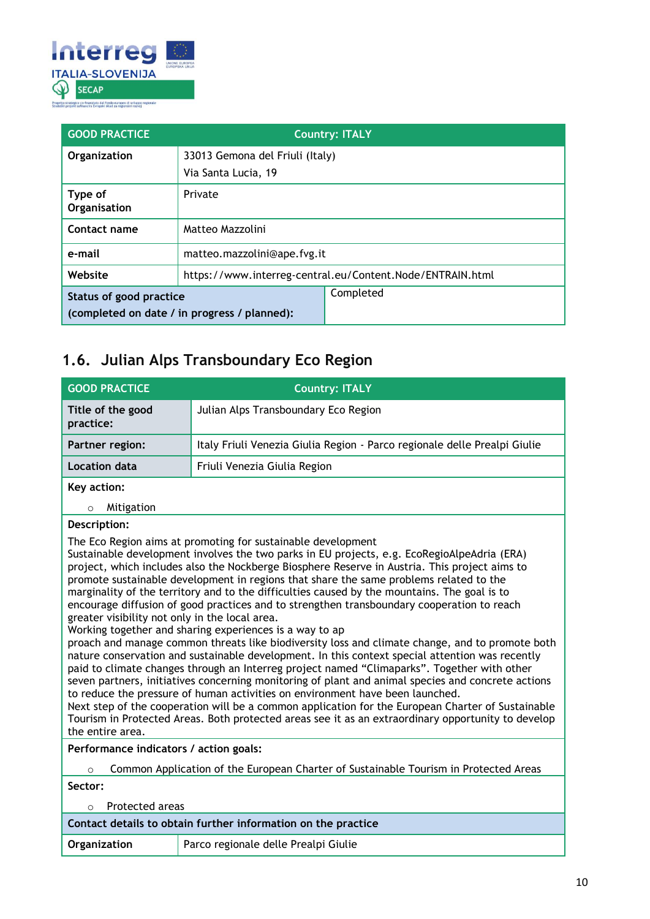| GOOD PRACTICE | Country: ITALY |
|---|---|
| **Organization** | 33013 Gemona del Friuli (Italy)<br>Via Santa Lucia, 19 |
| **Type of Organisation** | Private |
| **Contact name** | Matteo Mazzolini |
| **e-mail** | matteo.mazzolini@ape.fvg.it |
| **Website** | https://www.interreg-central.eu/Content.Node/ENTRAIN.html |
| **Status of good practice (completed on date / in progress / planned):** | Completed |

## 1.6. Julian Alps Transboundary Eco Region

| GOOD PRACTICE | Country: ITALY |
|---|---|
| **Title of the good practice:** | Julian Alps Transboundary Eco Region |
| **Partner region:** | Italy Friuli Venezia Giulia Region - Parco regionale delle Prealpi Giulie |
| **Location data** | Friuli Venezia Giulia Region |

**Key action:**

- Mitigation

**Description:**

The Eco Region aims at promoting for sustainable development
Sustainable development involves the two parks in EU projects, e.g. EcoRegioAlpeAdria (ERA) project, which includes also the Nockberge Biosphere Reserve in Austria. This project aims to promote sustainable development in regions that share the same problems related to the marginality of the territory and to the difficulties caused by the mountains. The goal is to encourage diffusion of good practices and to strengthen transboundary cooperation to reach greater visibility not only in the local area.
Working together and sharing experiences is a way to ap
proach and manage common threats like biodiversity loss and climate change, and to promote both nature conservation and sustainable development. In this context special attention was recently paid to climate changes through an Interreg project named “Climaparks”. Together with other seven partners, initiatives concerning monitoring of plant and animal species and concrete actions to reduce the pressure of human activities on environment have been launched.
Next step of the cooperation will be a common application for the European Charter of Sustainable Tourism in Protected Areas. Both protected areas see it as an extraordinary opportunity to develop the entire area.

**Performance indicators / action goals:**

- Common Application of the European Charter of Sustainable Tourism in Protected Areas

**Sector:**

- Protected areas

| Contact details to obtain further information on the practice | |
|---|---|
| **Organization** | Parco regionale delle Prealpi Giulie |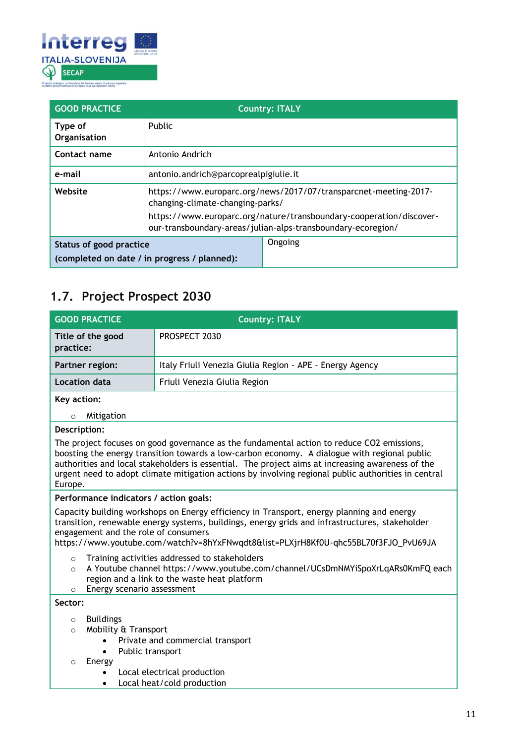| GOOD PRACTICE | Country: ITALY |
| --- | --- |
| Type of Organisation | Public |
| Contact name | Antonio Andrich |
| e-mail | antonio.andrich@parcoprealpigiulie.it |
| Website | https://www.europarc.org/news/2017/07/transparcnet-meeting-2017-changing-climate-changing-parks/ https://www.europarc.org/nature/transboundary-cooperation/discover-our-transboundary-areas/julian-alps-transboundary-ecoregion/ |
| Status of good practice (completed on date / in progress / planned): | Ongoing |

## 1.7. Project Prospect 2030

| GOOD PRACTICE | Country: ITALY |
| --- | --- |
| Title of the good practice: | PROSPECT 2030 |
| Partner region: | Italy Friuli Venezia Giulia Region - APE - Energy Agency |
| Location data | Friuli Venezia Giulia Region |

**Key action:**

- Mitigation

**Description:**

The project focuses on good governance as the fundamental action to reduce $CO_2$ emissions, boosting the energy transition towards a low-carbon economy. A dialogue with regional public authorities and local stakeholders is essential. The project aims at increasing awareness of the urgent need to adopt climate mitigation actions by involving regional public authorities in central Europe.

**Performance indicators / action goals:**

Capacity building workshops on Energy efficiency in Transport, energy planning and energy transition, renewable energy systems, buildings, energy grids and infrastructures, stakeholder engagement and the role of consumers https://www.youtube.com/watch?v=8hYxFNwqdt8&list=PLXjrH8Kf0U-qhc55BL70f3FJO_PvU69JA

- Training activities addressed to stakeholders
- A Youtube channel https://www.youtube.com/channel/UCsDmNMYiSpoXrLqARs0KmFQ each region and a link to the waste heat platform
- Energy scenario assessment

**Sector:**

- Buildings
- Mobility & Transport
  - Private and commercial transport
  - Public transport
- Energy
  - Local electrical production
  - Local heat/cold production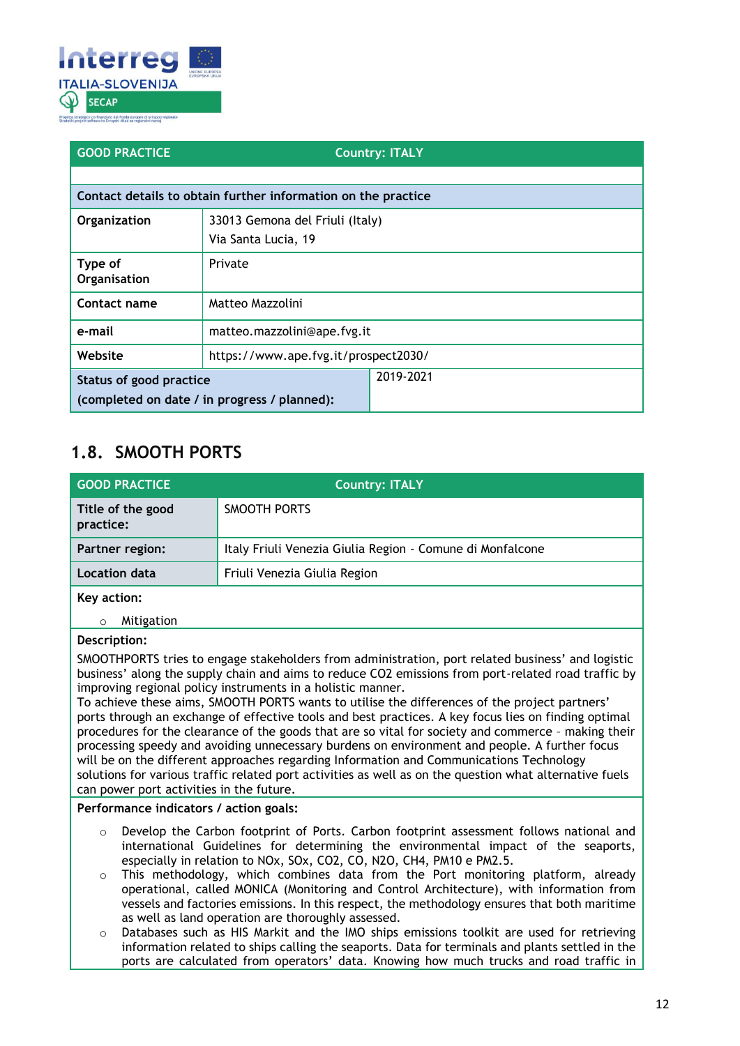| GOOD PRACTICE | Country: ITALY |
|---|---|
| | |
| **Contact details to obtain further information on the practice** | |
| **Organization** | 33013 Gemona del Friuli (Italy)<br>Via Santa Lucia, 19 |
| **Type of Organisation** | Private |
| **Contact name** | Matteo Mazzolini |
| **e-mail** | matteo.mazzolini@ape.fvg.it |
| **Website** | https://www.ape.fvg.it/prospect2030/ |
| **Status of good practice (completed on date / in progress / planned):** | 2019-2021 |

## 1.8. SMOOTH PORTS

| GOOD PRACTICE | Country: ITALY |
|---|---|
| **Title of the good practice:** | SMOOTH PORTS |
| **Partner region:** | Italy Friuli Venezia Giulia Region - Comune di Monfalcone |
| **Location data** | Friuli Venezia Giulia Region |

**Key action:**

- Mitigation

**Description:**

SMOOTHPORTS tries to engage stakeholders from administration, port related business' and logistic business' along the supply chain and aims to reduce $CO_2$ emissions from port-related road traffic by improving regional policy instruments in a holistic manner.
To achieve these aims, SMOOTH PORTS wants to utilise the differences of the project partners' ports through an exchange of effective tools and best practices. A key focus lies on finding optimal procedures for the clearance of the goods that are so vital for society and commerce – making their processing speedy and avoiding unnecessary burdens on environment and people. A further focus will be on the different approaches regarding Information and Communications Technology solutions for various traffic related port activities as well as on the question what alternative fuels can power port activities in the future.

**Performance indicators / action goals:**

- Develop the Carbon footprint of Ports. Carbon footprint assessment follows national and international Guidelines for determining the environmental impact of the seaports, especially in relation to $NO_x$, $SO_x$, $CO_2$, CO, $N_2O$, $CH_4$, PM10 e PM2.5.
- This methodology, which combines data from the Port monitoring platform, already operational, called MONICA (Monitoring and Control Architecture), with information from vessels and factories emissions. In this respect, the methodology ensures that both maritime as well as land operation are thoroughly assessed.
- Databases such as HIS Markit and the IMO ships emissions toolkit are used for retrieving information related to ships calling the seaports. Data for terminals and plants settled in the ports are calculated from operators' data. Knowing how much trucks and road traffic in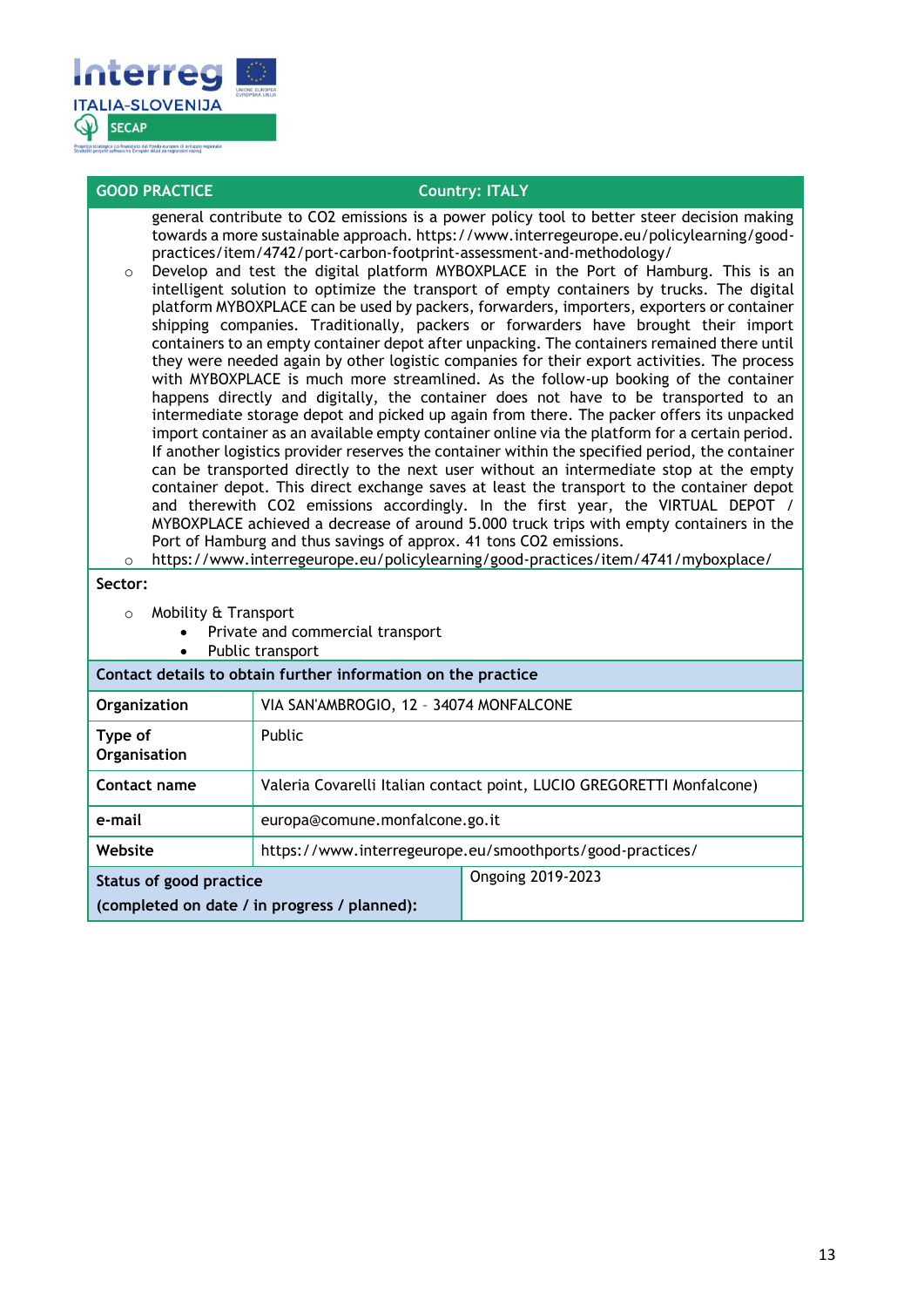| GOOD PRACTICE | Country: ITALY |
|---|---|

general contribute to $CO_2$ emissions is a power policy tool to better steer decision making towards a more sustainable approach. https://www.interregeurope.eu/policylearning/good-practices/item/4742/port-carbon-footprint-assessment-and-methodology/

- Develop and test the digital platform MYBOXPLACE in the Port of Hamburg. This is an intelligent solution to optimize the transport of empty containers by trucks. The digital platform MYBOXPLACE can be used by packers, forwarders, importers, exporters or container shipping companies. Traditionally, packers or forwarders have brought their import containers to an empty container depot after unpacking. The containers remained there until they were needed again by other logistic companies for their export activities. The process with MYBOXPLACE is much more streamlined. As the follow-up booking of the container happens directly and digitally, the container does not have to be transported to an intermediate storage depot and picked up again from there. The packer offers its unpacked import container as an available empty container online via the platform for a certain period. If another logistics provider reserves the container within the specified period, the container can be transported directly to the next user without an intermediate stop at the empty container depot. This direct exchange saves at least the transport to the container depot and therewith $CO_2$ emissions accordingly. In the first year, the VIRTUAL DEPOT / MYBOXPLACE achieved a decrease of around 5.000 truck trips with empty containers in the Port of Hamburg and thus savings of approx. 41 tons $CO_2$ emissions.
- https://www.interregeurope.eu/policylearning/good-practices/item/4741/myboxplace/

**Sector:**

- Mobility & Transport
  - Private and commercial transport
  - Public transport

**Contact details to obtain further information on the practice**

| | |
|---|---|
| **Organization** | VIA SAN'AMBROGIO, 12 – 34074 MONFALCONE |
| **Type of Organisation** | Public |
| **Contact name** | Valeria Covarelli Italian contact point, LUCIO GREGORETTI Monfalcone) |
| **e-mail** | europa@comune.monfalcone.go.it |
| **Website** | https://www.interregeurope.eu/smoothports/good-practices/ |
| **Status of good practice (completed on date / in progress / planned):** | Ongoing 2019-2023 |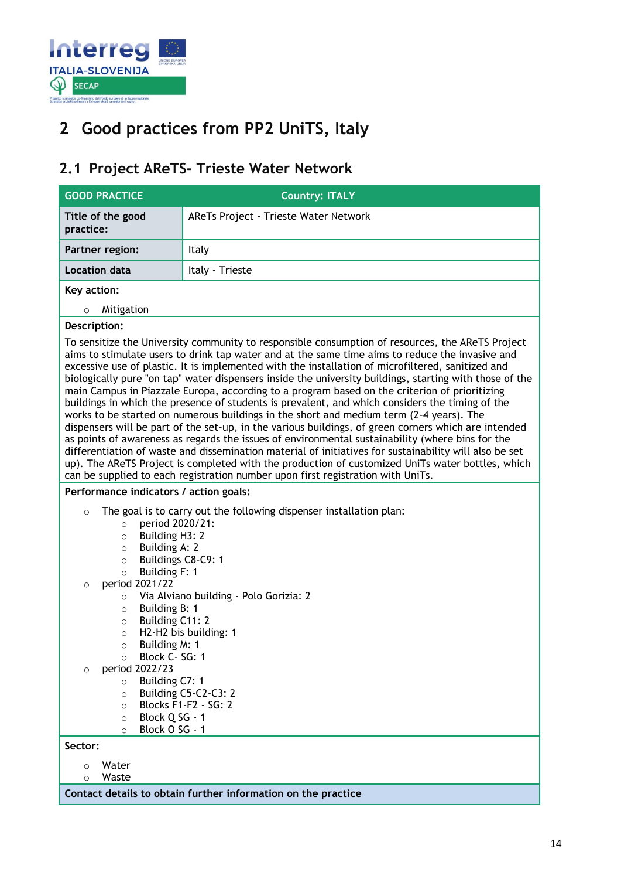# 2 Good practices from PP2 UniTS, Italy

## 2.1 Project AReTS- Trieste Water Network

| GOOD PRACTICE | Country: ITALY |
|---|---|
| **Title of the good practice:** | AReTs Project - Trieste Water Network |
| **Partner region:** | Italy |
| **Location data** | Italy - Trieste |

**Key action:**

- Mitigation

**Description:**

To sensitize the University community to responsible consumption of resources, the AReTS Project aims to stimulate users to drink tap water and at the same time aims to reduce the invasive and excessive use of plastic. It is implemented with the installation of microfiltered, sanitized and biologically pure "on tap" water dispensers inside the university buildings, starting with those of the main Campus in Piazzale Europa, according to a program based on the criterion of prioritizing buildings in which the presence of students is prevalent, and which considers the timing of the works to be started on numerous buildings in the short and medium term (2-4 years). The dispensers will be part of the set-up, in the various buildings, of green corners which are intended as points of awareness as regards the issues of environmental sustainability (where bins for the differentiation of waste and dissemination material of initiatives for sustainability will also be set up). The AReTS Project is completed with the production of customized UniTs water bottles, which can be supplied to each registration number upon first registration with UniTs.

**Performance indicators / action goals:**

- The goal is to carry out the following dispenser installation plan:
  - period 2020/21:
  - Building H3: 2
  - Building A: 2
  - Buildings C8-C9: 1
  - Building F: 1
- period 2021/22
  - Via Alviano building - Polo Gorizia: 2
  - Building B: 1
  - Building C11: 2
  - H2-H2 bis building: 1
  - Building M: 1
  - Block C- SG: 1
- period 2022/23
  - Building C7: 1
  - Building C5-C2-C3: 2
  - Blocks F1-F2 - SG: 2
  - Block Q SG - 1
  - Block O SG - 1

**Sector:**

- Water
- Waste

**Contact details to obtain further information on the practice**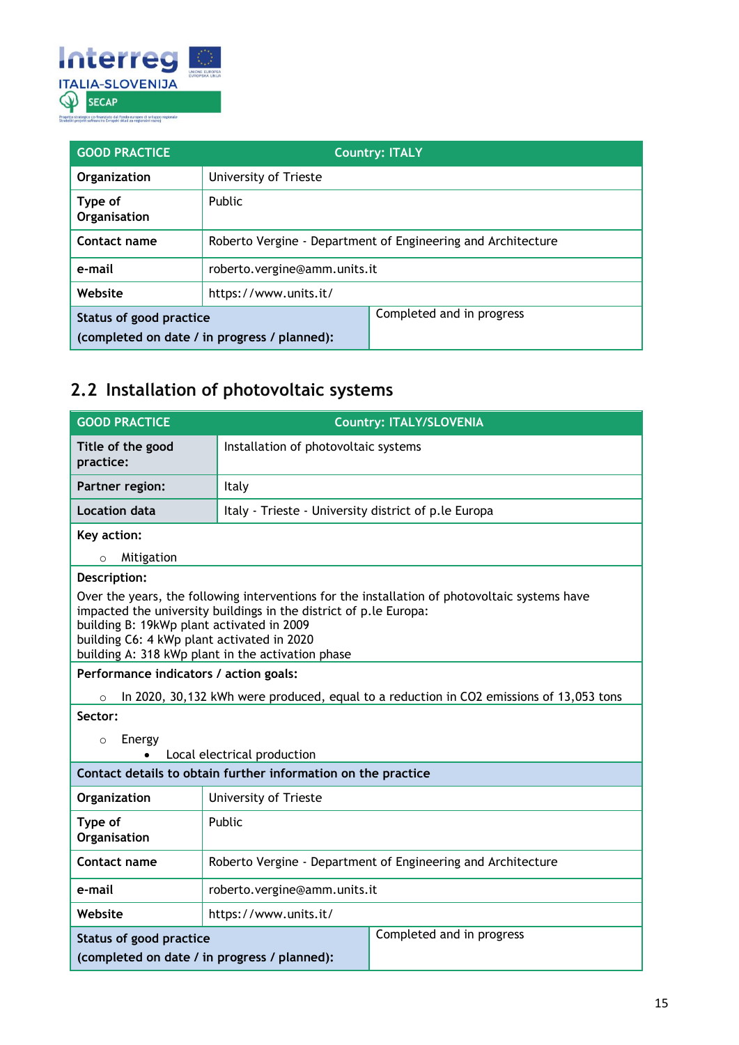| GOOD PRACTICE | Country: ITALY |
|---|---|
| **Organization** | University of Trieste |
| **Type of Organisation** | Public |
| **Contact name** | Roberto Vergine - Department of Engineering and Architecture |
| **e-mail** | roberto.vergine@amm.units.it |
| **Website** | https://www.units.it/ |
| **Status of good practice (completed on date / in progress / planned):** | Completed and in progress |

## 2.2 Installation of photovoltaic systems

| GOOD PRACTICE | Country: ITALY/SLOVENIA |
|---|---|
| **Title of the good practice:** | Installation of photovoltaic systems |
| **Partner region:** | Italy |
| **Location data** | Italy - Trieste - University district of p.le Europa |

**Key action:**

- Mitigation

**Description:**

Over the years, the following interventions for the installation of photovoltaic systems have impacted the university buildings in the district of p.le Europa:
building B: 19kWp plant activated in 2009
building C6: 4 kWp plant activated in 2020
building A: 318 kWp plant in the activation phase

**Performance indicators / action goals:**

- In 2020, 30,132 kWh were produced, equal to a reduction in CO2 emissions of 13,053 tons

**Sector:**

- Energy
  - Local electrical production

**Contact details to obtain further information on the practice**

| | |
|---|---|
| **Organization** | University of Trieste |
| **Type of Organisation** | Public |
| **Contact name** | Roberto Vergine - Department of Engineering and Architecture |
| **e-mail** | roberto.vergine@amm.units.it |
| **Website** | https://www.units.it/ |
| **Status of good practice (completed on date / in progress / planned):** | Completed and in progress |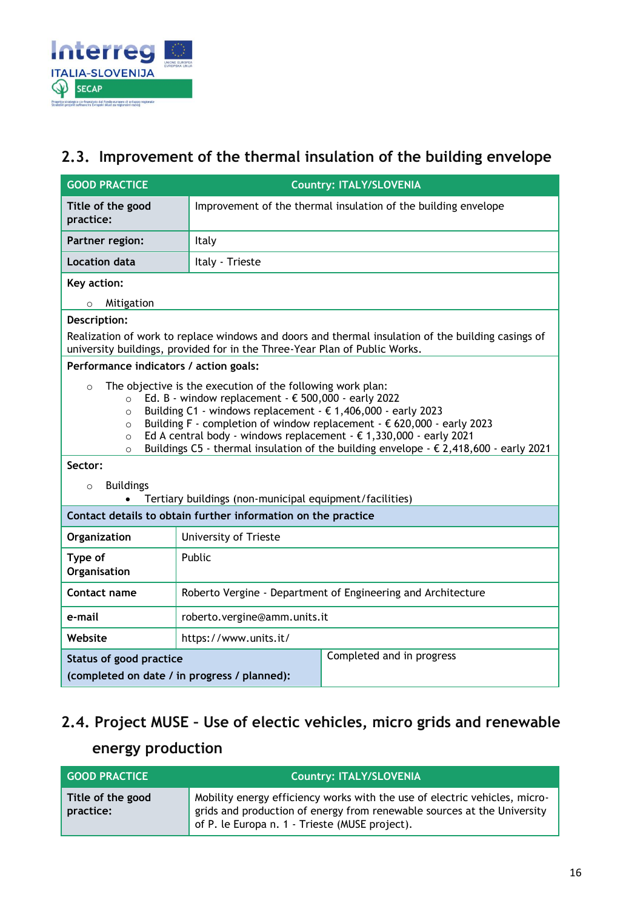## 2.3. Improvement of the thermal insulation of the building envelope

| GOOD PRACTICE | Country: ITALY/SLOVENIA |
|---|---|
| **Title of the good practice:** | Improvement of the thermal insulation of the building envelope |
| **Partner region:** | Italy |
| **Location data** | Italy - Trieste |

**Key action:**

- Mitigation

**Description:**

Realization of work to replace windows and doors and thermal insulation of the building casings of university buildings, provided for in the Three-Year Plan of Public Works.

**Performance indicators / action goals:**

- The objective is the execution of the following work plan:
  - Ed. B - window replacement - € 500,000 - early 2022
  - Building C1 - windows replacement - € 1,406,000 - early 2023
  - Building F - completion of window replacement - € 620,000 - early 2023
  - Ed A central body - windows replacement - € 1,330,000 - early 2021
  - Buildings C5 - thermal insulation of the building envelope - € 2,418,600 - early 2021

**Sector:**

- Buildings
  - Tertiary buildings (non-municipal equipment/facilities)

**Contact details to obtain further information on the practice**

| | |
|---|---|
| **Organization** | University of Trieste |
| **Type of Organisation** | Public |
| **Contact name** | Roberto Vergine - Department of Engineering and Architecture |
| **e-mail** | roberto.vergine@amm.units.it |
| **Website** | https://www.units.it/ |
| **Status of good practice (completed on date / in progress / planned):** | Completed and in progress |

## 2.4. Project MUSE – Use of electic vehicles, micro grids and renewable energy production

| GOOD PRACTICE | Country: ITALY/SLOVENIA |
|---|---|
| **Title of the good practice:** | Mobility energy efficiency works with the use of electric vehicles, micro-grids and production of energy from renewable sources at the University of P. le Europa n. 1 - Trieste (MUSE project). |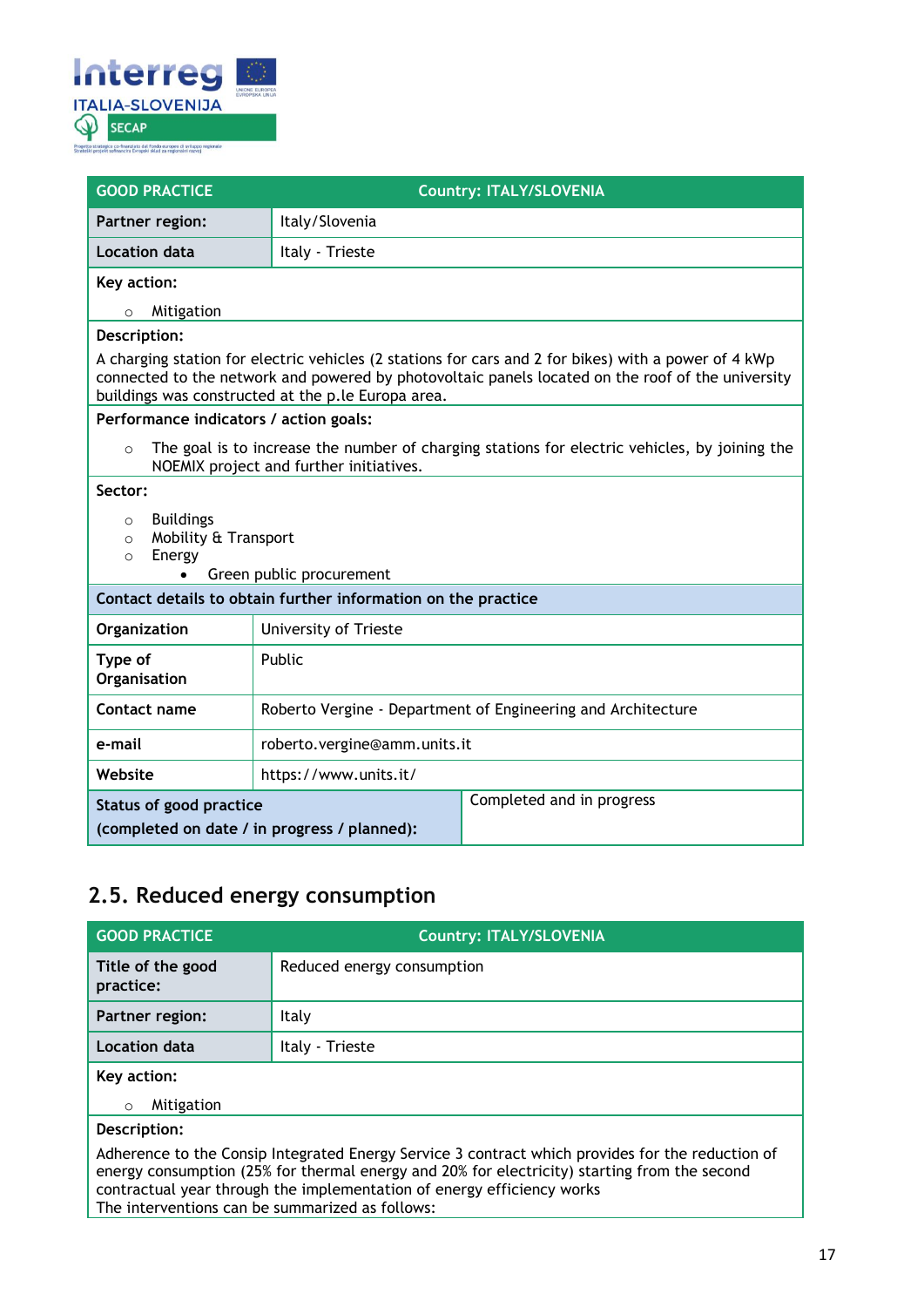| GOOD PRACTICE | Country: ITALY/SLOVENIA |
|---|---|
| **Partner region:** | Italy/Slovenia |
| **Location data** | Italy - Trieste |
| **Key action:**<br>○ Mitigation | |
| **Description:**<br>A charging station for electric vehicles (2 stations for cars and 2 for bikes) with a power of 4 kWp connected to the network and powered by photovoltaic panels located on the roof of the university buildings was constructed at the p.le Europa area. | |
| **Performance indicators / action goals:**<br>○ The goal is to increase the number of charging stations for electric vehicles, by joining the NOEMIX project and further initiatives. | |
| **Sector:**<br>○ Buildings<br>○ Mobility & Transport<br>○ Energy<br>• Green public procurement | |
| **Contact details to obtain further information on the practice** | |
| **Organization** | University of Trieste |
| **Type of Organisation** | Public |
| **Contact name** | Roberto Vergine - Department of Engineering and Architecture |
| **e-mail** | roberto.vergine@amm.units.it |
| **Website** | https://www.units.it/ |
| **Status of good practice (completed on date / in progress / planned):** | Completed and in progress |

## 2.5. Reduced energy consumption

| GOOD PRACTICE | Country: ITALY/SLOVENIA |
|---|---|
| **Title of the good practice:** | Reduced energy consumption |
| **Partner region:** | Italy |
| **Location data** | Italy - Trieste |
| **Key action:**<br>○ Mitigation | |
| **Description:**<br>Adherence to the Consip Integrated Energy Service 3 contract which provides for the reduction of energy consumption (25% for thermal energy and 20% for electricity) starting from the second contractual year through the implementation of energy efficiency works<br>The interventions can be summarized as follows: | |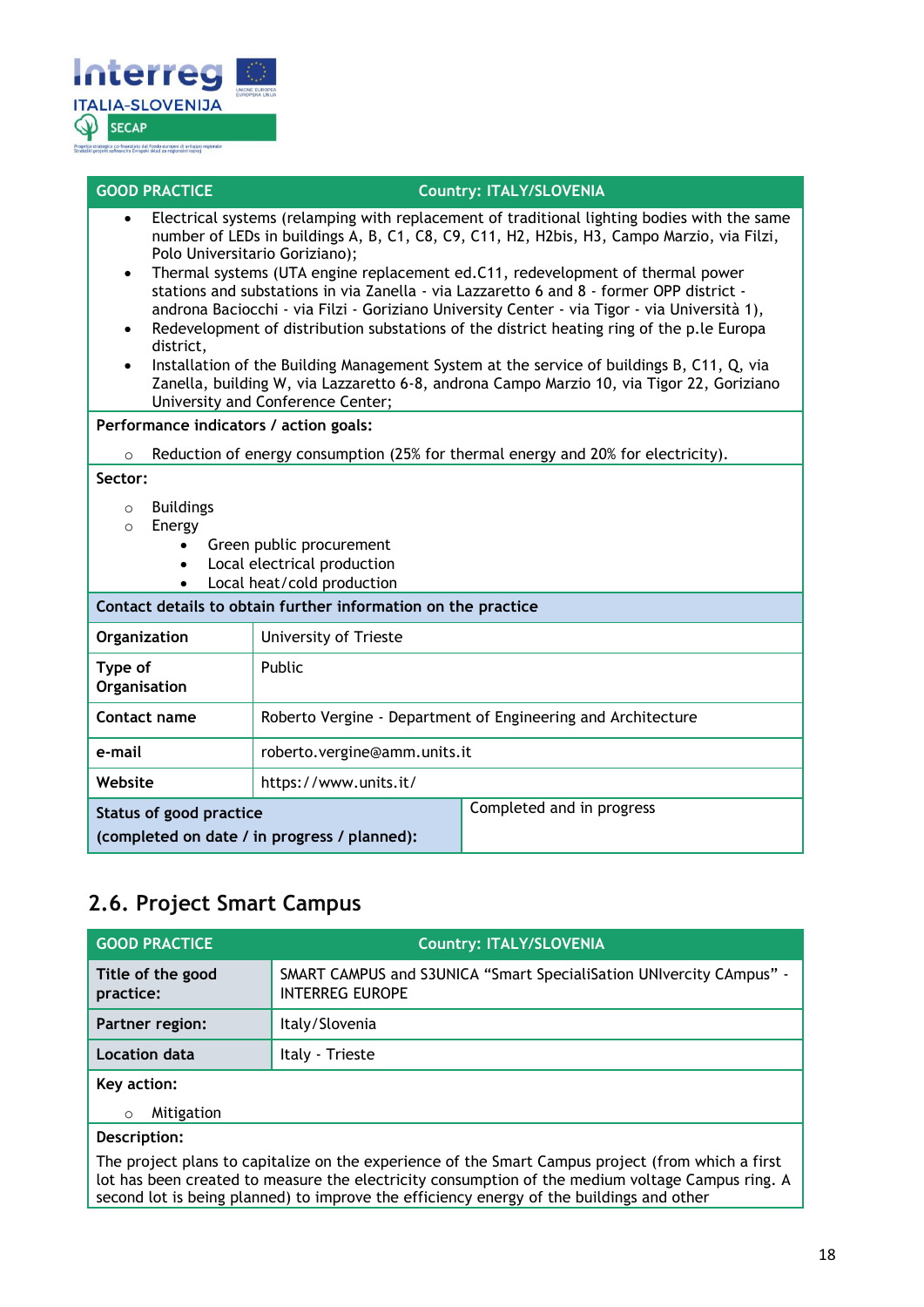| GOOD PRACTICE | Country: ITALY/SLOVENIA |
|---|---|

- Electrical systems (relamping with replacement of traditional lighting bodies with the same number of LEDs in buildings A, B, C1, C8, C9, C11, H2, H2bis, H3, Campo Marzio, via Filzi, Polo Universitario Goriziano);
- Thermal systems (UTA engine replacement ed.C11, redevelopment of thermal power stations and substations in via Zanella - via Lazzaretto 6 and 8 - former OPP district - androna Baciocchi - via Filzi - Goriziano University Center - via Tigor - via Università 1),
- Redevelopment of distribution substations of the district heating ring of the p.le Europa district,
- Installation of the Building Management System at the service of buildings B, C11, Q, via Zanella, building W, via Lazzaretto 6-8, androna Campo Marzio 10, via Tigor 22, Goriziano University and Conference Center;

**Performance indicators / action goals:**

- Reduction of energy consumption (25% for thermal energy and 20% for electricity).

**Sector:**

- Buildings
- Energy
  - Green public procurement
  - Local electrical production
  - Local heat/cold production

**Contact details to obtain further information on the practice**

| | |
|---|---|
| **Organization** | University of Trieste |
| **Type of Organisation** | Public |
| **Contact name** | Roberto Vergine - Department of Engineering and Architecture |
| **e-mail** | roberto.vergine@amm.units.it |
| **Website** | https://www.units.it/ |
| **Status of good practice (completed on date / in progress / planned):** | Completed and in progress |

## 2.6. Project Smart Campus

| GOOD PRACTICE | Country: ITALY/SLOVENIA |
|---|---|
| **Title of the good practice:** | SMART CAMPUS and S3UNICA "Smart SpecialiSation UNIvercity CAmpus" - INTERREG EUROPE |
| **Partner region:** | Italy/Slovenia |
| **Location data** | Italy - Trieste |

**Key action:**

- Mitigation

**Description:**

The project plans to capitalize on the experience of the Smart Campus project (from which a first lot has been created to measure the electricity consumption of the medium voltage Campus ring. A second lot is being planned) to improve the efficiency energy of the buildings and other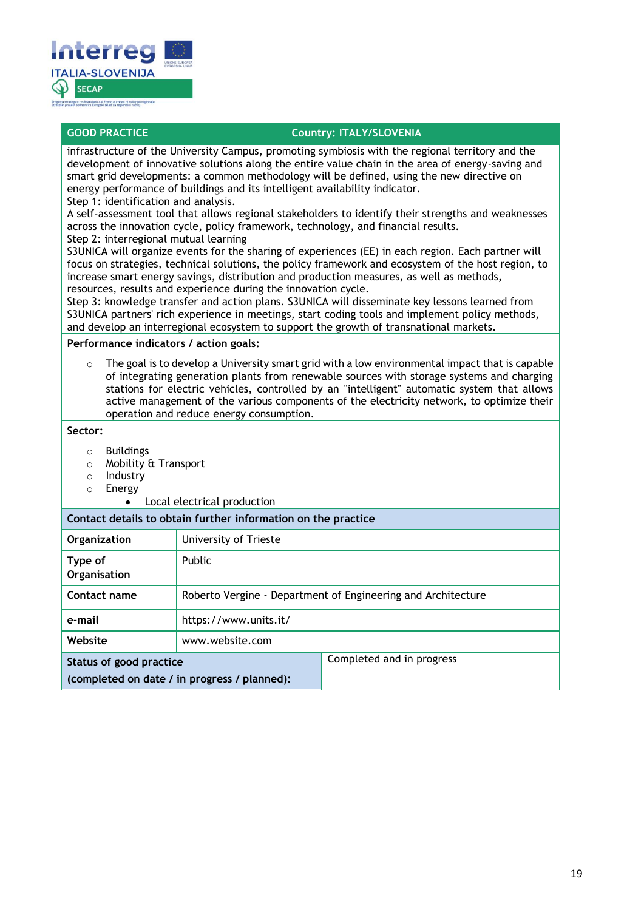| GOOD PRACTICE | Country: ITALY/SLOVENIA |
|---|---|

infrastructure of the University Campus, promoting symbiosis with the regional territory and the development of innovative solutions along the entire value chain in the area of energy-saving and smart grid developments: a common methodology will be defined, using the new directive on energy performance of buildings and its intelligent availability indicator.
Step 1: identification and analysis.
A self-assessment tool that allows regional stakeholders to identify their strengths and weaknesses across the innovation cycle, policy framework, technology, and financial results.
Step 2: interregional mutual learning
S3UNICA will organize events for the sharing of experiences (EE) in each region. Each partner will focus on strategies, technical solutions, the policy framework and ecosystem of the host region, to increase smart energy savings, distribution and production measures, as well as methods, resources, results and experience during the innovation cycle.
Step 3: knowledge transfer and action plans. S3UNICA will disseminate key lessons learned from S3UNICA partners' rich experience in meetings, start coding tools and implement policy methods, and develop an interregional ecosystem to support the growth of transnational markets.

**Performance indicators / action goals:**

- The goal is to develop a University smart grid with a low environmental impact that is capable of integrating generation plants from renewable sources with storage systems and charging stations for electric vehicles, controlled by an "intelligent" automatic system that allows active management of the various components of the electricity network, to optimize their operation and reduce energy consumption.

**Sector:**

- Buildings
- Mobility & Transport
- Industry
- Energy
  - Local electrical production

**Contact details to obtain further information on the practice**

| | |
|---|---|
| **Organization** | University of Trieste |
| **Type of Organisation** | Public |
| **Contact name** | Roberto Vergine - Department of Engineering and Architecture |
| **e-mail** | https://www.units.it/ |
| **Website** | www.website.com |
| **Status of good practice (completed on date / in progress / planned):** | Completed and in progress |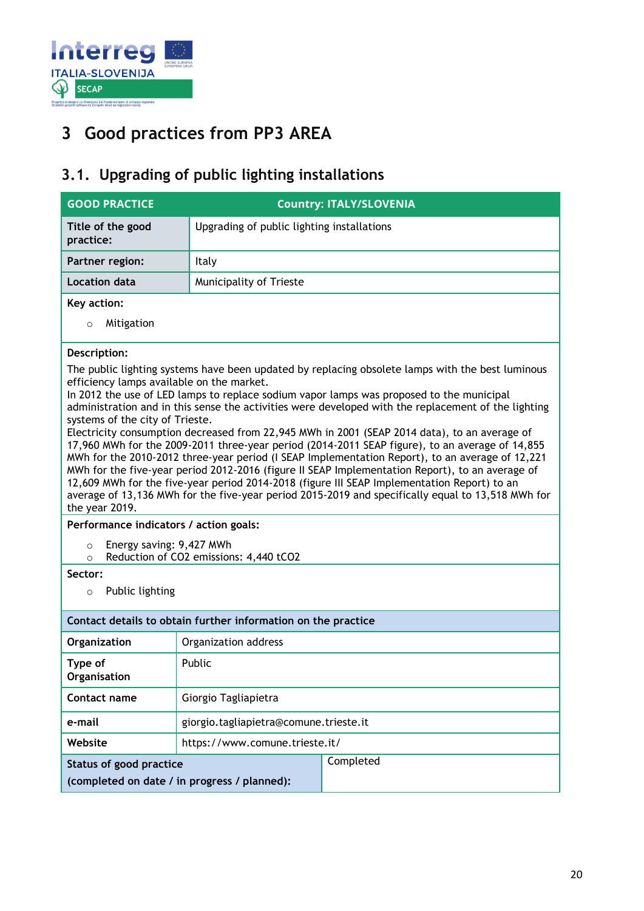# 3 Good practices from PP3 AREA

## 3.1. Upgrading of public lighting installations

| GOOD PRACTICE | Country: ITALY/SLOVENIA |
|---|---|
| Title of the good practice: | Upgrading of public lighting installations |
| Partner region: | Italy |
| Location data | Municipality of Trieste |

**Key action:**

- Mitigation

**Description:**

The public lighting systems have been updated by replacing obsolete lamps with the best luminous efficiency lamps available on the market.
In 2012 the use of LED lamps to replace sodium vapor lamps was proposed to the municipal administration and in this sense the activities were developed with the replacement of the lighting systems of the city of Trieste.
Electricity consumption decreased from 22,945 MWh in 2001 (SEAP 2014 data), to an average of 17,960 MWh for the 2009-2011 three-year period (2014-2011 SEAP figure), to an average of 14,855 MWh for the 2010-2012 three-year period (I SEAP Implementation Report), to an average of 12,221 MWh for the five-year period 2012-2016 (figure II SEAP Implementation Report), to an average of 12,609 MWh for the five-year period 2014-2018 (figure III SEAP Implementation Report) to an average of 13,136 MWh for the five-year period 2015-2019 and specifically equal to 13,518 MWh for the year 2019.

**Performance indicators / action goals:**

- Energy saving: 9,427 MWh
- Reduction of $CO_2$ emissions: 4,440 $tCO_2$

**Sector:**

- Public lighting

| Contact details to obtain further information on the practice | |
|---|---|
| Organization | Organization address |
| Type of Organisation | Public |
| Contact name | Giorgio Tagliapietra |
| e-mail | giorgio.tagliapietra@comune.trieste.it |
| Website | https://www.comune.trieste.it/ |
| Status of good practice (completed on date / in progress / planned): | Completed |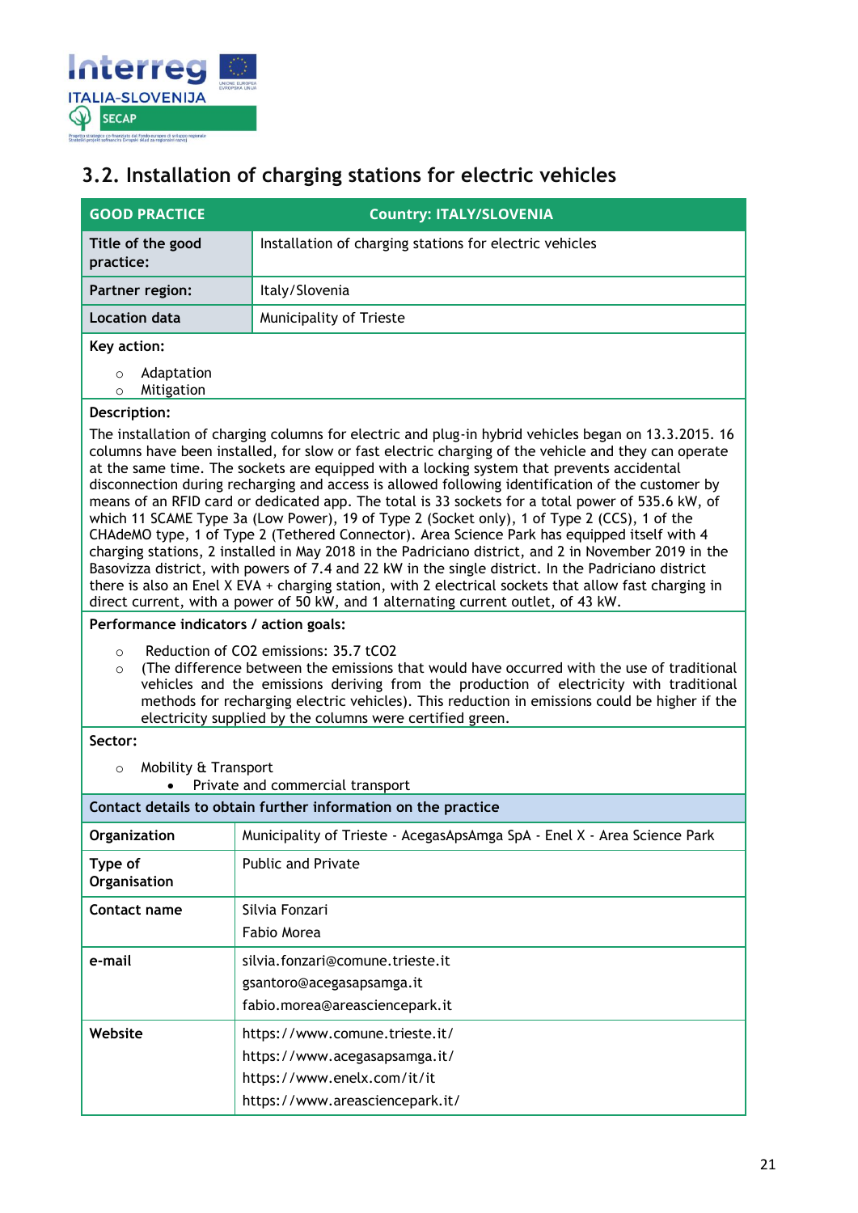## 3.2. Installation of charging stations for electric vehicles

| GOOD PRACTICE | Country: ITALY/SLOVENIA |
|---|---|
| **Title of the good practice:** | Installation of charging stations for electric vehicles |
| **Partner region:** | Italy/Slovenia |
| **Location data** | Municipality of Trieste |

**Key action:**

- Adaptation
- Mitigation

**Description:**

The installation of charging columns for electric and plug-in hybrid vehicles began on 13.3.2015. 16 columns have been installed, for slow or fast electric charging of the vehicle and they can operate at the same time. The sockets are equipped with a locking system that prevents accidental disconnection during recharging and access is allowed following identification of the customer by means of an RFID card or dedicated app. The total is 33 sockets for a total power of 535.6 kW, of which 11 SCAME Type 3a (Low Power), 19 of Type 2 (Socket only), 1 of Type 2 (CCS), 1 of the CHAdeMO type, 1 of Type 2 (Tethered Connector). Area Science Park has equipped itself with 4 charging stations, 2 installed in May 2018 in the Padriciano district, and 2 in November 2019 in the Basovizza district, with powers of 7.4 and 22 kW in the single district. In the Padriciano district there is also an Enel X EVA + charging station, with 2 electrical sockets that allow fast charging in direct current, with a power of 50 kW, and 1 alternating current outlet, of 43 kW.

**Performance indicators / action goals:**

- Reduction of $CO_2$ emissions: 35.7 $tCO_2$
- (The difference between the emissions that would have occurred with the use of traditional vehicles and the emissions deriving from the production of electricity with traditional methods for recharging electric vehicles). This reduction in emissions could be higher if the electricity supplied by the columns were certified green.

**Sector:**

- Mobility & Transport
  - Private and commercial transport

**Contact details to obtain further information on the practice**

| | |
|---|---|
| **Organization** | Municipality of Trieste - AcegasApsAmga SpA - Enel X - Area Science Park |
| **Type of Organisation** | Public and Private |
| **Contact name** | Silvia Fonzari<br>Fabio Morea |
| **e-mail** | silvia.fonzari@comune.trieste.it<br>gsantoro@acegasapsamga.it<br>fabio.morea@areasciencepark.it |
| **Website** | https://www.comune.trieste.it/<br>https://www.acegasapsamga.it/<br>https://www.enelx.com/it/it<br>https://www.areasciencepark.it/ |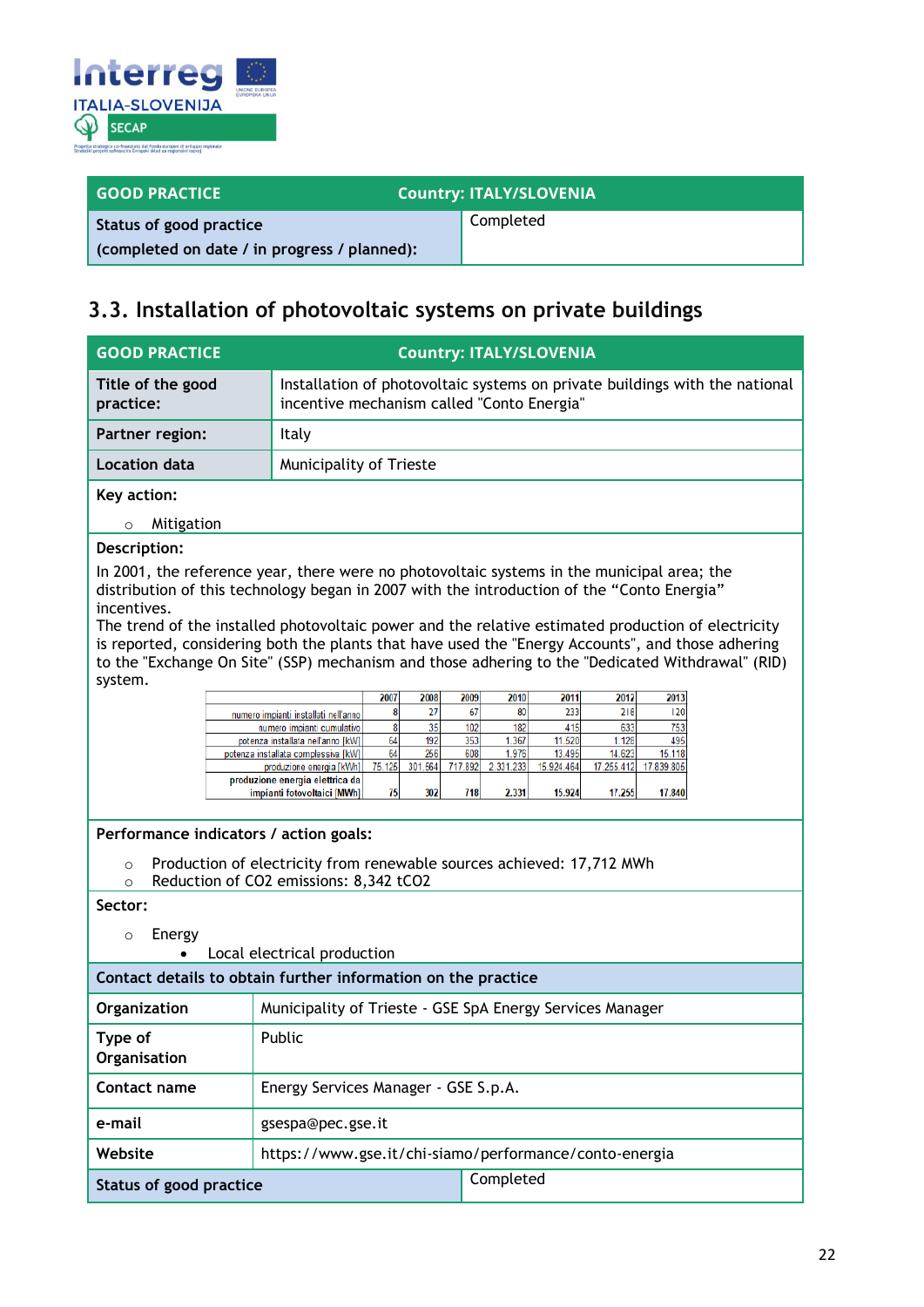| GOOD PRACTICE | Country: ITALY/SLOVENIA |
|---|---|
| Status of good practice (completed on date / in progress / planned): | Completed |

## 3.3. Installation of photovoltaic systems on private buildings

| GOOD PRACTICE | Country: ITALY/SLOVENIA |
|---|---|
| Title of the good practice: | Installation of photovoltaic systems on private buildings with the national incentive mechanism called "Conto Energia" |
| Partner region: | Italy |
| Location data | Municipality of Trieste |

**Key action:**

- Mitigation

**Description:**

In 2001, the reference year, there were no photovoltaic systems in the municipal area; the distribution of this technology began in 2007 with the introduction of the "Conto Energia" incentives.
The trend of the installed photovoltaic power and the relative estimated production of electricity is reported, considering both the plants that have used the "Energy Accounts", and those adhering to the "Exchange On Site" (SSP) mechanism and those adhering to the "Dedicated Withdrawal" (RID) system.

| | 2007 | 2008 | 2009 | 2010 | 2011 | 2012 | 2013 |
|---|---|---|---|---|---|---|---|
| numero impianti installati nell'anno | 8 | 27 | 67 | 80 | 233 | 218 | 120 |
| numero impianti cumulativo | 8 | 35 | 102 | 182 | 415 | 633 | 753 |
| potenza installata nell'anno [kW] | 64 | 192 | 353 | 1.367 | 11.520 | 1.128 | 495 |
| potenza installata complessiva [kW] | 64 | 256 | 608 | 1.976 | 13.495 | 14.623 | 15.118 |
| produzione energia [kWh] | 75.125 | 301.564 | 717.892 | 2.331.233 | 15.924.464 | 17.255.412 | 17.839.805 |
| produzione energia elettrica da impianti fotovoltaici [MWh] | 75 | 302 | 718 | 2.331 | 15.924 | 17.255 | 17.840 |

**Performance indicators / action goals:**

- Production of electricity from renewable sources achieved: 17,712 MWh
- Reduction of $CO_2$ emissions: 8,342 $tCO_2$

**Sector:**

- Energy
  - Local electrical production

**Contact details to obtain further information on the practice**

| | |
|---|---|
| Organization | Municipality of Trieste - GSE SpA Energy Services Manager |
| Type of Organisation | Public |
| Contact name | Energy Services Manager - GSE S.p.A. |
| e-mail | gsespa@pec.gse.it |
| Website | https://www.gse.it/chi-siamo/performance/conto-energia |
| Status of good practice | Completed |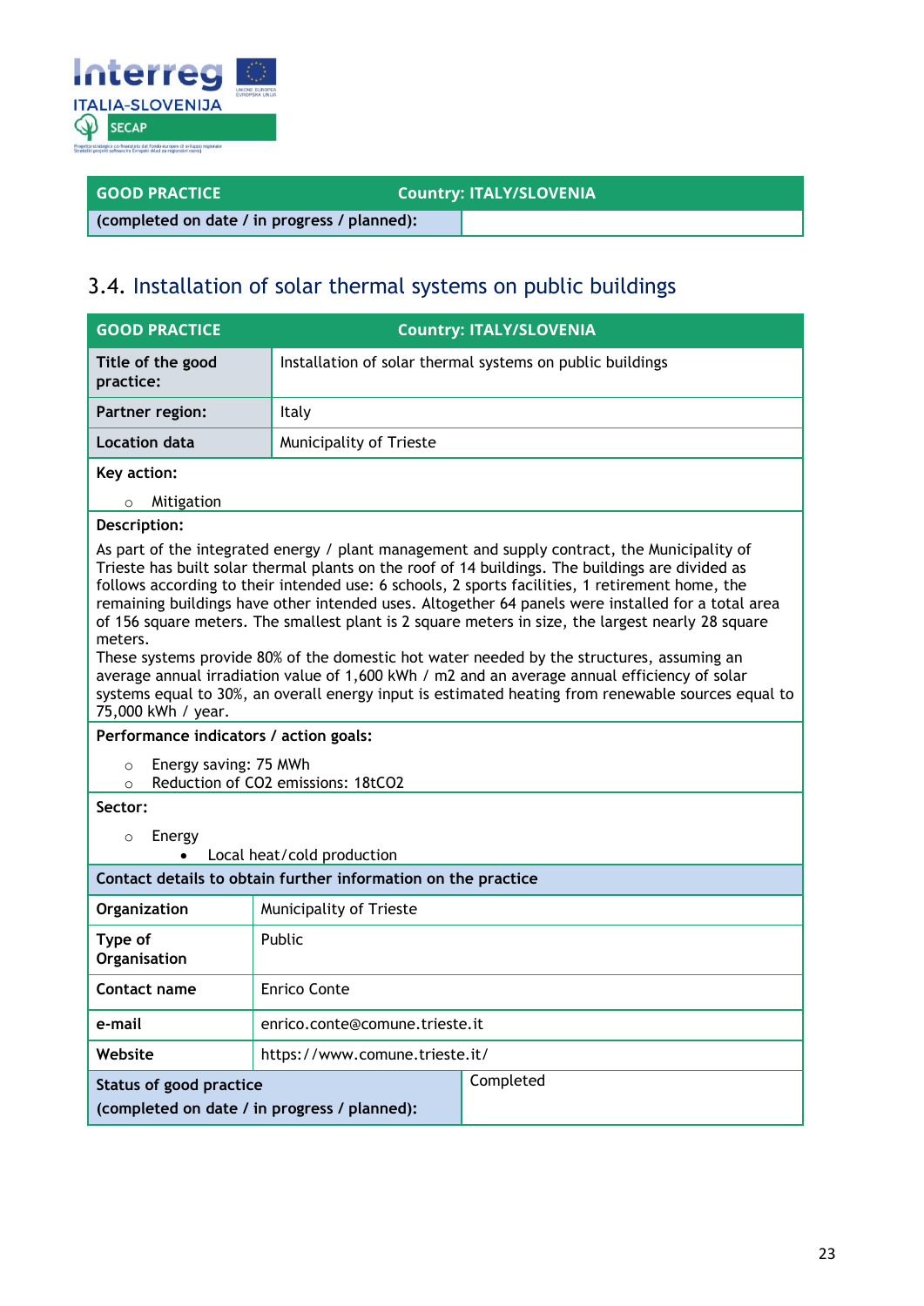| GOOD PRACTICE | Country: ITALY/SLOVENIA |
|---|---|
| (completed on date / in progress / planned): | |

## 3.4. Installation of solar thermal systems on public buildings

| GOOD PRACTICE | Country: ITALY/SLOVENIA |
|---|---|
| **Title of the good practice:** | Installation of solar thermal systems on public buildings |
| **Partner region:** | Italy |
| **Location data** | Municipality of Trieste |

**Key action:**

- Mitigation

**Description:**

As part of the integrated energy / plant management and supply contract, the Municipality of Trieste has built solar thermal plants on the roof of 14 buildings. The buildings are divided as follows according to their intended use: 6 schools, 2 sports facilities, 1 retirement home, the remaining buildings have other intended uses. Altogether 64 panels were installed for a total area of 156 square meters. The smallest plant is 2 square meters in size, the largest nearly 28 square meters.
These systems provide 80% of the domestic hot water needed by the structures, assuming an average annual irradiation value of 1,600 kWh / m2 and an average annual efficiency of solar systems equal to 30%, an overall energy input is estimated heating from renewable sources equal to 75,000 kWh / year.

**Performance indicators / action goals:**

- Energy saving: 75 MWh
- Reduction of CO2 emissions: 18tCO2

**Sector:**

- Energy
  - Local heat/cold production

**Contact details to obtain further information on the practice**

| | |
|---|---|
| **Organization** | Municipality of Trieste |
| **Type of Organisation** | Public |
| **Contact name** | Enrico Conte |
| **e-mail** | enrico.conte@comune.trieste.it |
| **Website** | https://www.comune.trieste.it/ |
| **Status of good practice (completed on date / in progress / planned):** | Completed |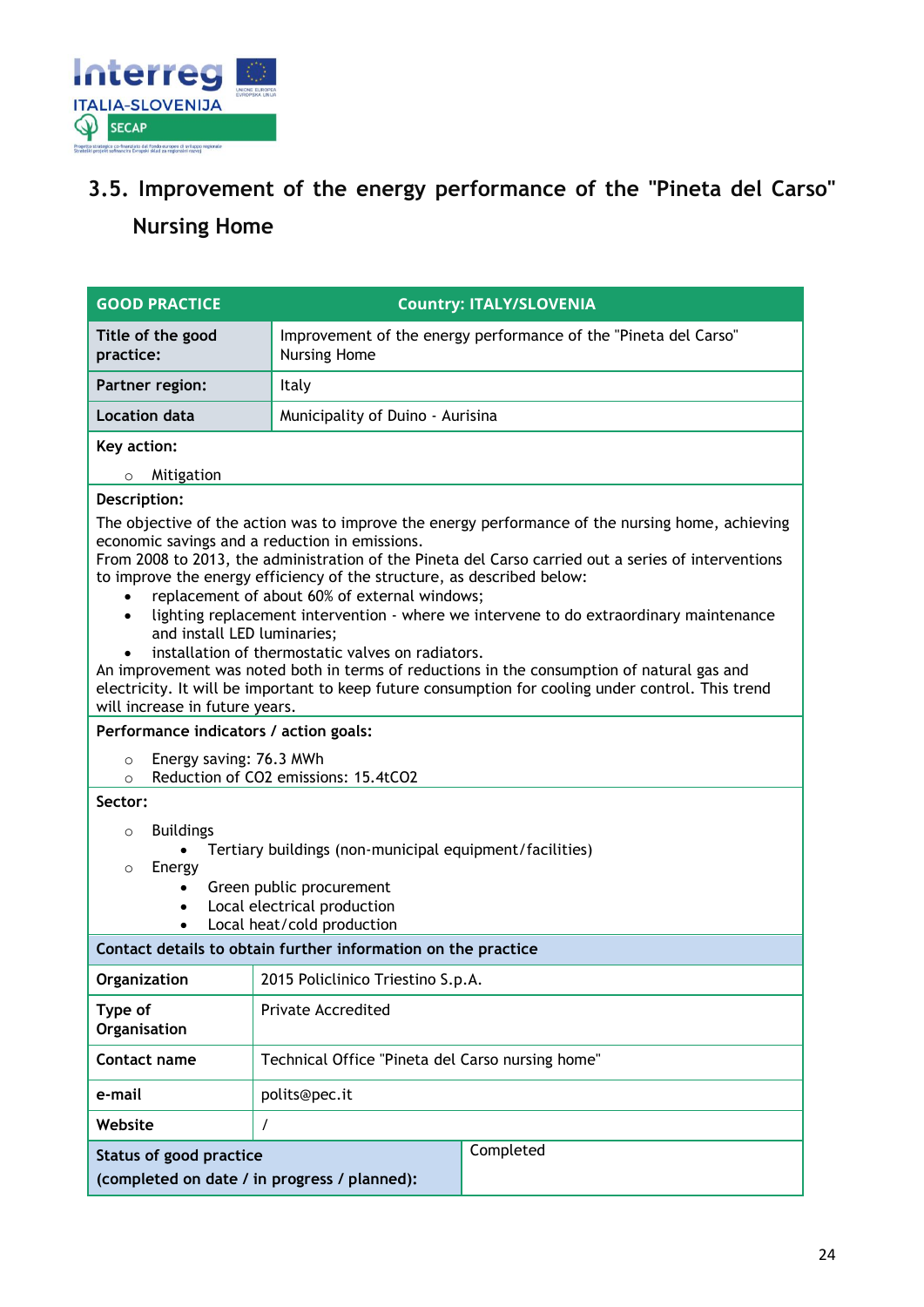## 3.5. Improvement of the energy performance of the "Pineta del Carso" Nursing Home

| GOOD PRACTICE | Country: ITALY/SLOVENIA |
|---|---|
| Title of the good practice: | Improvement of the energy performance of the "Pineta del Carso" Nursing Home |
| Partner region: | Italy |
| Location data | Municipality of Duino - Aurisina |

**Key action:**

- Mitigation

**Description:**

The objective of the action was to improve the energy performance of the nursing home, achieving economic savings and a reduction in emissions.
From 2008 to 2013, the administration of the Pineta del Carso carried out a series of interventions to improve the energy efficiency of the structure, as described below:

- replacement of about 60% of external windows;
- lighting replacement intervention - where we intervene to do extraordinary maintenance and install LED luminaries;
- installation of thermostatic valves on radiators.

An improvement was noted both in terms of reductions in the consumption of natural gas and electricity. It will be important to keep future consumption for cooling under control. This trend will increase in future years.

**Performance indicators / action goals:**

- Energy saving: 76.3 MWh
- Reduction of $CO_2$ emissions: 15.4t$CO_2$

**Sector:**

- Buildings
  - Tertiary buildings (non-municipal equipment/facilities)
- Energy
  - Green public procurement
  - Local electrical production
  - Local heat/cold production

**Contact details to obtain further information on the practice**

| | |
|---|---|
| Organization | 2015 Policlinico Triestino S.p.A. |
| Type of Organisation | Private Accredited |
| Contact name | Technical Office "Pineta del Carso nursing home" |
| e-mail | polits@pec.it |
| Website | / |
| Status of good practice (completed on date / in progress / planned): | Completed |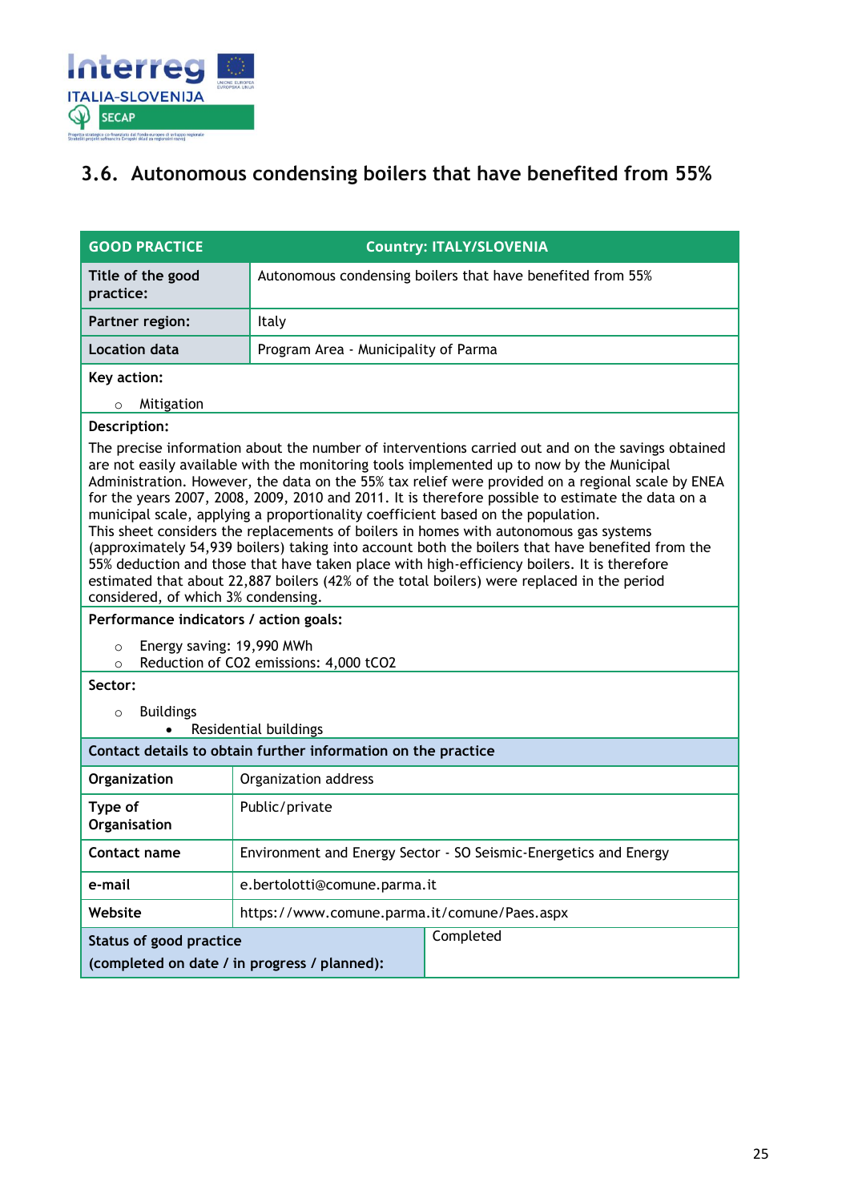## 3.6. Autonomous condensing boilers that have benefited from 55%

| GOOD PRACTICE | Country: ITALY/SLOVENIA |
|---|---|
| **Title of the good practice:** | Autonomous condensing boilers that have benefited from 55% |
| **Partner region:** | Italy |
| **Location data** | Program Area - Municipality of Parma |

**Key action:**

- Mitigation

**Description:**

The precise information about the number of interventions carried out and on the savings obtained are not easily available with the monitoring tools implemented up to now by the Municipal Administration. However, the data on the 55% tax relief were provided on a regional scale by ENEA for the years 2007, 2008, 2009, 2010 and 2011. It is therefore possible to estimate the data on a municipal scale, applying a proportionality coefficient based on the population.
This sheet considers the replacements of boilers in homes with autonomous gas systems (approximately 54,939 boilers) taking into account both the boilers that have benefited from the 55% deduction and those that have taken place with high-efficiency boilers. It is therefore estimated that about 22,887 boilers (42% of the total boilers) were replaced in the period considered, of which 3% condensing.

**Performance indicators / action goals:**

- Energy saving: 19,990 MWh
- Reduction of $CO_2$ emissions: 4,000 $tCO_2$

**Sector:**

- Buildings
  - Residential buildings

| Contact details to obtain further information on the practice | |
|---|---|
| **Organization** | Organization address |
| **Type of Organisation** | Public/private |
| **Contact name** | Environment and Energy Sector - SO Seismic-Energetics and Energy |
| **e-mail** | e.bertolotti@comune.parma.it |
| **Website** | https://www.comune.parma.it/comune/Paes.aspx |
| **Status of good practice (completed on date / in progress / planned):** | Completed |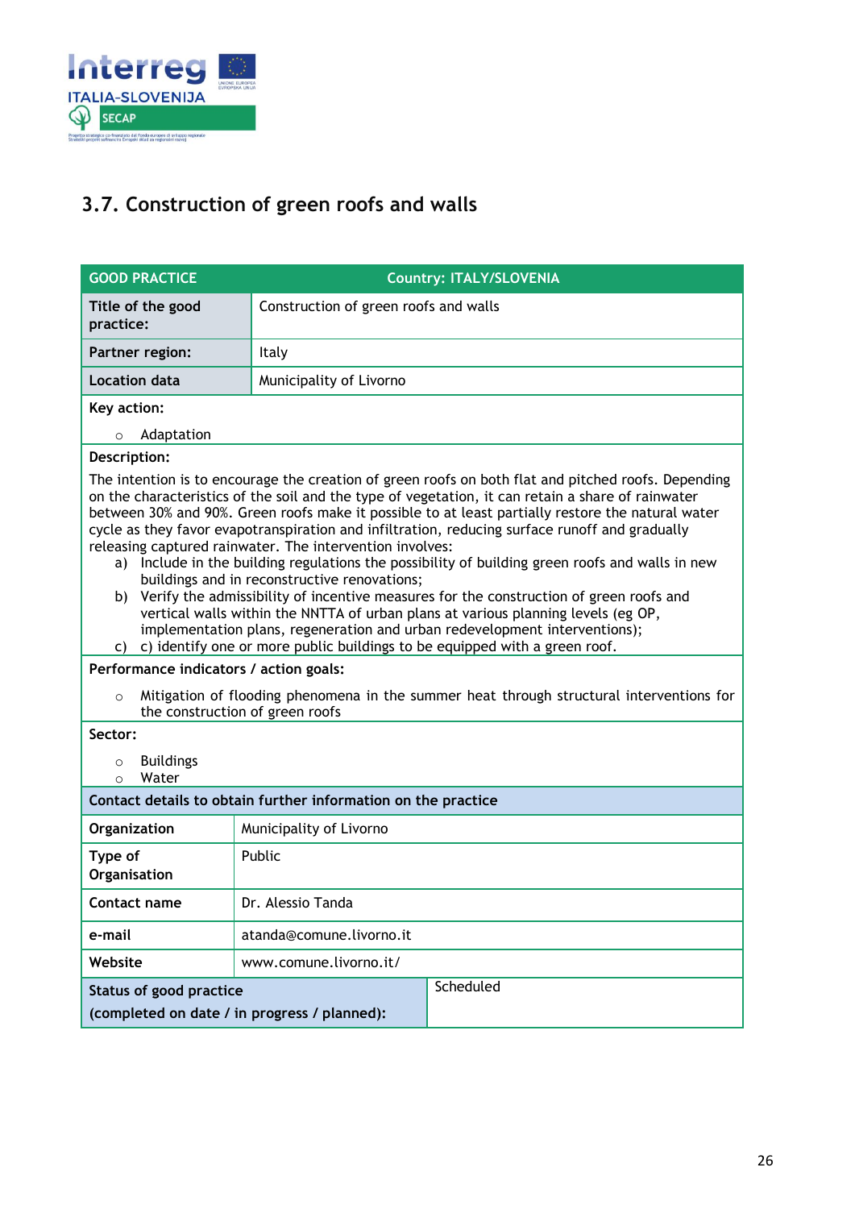### 3.7. Construction of green roofs and walls

| GOOD PRACTICE | Country: ITALY/SLOVENIA |
|---|---|
| **Title of the good practice:** | Construction of green roofs and walls |
| **Partner region:** | Italy |
| **Location data** | Municipality of Livorno |

**Key action:**

- Adaptation

**Description:**

The intention is to encourage the creation of green roofs on both flat and pitched roofs. Depending on the characteristics of the soil and the type of vegetation, it can retain a share of rainwater between 30% and 90%. Green roofs make it possible to at least partially restore the natural water cycle as they favor evapotranspiration and infiltration, reducing surface runoff and gradually releasing captured rainwater. The intervention involves:

a) Include in the building regulations the possibility of building green roofs and walls in new buildings and in reconstructive renovations;
b) Verify the admissibility of incentive measures for the construction of green roofs and vertical walls within the NNTTA of urban plans at various planning levels (eg OP, implementation plans, regeneration and urban redevelopment interventions);
c) c) identify one or more public buildings to be equipped with a green roof.

**Performance indicators / action goals:**

- Mitigation of flooding phenomena in the summer heat through structural interventions for the construction of green roofs

**Sector:**

- Buildings
- Water

**Contact details to obtain further information on the practice**

| | |
|---|---|
| **Organization** | Municipality of Livorno |
| **Type of Organisation** | Public |
| **Contact name** | Dr. Alessio Tanda |
| **e-mail** | atanda@comune.livorno.it |
| **Website** | www.comune.livorno.it/ |
| **Status of good practice (completed on date / in progress / planned):** | Scheduled |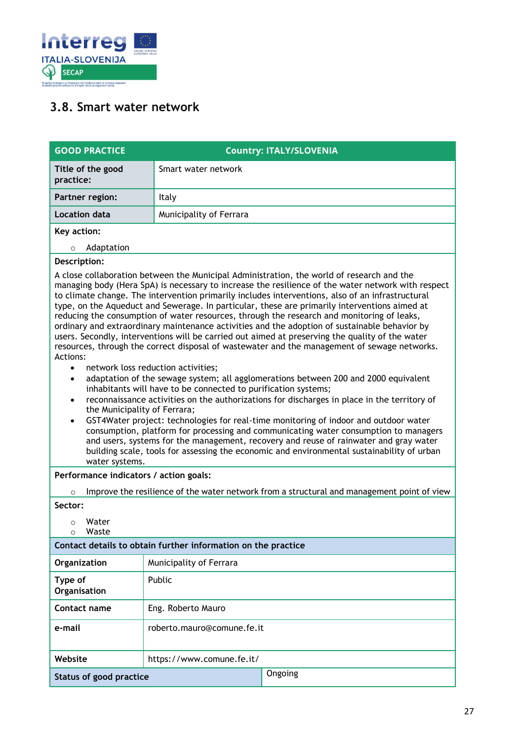## 3.8. Smart water network

| GOOD PRACTICE | Country: ITALY/SLOVENIA |
|---|---|
| **Title of the good practice:** | Smart water network |
| **Partner region:** | Italy |
| **Location data** | Municipality of Ferrara |

**Key action:**

- Adaptation

**Description:**

A close collaboration between the Municipal Administration, the world of research and the managing body (Hera SpA) is necessary to increase the resilience of the water network with respect to climate change. The intervention primarily includes interventions, also of an infrastructural type, on the Aqueduct and Sewerage. In particular, these are primarily interventions aimed at reducing the consumption of water resources, through the research and monitoring of leaks, ordinary and extraordinary maintenance activities and the adoption of sustainable behavior by users. Secondly, interventions will be carried out aimed at preserving the quality of the water resources, through the correct disposal of wastewater and the management of sewage networks.
Actions:

- network loss reduction activities;
- adaptation of the sewage system; all agglomerations between 200 and 2000 equivalent inhabitants will have to be connected to purification systems;
- reconnaissance activities on the authorizations for discharges in place in the territory of the Municipality of Ferrara;
- GST4Water project: technologies for real-time monitoring of indoor and outdoor water consumption, platform for processing and communicating water consumption to managers and users, systems for the management, recovery and reuse of rainwater and gray water building scale, tools for assessing the economic and environmental sustainability of urban water systems.

**Performance indicators / action goals:**

- Improve the resilience of the water network from a structural and management point of view

**Sector:**

- Water
- Waste

**Contact details to obtain further information on the practice**

| | |
|---|---|
| **Organization** | Municipality of Ferrara |
| **Type of Organisation** | Public |
| **Contact name** | Eng. Roberto Mauro |
| **e-mail** | roberto.mauro@comune.fe.it |
| **Website** | https://www.comune.fe.it/ |
| **Status of good practice** | Ongoing |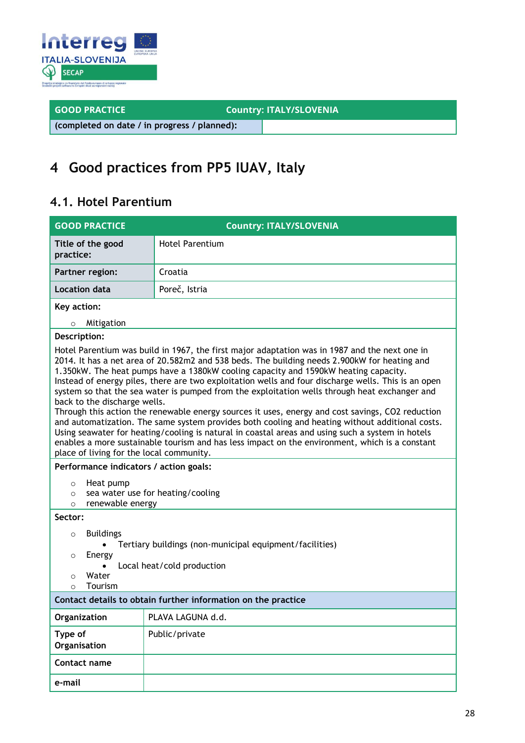| GOOD PRACTICE | Country: ITALY/SLOVENIA |
|---|---|
| (completed on date / in progress / planned): | |

# 4 Good practices from PP5 IUAV, Italy

## 4.1. Hotel Parentium

| GOOD PRACTICE | Country: ITALY/SLOVENIA |
|---|---|
| **Title of the good practice:** | Hotel Parentium |
| **Partner region:** | Croatia |
| **Location data** | Poreč, Istria |
| **Key action:**<br>○ Mitigation | |
| **Description:**<br>Hotel Parentium was build in 1967, the first major adaptation was in 1987 and the next one in 2014. It has a net area of 20.582m2 and 538 beds. The building needs 2.900kW for heating and 1.350kW. The heat pumps have a 1380kW cooling capacity and 1590kW heating capacity. Instead of energy piles, there are two exploitation wells and four discharge wells. This is an open system so that the sea water is pumped from the exploitation wells through heat exchanger and back to the discharge wells.<br>Through this action the renewable energy sources it uses, energy and cost savings, $CO_2$ reduction and automatization. The same system provides both cooling and heating without additional costs. Using seawater for heating/cooling is natural in coastal areas and using such a system in hotels enables a more sustainable tourism and has less impact on the environment, which is a constant place of living for the local community. | |
| **Performance indicators / action goals:**<br>○ Heat pump<br>○ sea water use for heating/cooling<br>○ renewable energy | |
| **Sector:**<br>○ Buildings<br>• Tertiary buildings (non-municipal equipment/facilities)<br>○ Energy<br>• Local heat/cold production<br>○ Water<br>○ Tourism | |
| **Contact details to obtain further information on the practice** | |
| **Organization** | PLAVA LAGUNA d.d. |
| **Type of Organisation** | Public/private |
| **Contact name** | |
| **e-mail** | |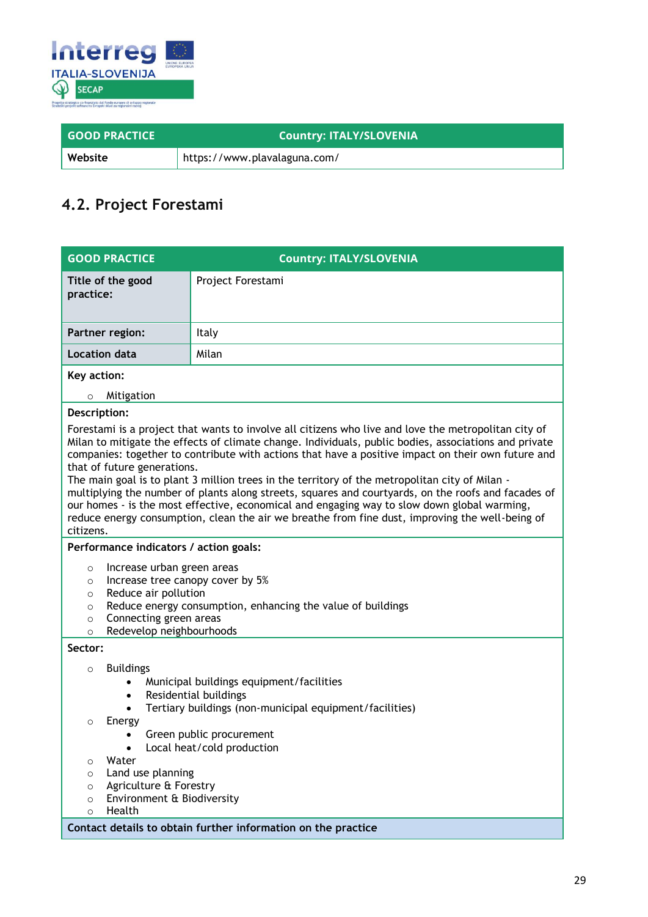| GOOD PRACTICE | Country: ITALY/SLOVENIA |
|---|---|
| Website | https://www.plavalaguna.com/ |

## 4.2. Project Forestami

| GOOD PRACTICE | Country: ITALY/SLOVENIA |
|---|---|
| **Title of the good practice:** | Project Forestami |
| **Partner region:** | Italy |
| **Location data** | Milan |

**Key action:**

- Mitigation

**Description:**

Forestami is a project that wants to involve all citizens who live and love the metropolitan city of Milan to mitigate the effects of climate change. Individuals, public bodies, associations and private companies: together to contribute with actions that have a positive impact on their own future and that of future generations.
The main goal is to plant 3 million trees in the territory of the metropolitan city of Milan - multiplying the number of plants along streets, squares and courtyards, on the roofs and facades of our homes - is the most effective, economical and engaging way to slow down global warming, reduce energy consumption, clean the air we breathe from fine dust, improving the well-being of citizens.

**Performance indicators / action goals:**

- Increase urban green areas
- Increase tree canopy cover by 5%
- Reduce air pollution
- Reduce energy consumption, enhancing the value of buildings
- Connecting green areas
- Redevelop neighbourhoods

**Sector:**

- Buildings
  - Municipal buildings equipment/facilities
  - Residential buildings
  - Tertiary buildings (non-municipal equipment/facilities)
- Energy
  - Green public procurement
  - Local heat/cold production
- Water
- Land use planning
- Agriculture & Forestry
- Environment & Biodiversity
- Health

**Contact details to obtain further information on the practice**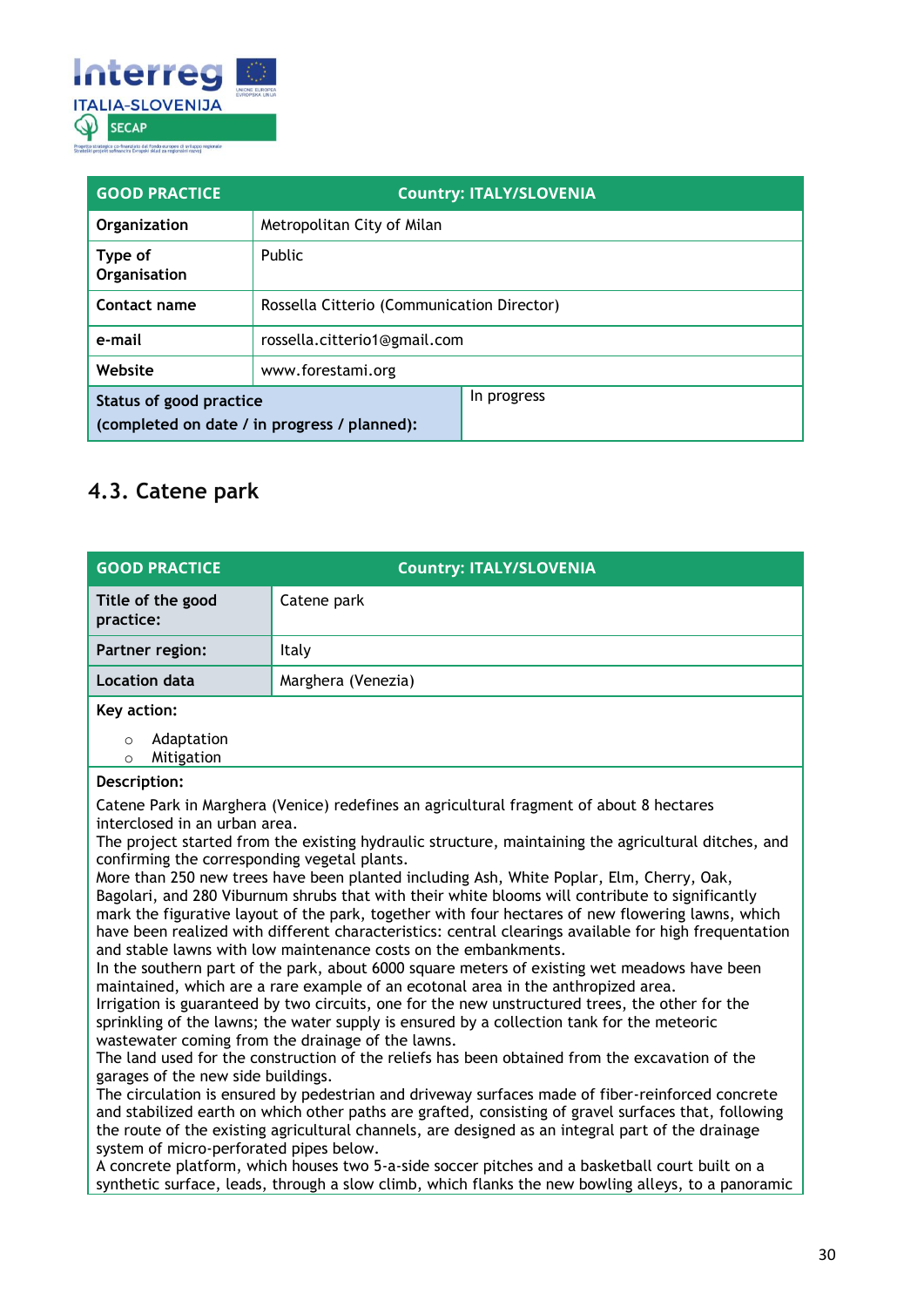| GOOD PRACTICE | Country: ITALY/SLOVENIA |
|---|---|
| **Organization** | Metropolitan City of Milan |
| **Type of Organisation** | Public |
| **Contact name** | Rossella Citterio (Communication Director) |
| **e-mail** | rossella.citterio1@gmail.com |
| **Website** | www.forestami.org |
| **Status of good practice (completed on date / in progress / planned):** | In progress |

## 4.3. Catene park

| GOOD PRACTICE | Country: ITALY/SLOVENIA |
|---|---|
| **Title of the good practice:** | Catene park |
| **Partner region:** | Italy |
| **Location data** | Marghera (Venezia) |

**Key action:**

- Adaptation
- Mitigation

**Description:**

Catene Park in Marghera (Venice) redefines an agricultural fragment of about 8 hectares interclosed in an urban area.
The project started from the existing hydraulic structure, maintaining the agricultural ditches, and confirming the corresponding vegetal plants.
More than 250 new trees have been planted including Ash, White Poplar, Elm, Cherry, Oak, Bagolari, and 280 Viburnum shrubs that with their white blooms will contribute to significantly mark the figurative layout of the park, together with four hectares of new flowering lawns, which have been realized with different characteristics: central clearings available for high frequentation and stable lawns with low maintenance costs on the embankments.
In the southern part of the park, about 6000 square meters of existing wet meadows have been maintained, which are a rare example of an ecotonal area in the anthropized area.
Irrigation is guaranteed by two circuits, one for the new unstructured trees, the other for the sprinkling of the lawns; the water supply is ensured by a collection tank for the meteoric wastewater coming from the drainage of the lawns.
The land used for the construction of the reliefs has been obtained from the excavation of the garages of the new side buildings.
The circulation is ensured by pedestrian and driveway surfaces made of fiber-reinforced concrete and stabilized earth on which other paths are grafted, consisting of gravel surfaces that, following the route of the existing agricultural channels, are designed as an integral part of the drainage system of micro-perforated pipes below.
A concrete platform, which houses two 5-a-side soccer pitches and a basketball court built on a synthetic surface, leads, through a slow climb, which flanks the new bowling alleys, to a panoramic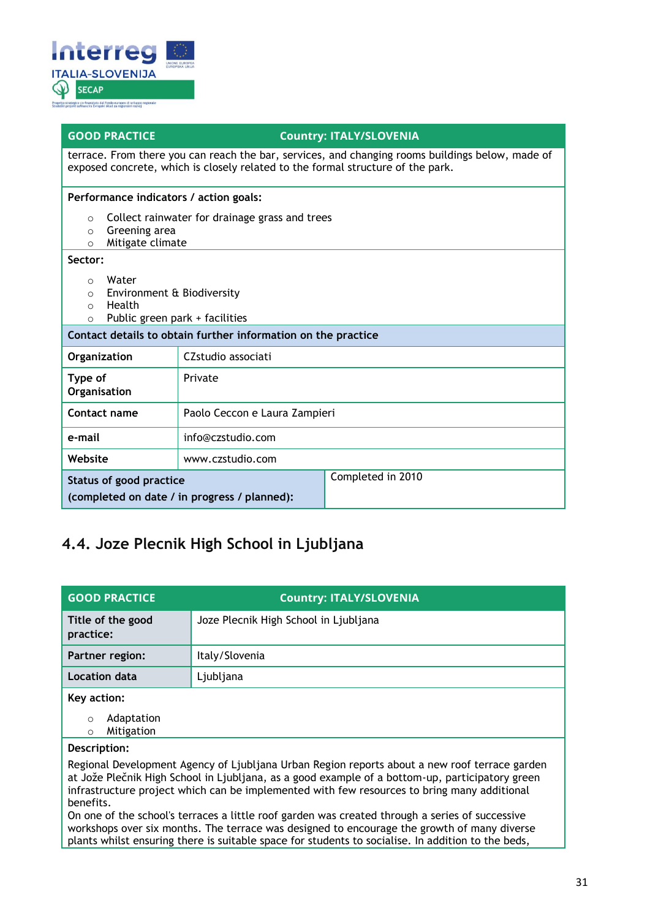| GOOD PRACTICE | Country: ITALY/SLOVENIA |
|---|---|
| terrace. From there you can reach the bar, services, and changing rooms buildings below, made of exposed concrete, which is closely related to the formal structure of the park. | |

**Performance indicators / action goals:**

- Collect rainwater for drainage grass and trees
- Greening area
- Mitigate climate

**Sector:**

- Water
- Environment & Biodiversity
- Health
- Public green park + facilities

**Contact details to obtain further information on the practice**

| Organization | CZstudio associati |
|---|---|
| Type of Organisation | Private |
| Contact name | Paolo Ceccon e Laura Zampieri |
| e-mail | info@czstudio.com |
| Website | www.czstudio.com |
| Status of good practice (completed on date / in progress / planned): | Completed in 2010 |

## 4.4. Joze Plecnik High School in Ljubljana

| GOOD PRACTICE | Country: ITALY/SLOVENIA |
|---|---|
| Title of the good practice: | Joze Plecnik High School in Ljubljana |
| Partner region: | Italy/Slovenia |
| Location data | Ljubljana |

**Key action:**

- Adaptation
- Mitigation

**Description:**

Regional Development Agency of Ljubljana Urban Region reports about a new roof terrace garden at Jože Plečnik High School in Ljubljana, as a good example of a bottom-up, participatory green infrastructure project which can be implemented with few resources to bring many additional benefits.
On one of the school's terraces a little roof garden was created through a series of successive workshops over six months. The terrace was designed to encourage the growth of many diverse plants whilst ensuring there is suitable space for students to socialise. In addition to the beds,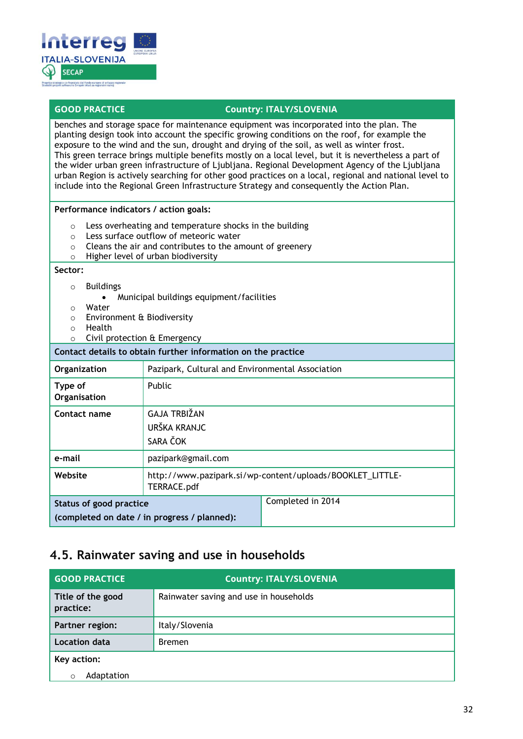| GOOD PRACTICE | Country: ITALY/SLOVENIA |
|---|---|
| benches and storage space for maintenance equipment was incorporated into the plan. The planting design took into account the specific growing conditions on the roof, for example the exposure to the wind and the sun, drought and drying of the soil, as well as winter frost. This green terrace brings multiple benefits mostly on a local level, but it is nevertheless a part of the wider urban green infrastructure of Ljubljana. Regional Development Agency of the Ljubljana urban Region is actively searching for other good practices on a local, regional and national level to include into the Regional Green Infrastructure Strategy and consequently the Action Plan. | |
| **Performance indicators / action goals:**<br>○ Less overheating and temperature shocks in the building<br>○ Less surface outflow of meteoric water<br>○ Cleans the air and contributes to the amount of greenery<br>○ Higher level of urban biodiversity | |
| **Sector:**<br>○ Buildings<br>  • Municipal buildings equipment/facilities<br>○ Water<br>○ Environment & Biodiversity<br>○ Health<br>○ Civil protection & Emergency | |
| **Contact details to obtain further information on the practice** | |
| **Organization** | Pazipark, Cultural and Environmental Association |
| **Type of Organisation** | Public |
| **Contact name** | GAJA TRBIŽAN<br>URŠKA KRANJC<br>SARA ČOK |
| **e-mail** | pazipark@gmail.com |
| **Website** | http://www.pazipark.si/wp-content/uploads/BOOKLET_LITTLE-TERRACE.pdf |
| **Status of good practice (completed on date / in progress / planned):** | Completed in 2014 |

## 4.5. Rainwater saving and use in households

| GOOD PRACTICE | Country: ITALY/SLOVENIA |
|---|---|
| **Title of the good practice:** | Rainwater saving and use in households |
| **Partner region:** | Italy/Slovenia |
| **Location data** | Bremen |
| **Key action:**<br>○ Adaptation | |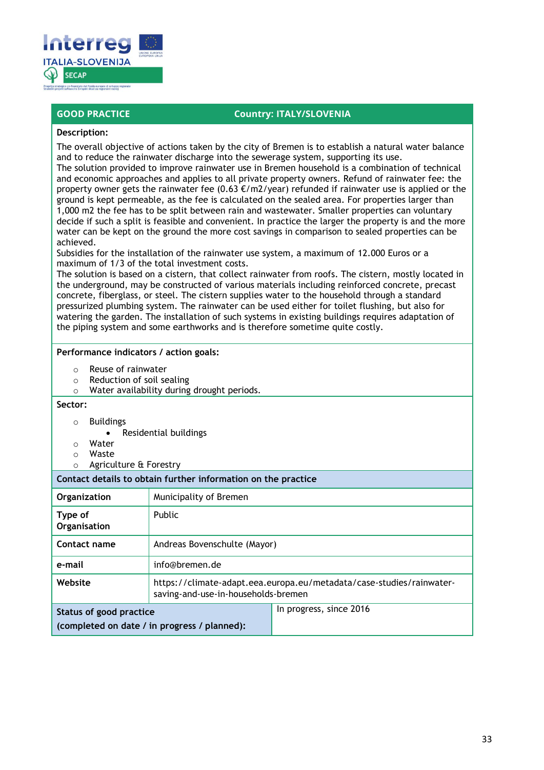| GOOD PRACTICE | Country: ITALY/SLOVENIA |
|---|---|

**Description:**

The overall objective of actions taken by the city of Bremen is to establish a natural water balance and to reduce the rainwater discharge into the sewerage system, supporting its use.
The solution provided to improve rainwater use in Bremen household is a combination of technical and economic approaches and applies to all private property owners. Refund of rainwater fee: the property owner gets the rainwater fee (0.63 €/m2/year) refunded if rainwater use is applied or the ground is kept permeable, as the fee is calculated on the sealed area. For properties larger than 1,000 m2 the fee has to be split between rain and wastewater. Smaller properties can voluntary decide if such a split is feasible and convenient. In practice the larger the property is and the more water can be kept on the ground the more cost savings in comparison to sealed properties can be achieved.
Subsidies for the installation of the rainwater use system, a maximum of 12.000 Euros or a maximum of 1/3 of the total investment costs.
The solution is based on a cistern, that collect rainwater from roofs. The cistern, mostly located in the underground, may be constructed of various materials including reinforced concrete, precast concrete, fiberglass, or steel. The cistern supplies water to the household through a standard pressurized plumbing system. The rainwater can be used either for toilet flushing, but also for watering the garden. The installation of such systems in existing buildings requires adaptation of the piping system and some earthworks and is therefore sometime quite costly.

**Performance indicators / action goals:**

- Reuse of rainwater
- Reduction of soil sealing
- Water availability during drought periods.

**Sector:**

- Buildings
  - Residential buildings
- Water
- Waste
- Agriculture & Forestry

**Contact details to obtain further information on the practice**

| | |
|---|---|
| **Organization** | Municipality of Bremen |
| **Type of Organisation** | Public |
| **Contact name** | Andreas Bovenschulte (Mayor) |
| **e-mail** | info@bremen.de |
| **Website** | https://climate-adapt.eea.europa.eu/metadata/case-studies/rainwater-saving-and-use-in-households-bremen |
| **Status of good practice (completed on date / in progress / planned):** | In progress, since 2016 |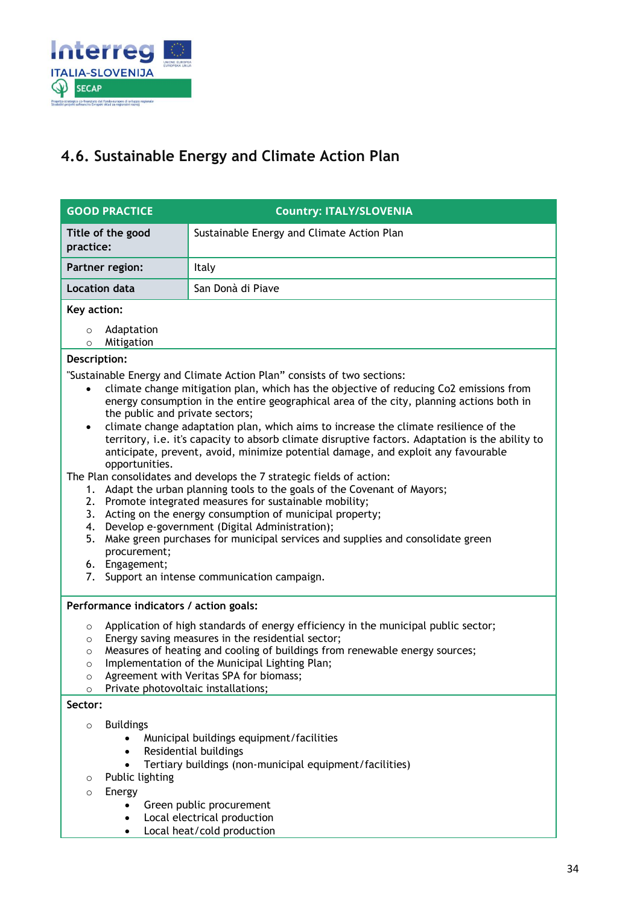## 4.6. Sustainable Energy and Climate Action Plan

| GOOD PRACTICE | Country: ITALY/SLOVENIA |
|---|---|
| **Title of the good practice:** | Sustainable Energy and Climate Action Plan |
| **Partner region:** | Italy |
| **Location data** | San Donà di Piave |

**Key action:**

- Adaptation
- Mitigation

**Description:**

"Sustainable Energy and Climate Action Plan" consists of two sections:

- climate change mitigation plan, which has the objective of reducing Co2 emissions from energy consumption in the entire geographical area of the city, planning actions both in the public and private sectors;
- climate change adaptation plan, which aims to increase the climate resilience of the territory, i.e. it's capacity to absorb climate disruptive factors. Adaptation is the ability to anticipate, prevent, avoid, minimize potential damage, and exploit any favourable opportunities.

The Plan consolidates and develops the 7 strategic fields of action:

1. Adapt the urban planning tools to the goals of the Covenant of Mayors;
2. Promote integrated measures for sustainable mobility;
3. Acting on the energy consumption of municipal property;
4. Develop e-government (Digital Administration);
5. Make green purchases for municipal services and supplies and consolidate green procurement;
6. Engagement;
7. Support an intense communication campaign.

**Performance indicators / action goals:**

- Application of high standards of energy efficiency in the municipal public sector;
- Energy saving measures in the residential sector;
- Measures of heating and cooling of buildings from renewable energy sources;
- Implementation of the Municipal Lighting Plan;
- Agreement with Veritas SPA for biomass;
- Private photovoltaic installations;

**Sector:**

- Buildings
  - Municipal buildings equipment/facilities
  - Residential buildings
  - Tertiary buildings (non-municipal equipment/facilities)
- Public lighting
- Energy
  - Green public procurement
  - Local electrical production
  - Local heat/cold production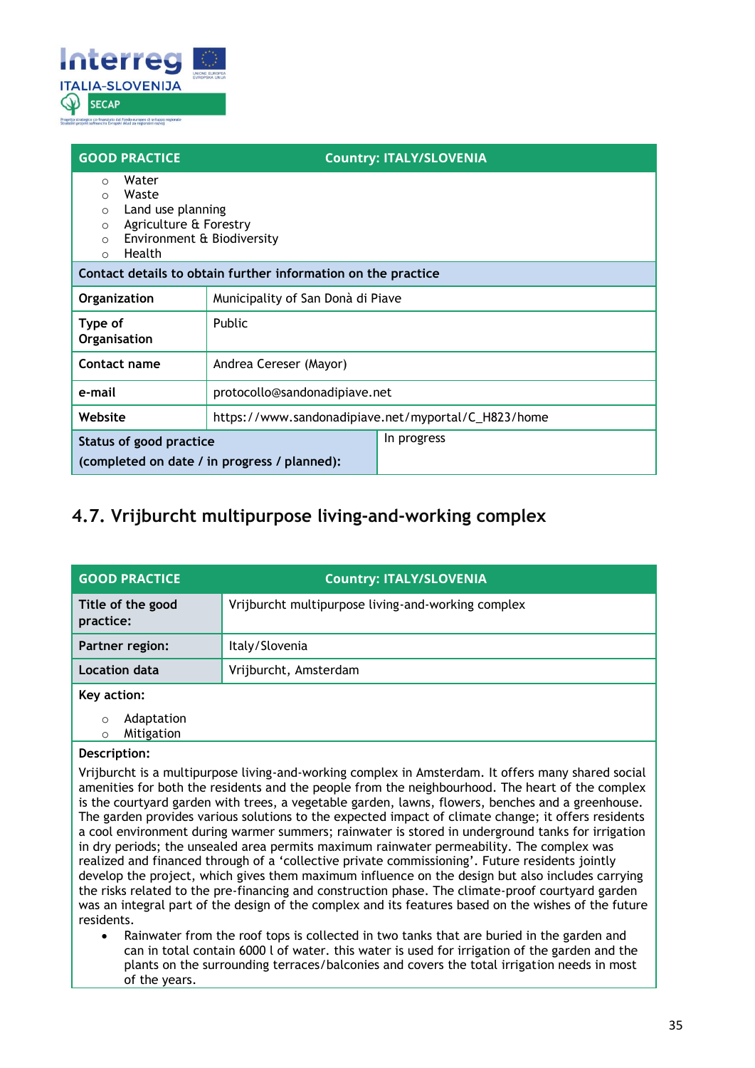| GOOD PRACTICE | Country: ITALY/SLOVENIA |
|---|---|
| ○ Water<br>○ Waste<br>○ Land use planning<br>○ Agriculture & Forestry<br>○ Environment & Biodiversity<br>○ Health | |
| **Contact details to obtain further information on the practice** | |
| **Organization** | Municipality of San Donà di Piave |
| **Type of Organisation** | Public |
| **Contact name** | Andrea Cereser (Mayor) |
| **e-mail** | protocollo@sandonadipiave.net |
| **Website** | https://www.sandonadipiave.net/myportal/C_H823/home |
| **Status of good practice (completed on date / in progress / planned):** | In progress |

## 4.7. Vrijburcht multipurpose living-and-working complex

| GOOD PRACTICE | Country: ITALY/SLOVENIA |
|---|---|
| **Title of the good practice:** | Vrijburcht multipurpose living-and-working complex |
| **Partner region:** | Italy/Slovenia |
| **Location data** | Vrijburcht, Amsterdam |

**Key action:**

- Adaptation
- Mitigation

**Description:**

Vrijburcht is a multipurpose living-and-working complex in Amsterdam. It offers many shared social amenities for both the residents and the people from the neighbourhood. The heart of the complex is the courtyard garden with trees, a vegetable garden, lawns, flowers, benches and a greenhouse. The garden provides various solutions to the expected impact of climate change; it offers residents a cool environment during warmer summers; rainwater is stored in underground tanks for irrigation in dry periods; the unsealed area permits maximum rainwater permeability. The complex was realized and financed through of a 'collective private commissioning'. Future residents jointly develop the project, which gives them maximum influence on the design but also includes carrying the risks related to the pre-financing and construction phase. The climate-proof courtyard garden was an integral part of the design of the complex and its features based on the wishes of the future residents.

- Rainwater from the roof tops is collected in two tanks that are buried in the garden and can in total contain 6000 l of water. this water is used for irrigation of the garden and the plants on the surrounding terraces/balconies and covers the total irrigation needs in most of the years.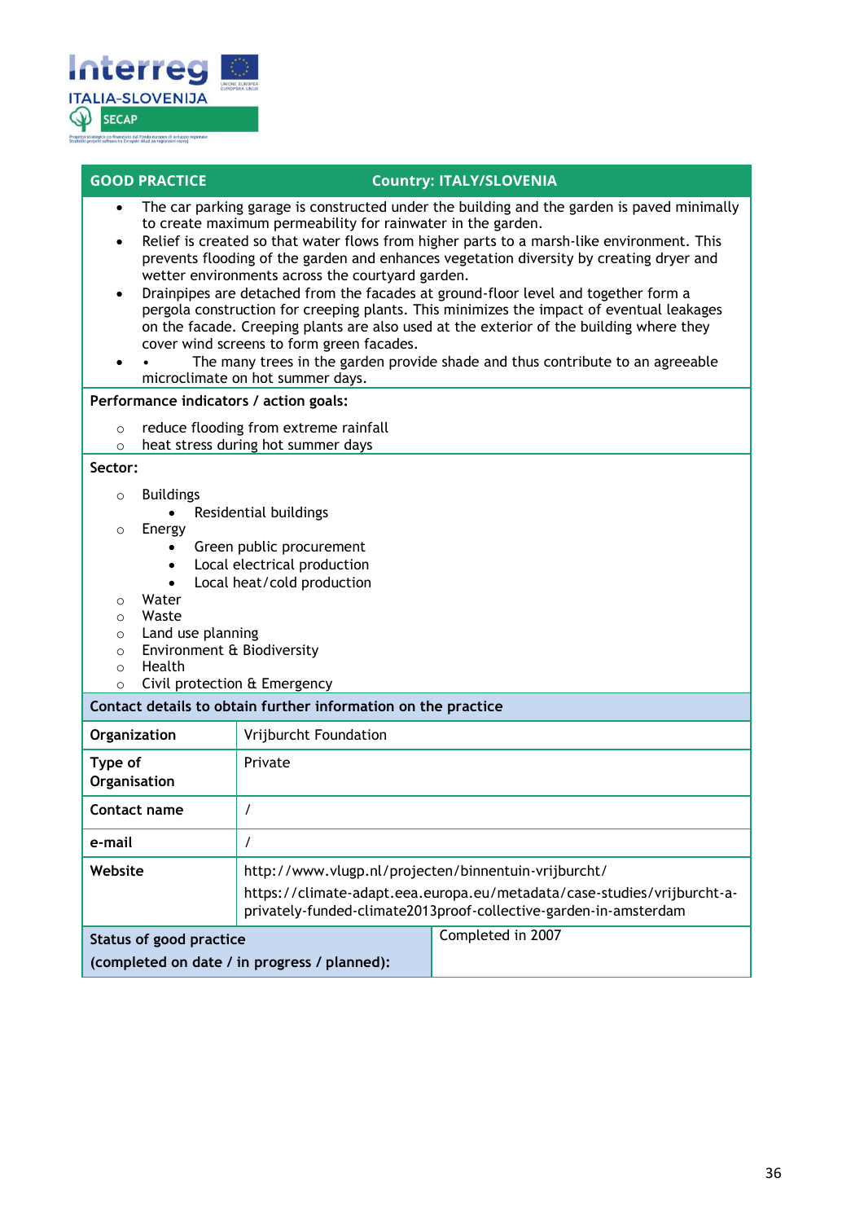| GOOD PRACTICE | Country: ITALY/SLOVENIA |
|---|---|

- The car parking garage is constructed under the building and the garden is paved minimally to create maximum permeability for rainwater in the garden.
- Relief is created so that water flows from higher parts to a marsh-like environment. This prevents flooding of the garden and enhances vegetation diversity by creating dryer and wetter environments across the courtyard garden.
- Drainpipes are detached from the facades at ground-floor level and together form a pergola construction for creeping plants. This minimizes the impact of eventual leakages on the facade. Creeping plants are also used at the exterior of the building where they cover wind screens to form green facades.
- • The many trees in the garden provide shade and thus contribute to an agreeable microclimate on hot summer days.

**Performance indicators / action goals:**

- reduce flooding from extreme rainfall
- heat stress during hot summer days

**Sector:**

- Buildings
  - Residential buildings
- Energy
  - Green public procurement
  - Local electrical production
  - Local heat/cold production
- Water
- Waste
- Land use planning
- Environment & Biodiversity
- Health
- Civil protection & Emergency

**Contact details to obtain further information on the practice**

| | |
|---|---|
| **Organization** | Vrijburcht Foundation |
| **Type of Organisation** | Private |
| **Contact name** | / |
| **e-mail** | / |
| **Website** | http://www.vlugp.nl/projecten/binnentuin-vrijburcht/ https://climate-adapt.eea.europa.eu/metadata/case-studies/vrijburcht-a-privately-funded-climate2013proof-collective-garden-in-amsterdam |
| **Status of good practice (completed on date / in progress / planned):** | Completed in 2007 |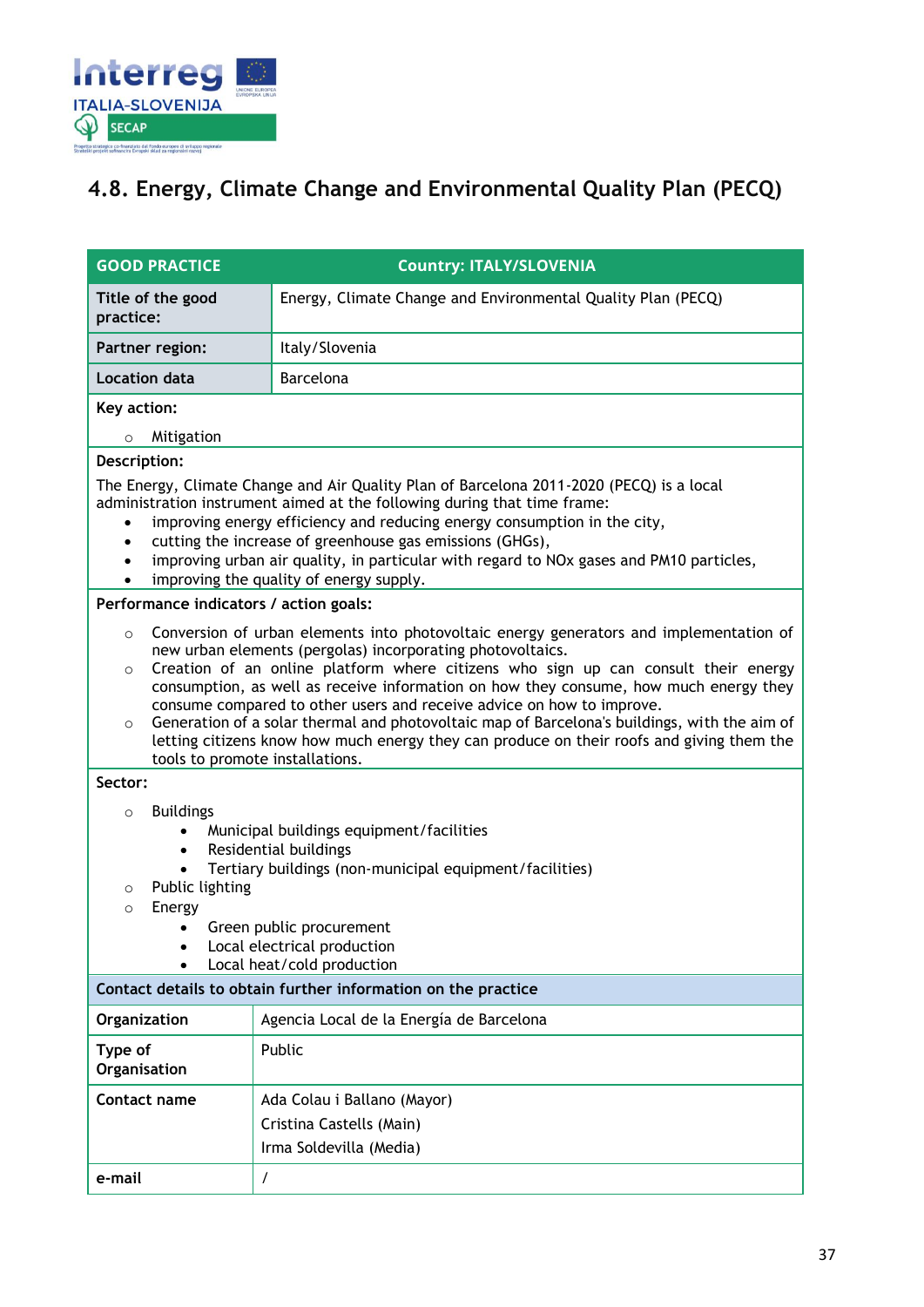## 4.8. Energy, Climate Change and Environmental Quality Plan (PECQ)

| GOOD PRACTICE | Country: ITALY/SLOVENIA |
|---|---|
| **Title of the good practice:** | Energy, Climate Change and Environmental Quality Plan (PECQ) |
| **Partner region:** | Italy/Slovenia |
| **Location data** | Barcelona |

**Key action:**

- Mitigation

**Description:**

The Energy, Climate Change and Air Quality Plan of Barcelona 2011-2020 (PECQ) is a local administration instrument aimed at the following during that time frame:

- improving energy efficiency and reducing energy consumption in the city,
- cutting the increase of greenhouse gas emissions (GHGs),
- improving urban air quality, in particular with regard to NOx gases and PM10 particles,
- improving the quality of energy supply.

**Performance indicators / action goals:**

- Conversion of urban elements into photovoltaic energy generators and implementation of new urban elements (pergolas) incorporating photovoltaics.
- Creation of an online platform where citizens who sign up can consult their energy consumption, as well as receive information on how they consume, how much energy they consume compared to other users and receive advice on how to improve.
- Generation of a solar thermal and photovoltaic map of Barcelona's buildings, with the aim of letting citizens know how much energy they can produce on their roofs and giving them the tools to promote installations.

**Sector:**

- Buildings
  - Municipal buildings equipment/facilities
  - Residential buildings
  - Tertiary buildings (non-municipal equipment/facilities)
- Public lighting
- Energy
  - Green public procurement
  - Local electrical production
  - Local heat/cold production

**Contact details to obtain further information on the practice**

| | |
|---|---|
| **Organization** | Agencia Local de la Energía de Barcelona |
| **Type of Organisation** | Public |
| **Contact name** | Ada Colau i Ballano (Mayor)<br>Cristina Castells (Main)<br>Irma Soldevilla (Media) |
| **e-mail** | / |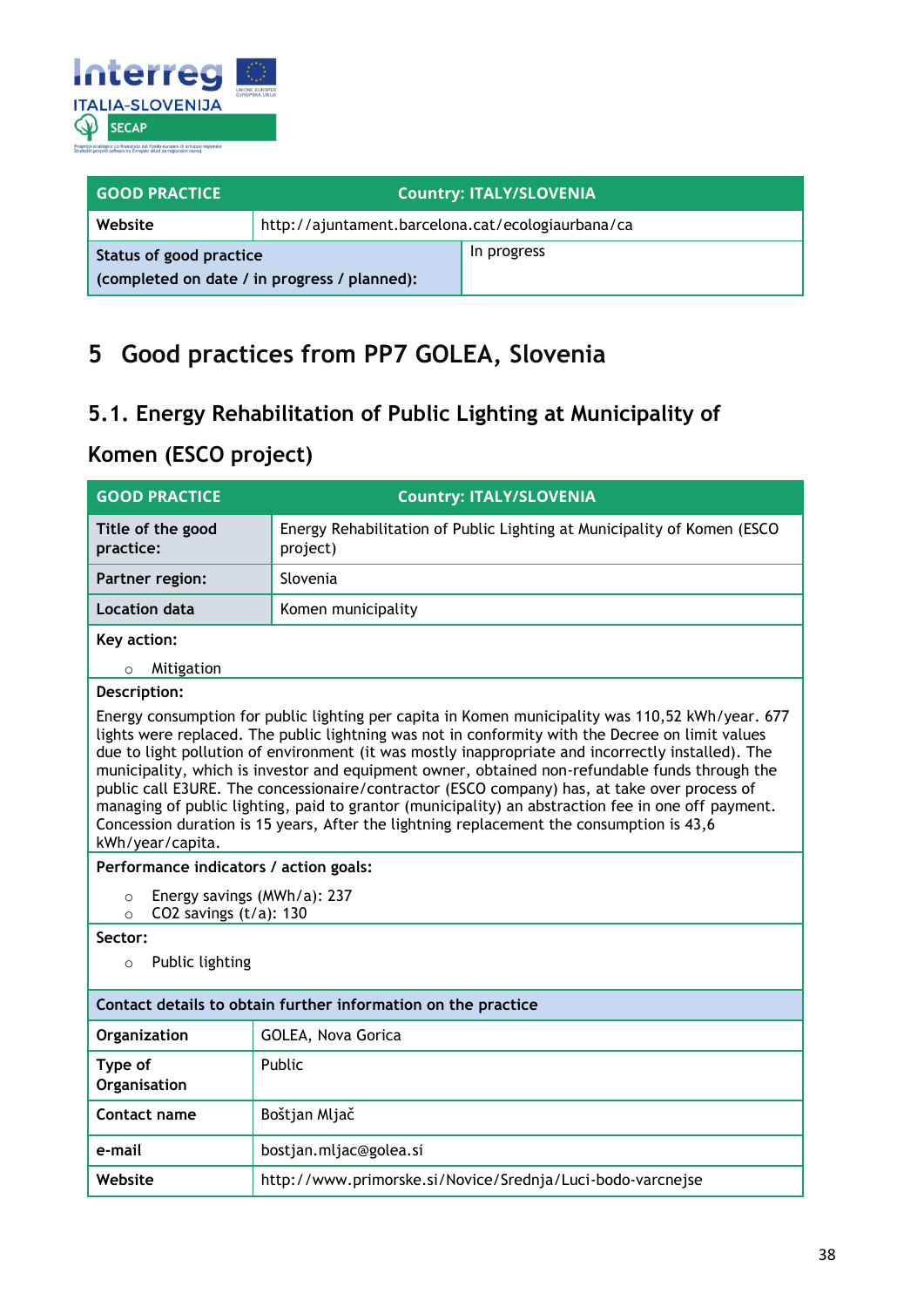| GOOD PRACTICE | Country: ITALY/SLOVENIA |
|---|---|
| Website | http://ajuntament.barcelona.cat/ecologiaurbana/ca |
| Status of good practice (completed on date / in progress / planned): | In progress |

# 5 Good practices from PP7 GOLEA, Slovenia

## 5.1. Energy Rehabilitation of Public Lighting at Municipality of Komen (ESCO project)

| GOOD PRACTICE | Country: ITALY/SLOVENIA |
|---|---|
| Title of the good practice: | Energy Rehabilitation of Public Lighting at Municipality of Komen (ESCO project) |
| Partner region: | Slovenia |
| Location data | Komen municipality |

**Key action:**

- Mitigation

**Description:**

Energy consumption for public lighting per capita in Komen municipality was 110,52 kWh/year. 677 lights were replaced. The public lightning was not in conformity with the Decree on limit values due to light pollution of environment (it was mostly inappropriate and incorrectly installed). The municipality, which is investor and equipment owner, obtained non-refundable funds through the public call E3URE. The concessionaire/contractor (ESCO company) has, at take over process of managing of public lighting, paid to grantor (municipality) an abstraction fee in one off payment. Concession duration is 15 years, After the lightning replacement the consumption is 43,6 kWh/year/capita.

**Performance indicators / action goals:**

- Energy savings (MWh/a): 237
- $CO_2$ savings (t/a): 130

**Sector:**

- Public lighting

**Contact details to obtain further information on the practice**

| Field | Details |
|---|---|
| Organization | GOLEA, Nova Gorica |
| Type of Organisation | Public |
| Contact name | Boštjan Mljač |
| e-mail | bostjan.mljac@golea.si |
| Website | http://www.primorske.si/Novice/Srednja/Luci-bodo-varcnejse |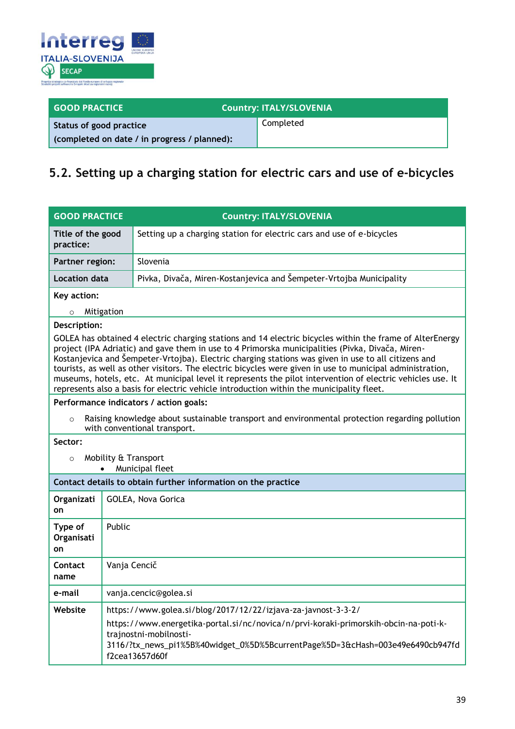| GOOD PRACTICE | Country: ITALY/SLOVENIA |
|---|---|
| Status of good practice (completed on date / in progress / planned): | Completed |

## 5.2. Setting up a charging station for electric cars and use of e-bicycles

| GOOD PRACTICE | Country: ITALY/SLOVENIA |
|---|---|
| **Title of the good practice:** | Setting up a charging station for electric cars and use of e-bicycles |
| **Partner region:** | Slovenia |
| **Location data** | Pivka, Divača, Miren-Kostanjevica and Šempeter-Vrtojba Municipality |

**Key action:**

- Mitigation

**Description:**

GOLEA has obtained 4 electric charging stations and 14 electric bicycles within the frame of AlterEnergy project (IPA Adriatic) and gave them in use to 4 Primorska municipalities (Pivka, Divača, Miren-Kostanjevica and Šempeter-Vrtojba). Electric charging stations was given in use to all citizens and tourists, as well as other visitors. The electric bicycles were given in use to municipal administration, museums, hotels, etc. At municipal level it represents the pilot intervention of electric vehicles use. It represents also a basis for electric vehicle introduction within the municipality fleet.

**Performance indicators / action goals:**

- Raising knowledge about sustainable transport and environmental protection regarding pollution with conventional transport.

**Sector:**

- Mobility & Transport
  - Municipal fleet

**Contact details to obtain further information on the practice**

| | |
|---|---|
| **Organization** | GOLEA, Nova Gorica |
| **Type of Organisation** | Public |
| **Contact name** | Vanja Cencič |
| **e-mail** | vanja.cencic@golea.si |
| **Website** | https://www.golea.si/blog/2017/12/22/izjava-za-javnost-3-3-2/ https://www.energetika-portal.si/nc/novica/n/prvi-koraki-primorskih-obcin-na-poti-k-trajnostni-mobilnosti-3116/?tx_news_pi1%5B%40widget_0%5D%5BcurrentPage%5D=3&cHash=003e49e6490cb947fdf2cea13657d60f |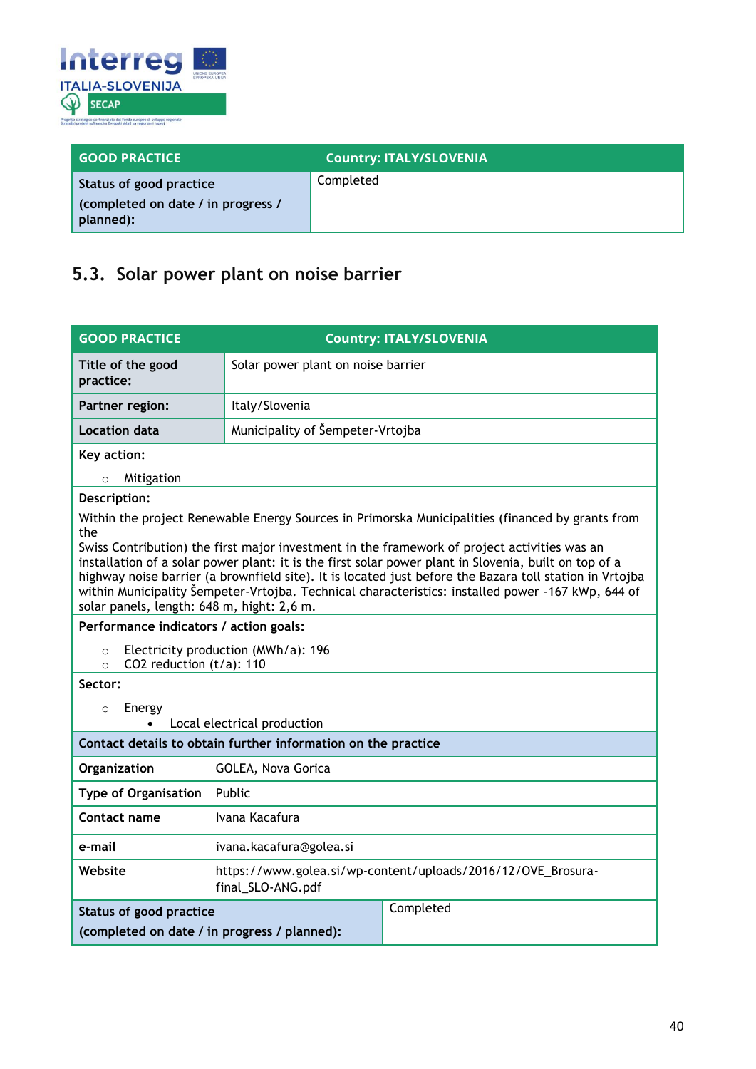| GOOD PRACTICE | Country: ITALY/SLOVENIA |
|---|---|
| Status of good practice (completed on date / in progress / planned): | Completed |

## 5.3. Solar power plant on noise barrier

| GOOD PRACTICE | Country: ITALY/SLOVENIA |
|---|---|
| **Title of the good practice:** | Solar power plant on noise barrier |
| **Partner region:** | Italy/Slovenia |
| **Location data** | Municipality of Šempeter-Vrtojba |
| **Key action:** ○ Mitigation | |
| **Description:** Within the project Renewable Energy Sources in Primorska Municipalities (financed by grants from the Swiss Contribution) the first major investment in the framework of project activities was an installation of a solar power plant: it is the first solar power plant in Slovenia, built on top of a highway noise barrier (a brownfield site). It is located just before the Bazara toll station in Vrtojba within Municipality Šempeter-Vrtojba. Technical characteristics: installed power -167 kWp, 644 of solar panels, length: 648 m, hight: 2,6 m. | |
| **Performance indicators / action goals:** ○ Electricity production (MWh/a): 196 ○ $CO_2$ reduction (t/a): 110 | |
| **Sector:** ○ Energy • Local electrical production | |
| **Contact details to obtain further information on the practice** | |
| **Organization** | GOLEA, Nova Gorica |
| **Type of Organisation** | Public |
| **Contact name** | Ivana Kacafura |
| **e-mail** | ivana.kacafura@golea.si |
| **Website** | https://www.golea.si/wp-content/uploads/2016/12/OVE_Brosura-final_SLO-ANG.pdf |
| **Status of good practice (completed on date / in progress / planned):** | Completed |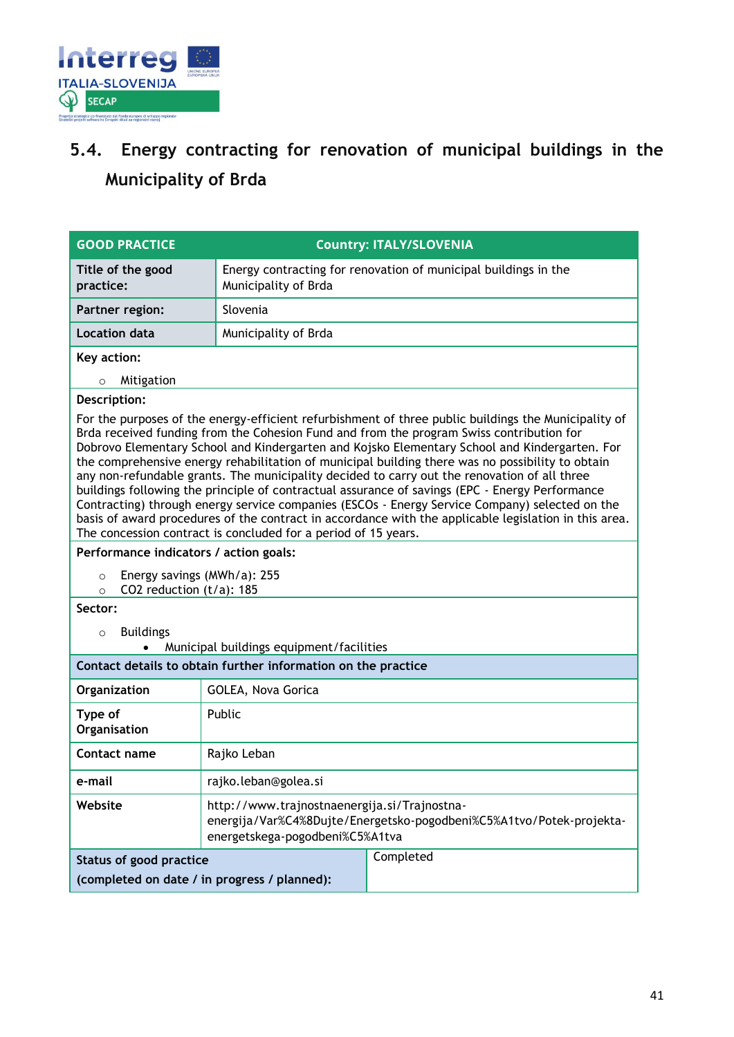## 5.4. Energy contracting for renovation of municipal buildings in the Municipality of Brda

| GOOD PRACTICE | Country: ITALY/SLOVENIA |
|---|---|
| **Title of the good practice:** | Energy contracting for renovation of municipal buildings in the Municipality of Brda |
| **Partner region:** | Slovenia |
| **Location data** | Municipality of Brda |

**Key action:**

- Mitigation

**Description:**

For the purposes of the energy-efficient refurbishment of three public buildings the Municipality of Brda received funding from the Cohesion Fund and from the program Swiss contribution for Dobrovo Elementary School and Kindergarten and Kojsko Elementary School and Kindergarten. For the comprehensive energy rehabilitation of municipal building there was no possibility to obtain any non-refundable grants. The municipality decided to carry out the renovation of all three buildings following the principle of contractual assurance of savings (EPC - Energy Performance Contracting) through energy service companies (ESCOs - Energy Service Company) selected on the basis of award procedures of the contract in accordance with the applicable legislation in this area. The concession contract is concluded for a period of 15 years.

**Performance indicators / action goals:**

- Energy savings (MWh/a): 255
- $CO_2$ reduction (t/a): 185

**Sector:**

- Buildings
  - Municipal buildings equipment/facilities

**Contact details to obtain further information on the practice**

| | |
|---|---|
| **Organization** | GOLEA, Nova Gorica |
| **Type of Organisation** | Public |
| **Contact name** | Rajko Leban |
| **e-mail** | rajko.leban@golea.si |
| **Website** | http://www.trajnostnaenergija.si/Trajnostna-energija/Var%C4%8Dujte/Energetsko-pogodbeni%C5%A1tvo/Potek-projekta-energetskega-pogodbeni%C5%A1tva |
| **Status of good practice (completed on date / in progress / planned):** | Completed |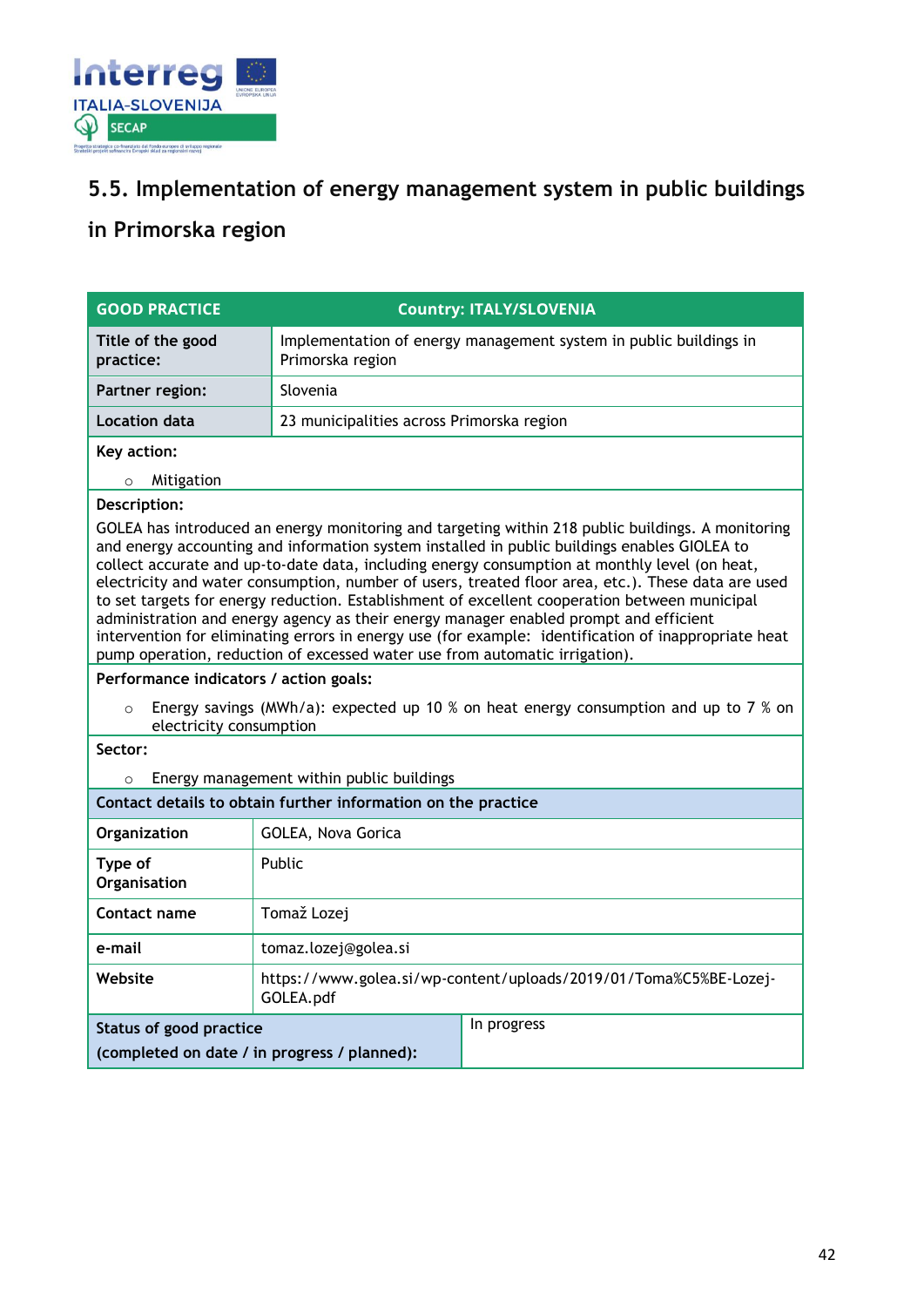## 5.5. Implementation of energy management system in public buildings in Primorska region

| GOOD PRACTICE | Country: ITALY/SLOVENIA |
|---|---|
| **Title of the good practice:** | Implementation of energy management system in public buildings in Primorska region |
| **Partner region:** | Slovenia |
| **Location data** | 23 municipalities across Primorska region |

**Key action:**

- Mitigation

**Description:**

GOLEA has introduced an energy monitoring and targeting within 218 public buildings. A monitoring and energy accounting and information system installed in public buildings enables GIOLEA to collect accurate and up-to-date data, including energy consumption at monthly level (on heat, electricity and water consumption, number of users, treated floor area, etc.). These data are used to set targets for energy reduction. Establishment of excellent cooperation between municipal administration and energy agency as their energy manager enabled prompt and efficient intervention for eliminating errors in energy use (for example: identification of inappropriate heat pump operation, reduction of excessed water use from automatic irrigation).

**Performance indicators / action goals:**

- Energy savings (MWh/a): expected up 10 % on heat energy consumption and up to 7 % on electricity consumption

**Sector:**

- Energy management within public buildings

**Contact details to obtain further information on the practice**

| | |
|---|---|
| **Organization** | GOLEA, Nova Gorica |
| **Type of Organisation** | Public |
| **Contact name** | Tomaž Lozej |
| **e-mail** | tomaz.lozej@golea.si |
| **Website** | https://www.golea.si/wp-content/uploads/2019/01/Toma%C5%BE-Lozej-GOLEA.pdf |
| **Status of good practice (completed on date / in progress / planned):** | In progress |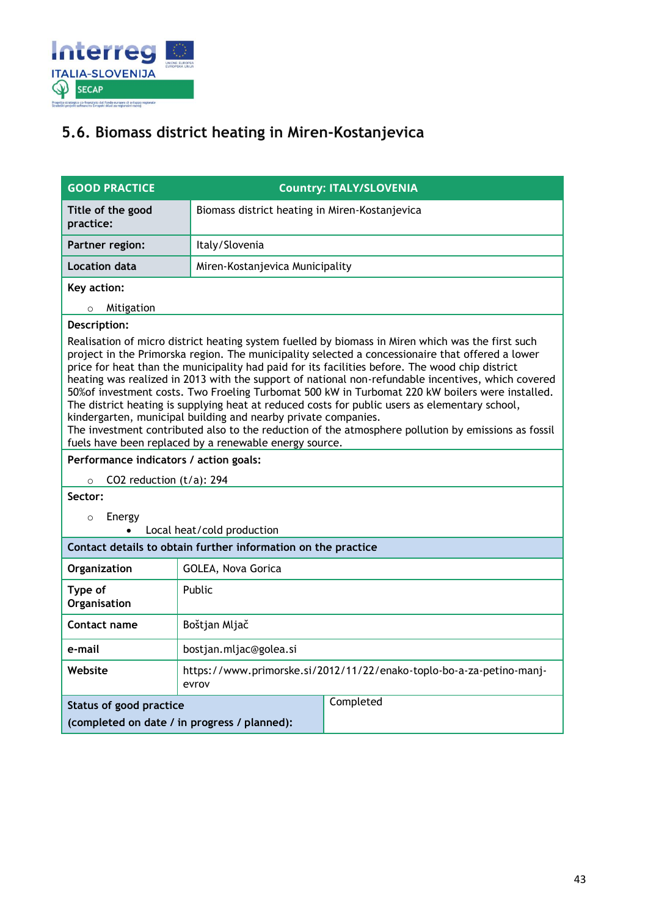## 5.6. Biomass district heating in Miren-Kostanjevica

| GOOD PRACTICE | Country: ITALY/SLOVENIA |
|---|---|
| **Title of the good practice:** | Biomass district heating in Miren-Kostanjevica |
| **Partner region:** | Italy/Slovenia |
| **Location data** | Miren-Kostanjevica Municipality |

**Key action:**

- Mitigation

**Description:**

Realisation of micro district heating system fuelled by biomass in Miren which was the first such project in the Primorska region. The municipality selected a concessionaire that offered a lower price for heat than the municipality had paid for its facilities before. The wood chip district heating was realized in 2013 with the support of national non-refundable incentives, which covered 50%of investment costs. Two Froeling Turbomat 500 kW in Turbomat 220 kW boilers were installed. The district heating is supplying heat at reduced costs for public users as elementary school, kindergarten, municipal building and nearby private companies.
The investment contributed also to the reduction of the atmosphere pollution by emissions as fossil fuels have been replaced by a renewable energy source.

**Performance indicators / action goals:**

- $CO_2$ reduction (t/a): 294

**Sector:**

- Energy
  - Local heat/cold production

**Contact details to obtain further information on the practice**

| | |
|---|---|
| **Organization** | GOLEA, Nova Gorica |
| **Type of Organisation** | Public |
| **Contact name** | Boštjan Mljač |
| **e-mail** | bostjan.mljac@golea.si |
| **Website** | https://www.primorske.si/2012/11/22/enako-toplo-bo-a-za-petino-manj-evrov |
| **Status of good practice (completed on date / in progress / planned):** | Completed |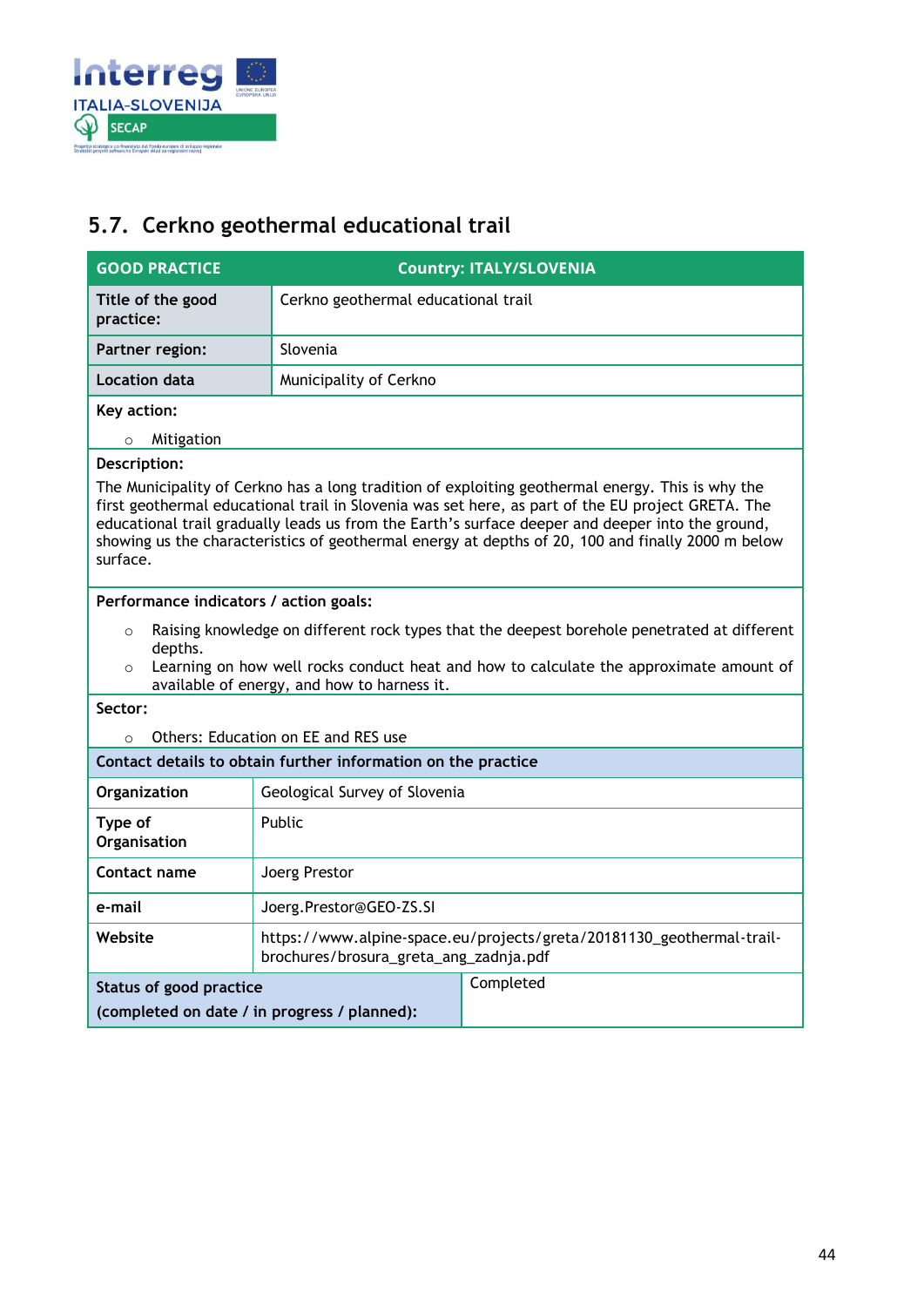## 5.7. Cerkno geothermal educational trail

| GOOD PRACTICE | Country: ITALY/SLOVENIA |
|---|---|
| **Title of the good practice:** | Cerkno geothermal educational trail |
| **Partner region:** | Slovenia |
| **Location data** | Municipality of Cerkno |

**Key action:**

- Mitigation

**Description:**

The Municipality of Cerkno has a long tradition of exploiting geothermal energy. This is why the first geothermal educational trail in Slovenia was set here, as part of the EU project GRETA. The educational trail gradually leads us from the Earth's surface deeper and deeper into the ground, showing us the characteristics of geothermal energy at depths of 20, 100 and finally 2000 m below surface.

**Performance indicators / action goals:**

- Raising knowledge on different rock types that the deepest borehole penetrated at different depths.
- Learning on how well rocks conduct heat and how to calculate the approximate amount of available of energy, and how to harness it.

**Sector:**

- Others: Education on EE and RES use

**Contact details to obtain further information on the practice**

| | |
|---|---|
| **Organization** | Geological Survey of Slovenia |
| **Type of Organisation** | Public |
| **Contact name** | Joerg Prestor |
| **e-mail** | Joerg.Prestor@GEO-ZS.SI |
| **Website** | https://www.alpine-space.eu/projects/greta/20181130_geothermal-trail-brochures/brosura_greta_ang_zadnja.pdf |
| **Status of good practice (completed on date / in progress / planned):** | Completed |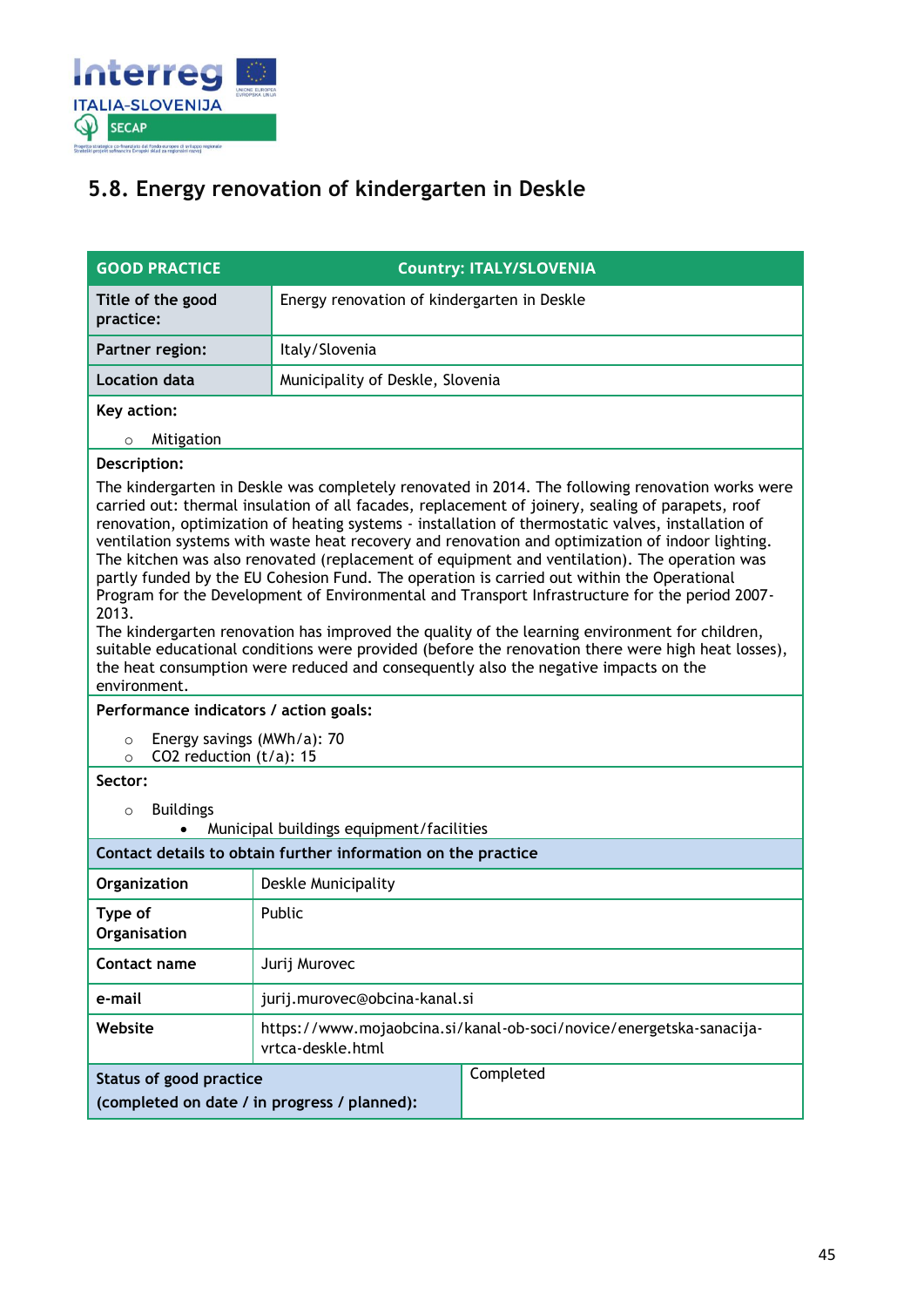## 5.8. Energy renovation of kindergarten in Deskle

| GOOD PRACTICE | Country: ITALY/SLOVENIA |
|---|---|
| **Title of the good practice:** | Energy renovation of kindergarten in Deskle |
| **Partner region:** | Italy/Slovenia |
| **Location data** | Municipality of Deskle, Slovenia |

**Key action:**

- Mitigation

**Description:**

The kindergarten in Deskle was completely renovated in 2014. The following renovation works were carried out: thermal insulation of all facades, replacement of joinery, sealing of parapets, roof renovation, optimization of heating systems - installation of thermostatic valves, installation of ventilation systems with waste heat recovery and renovation and optimization of indoor lighting. The kitchen was also renovated (replacement of equipment and ventilation). The operation was partly funded by the EU Cohesion Fund. The operation is carried out within the Operational Program for the Development of Environmental and Transport Infrastructure for the period 2007-2013.

The kindergarten renovation has improved the quality of the learning environment for children, suitable educational conditions were provided (before the renovation there were high heat losses), the heat consumption were reduced and consequently also the negative impacts on the environment.

**Performance indicators / action goals:**

- Energy savings (MWh/a): 70
- $CO_2$ reduction (t/a): 15

**Sector:**

- Buildings
  - Municipal buildings equipment/facilities

**Contact details to obtain further information on the practice**

| | |
|---|---|
| **Organization** | Deskle Municipality |
| **Type of Organisation** | Public |
| **Contact name** | Jurij Murovec |
| **e-mail** | jurij.murovec@obcina-kanal.si |
| **Website** | https://www.mojaobcina.si/kanal-ob-soci/novice/energetska-sanacija-vrtca-deskle.html |
| **Status of good practice (completed on date / in progress / planned):** | Completed |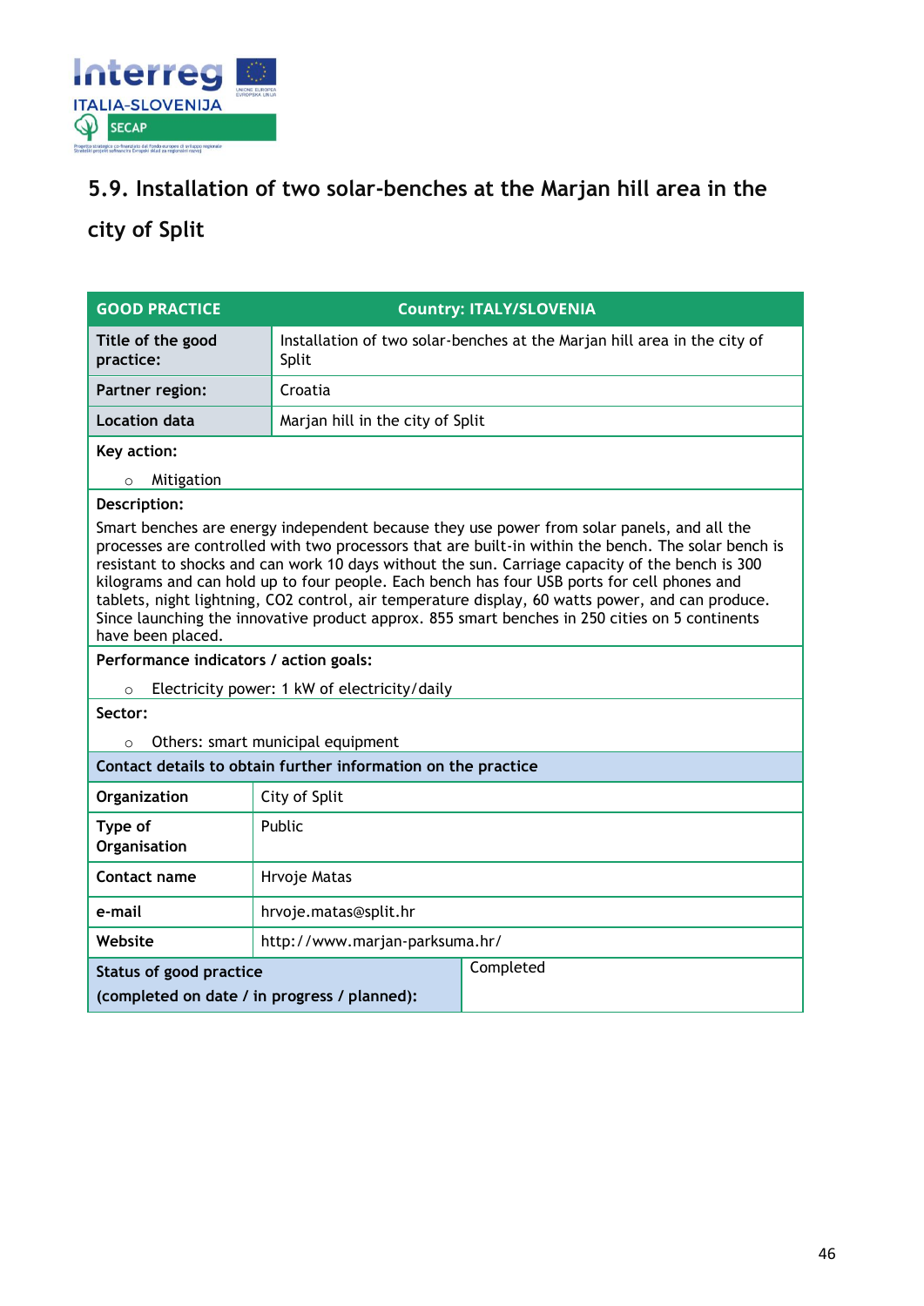## 5.9. Installation of two solar-benches at the Marjan hill area in the city of Split

| GOOD PRACTICE | Country: ITALY/SLOVENIA |
|---|---|
| **Title of the good practice:** | Installation of two solar-benches at the Marjan hill area in the city of Split |
| **Partner region:** | Croatia |
| **Location data** | Marjan hill in the city of Split |

**Key action:**

- Mitigation

**Description:**

Smart benches are energy independent because they use power from solar panels, and all the processes are controlled with two processors that are built-in within the bench. The solar bench is resistant to shocks and can work 10 days without the sun. Carriage capacity of the bench is 300 kilograms and can hold up to four people. Each bench has four USB ports for cell phones and tablets, night lightning, $CO_2$ control, air temperature display, 60 watts power, and can produce. Since launching the innovative product approx. 855 smart benches in 250 cities on 5 continents have been placed.

**Performance indicators / action goals:**

- Electricity power: 1 kW of electricity/daily

**Sector:**

- Others: smart municipal equipment

**Contact details to obtain further information on the practice**

| | |
|---|---|
| **Organization** | City of Split |
| **Type of Organisation** | Public |
| **Contact name** | Hrvoje Matas |
| **e-mail** | hrvoje.matas@split.hr |
| **Website** | http://www.marjan-parksuma.hr/ |
| **Status of good practice (completed on date / in progress / planned):** | Completed |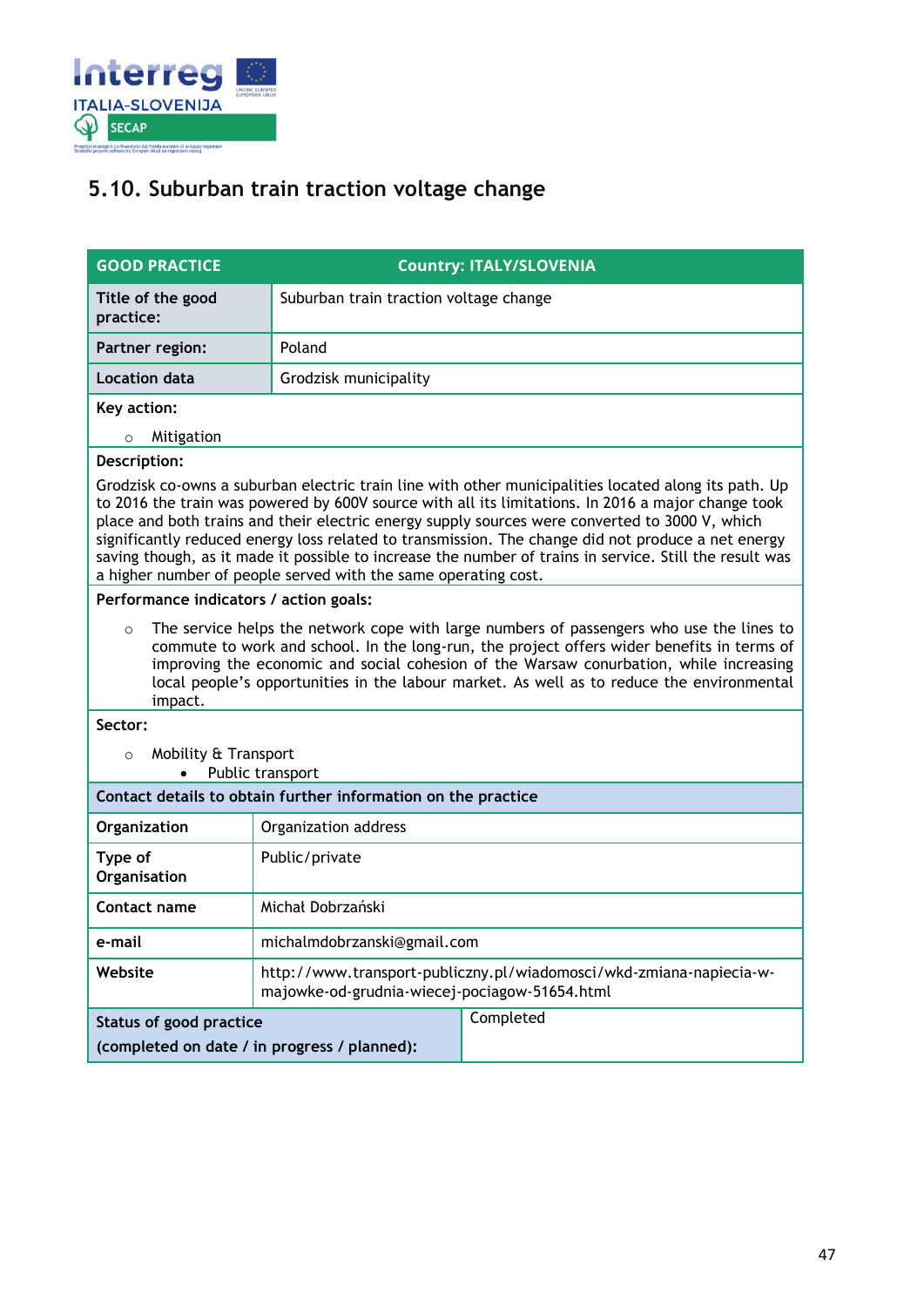## 5.10. Suburban train traction voltage change

| GOOD PRACTICE | Country: ITALY/SLOVENIA |
|---|---|
| **Title of the good practice:** | Suburban train traction voltage change |
| **Partner region:** | Poland |
| **Location data** | Grodzisk municipality |

**Key action:**

- Mitigation

**Description:**

Grodzisk co-owns a suburban electric train line with other municipalities located along its path. Up to 2016 the train was powered by 600V source with all its limitations. In 2016 a major change took place and both trains and their electric energy supply sources were converted to 3000 V, which significantly reduced energy loss related to transmission. The change did not produce a net energy saving though, as it made it possible to increase the number of trains in service. Still the result was a higher number of people served with the same operating cost.

**Performance indicators / action goals:**

- The service helps the network cope with large numbers of passengers who use the lines to commute to work and school. In the long-run, the project offers wider benefits in terms of improving the economic and social cohesion of the Warsaw conurbation, while increasing local people's opportunities in the labour market. As well as to reduce the environmental impact.

**Sector:**

- Mobility & Transport
  - Public transport

**Contact details to obtain further information on the practice**

| Organization | Organization address |
|---|---|
| **Type of Organisation** | Public/private |
| **Contact name** | Michał Dobrzański |
| **e-mail** | michalmdobrzanski@gmail.com |
| **Website** | http://www.transport-publiczny.pl/wiadomosci/wkd-zmiana-napiecia-w-majowke-od-grudnia-wiecej-pociagow-51654.html |
| **Status of good practice (completed on date / in progress / planned):** | Completed |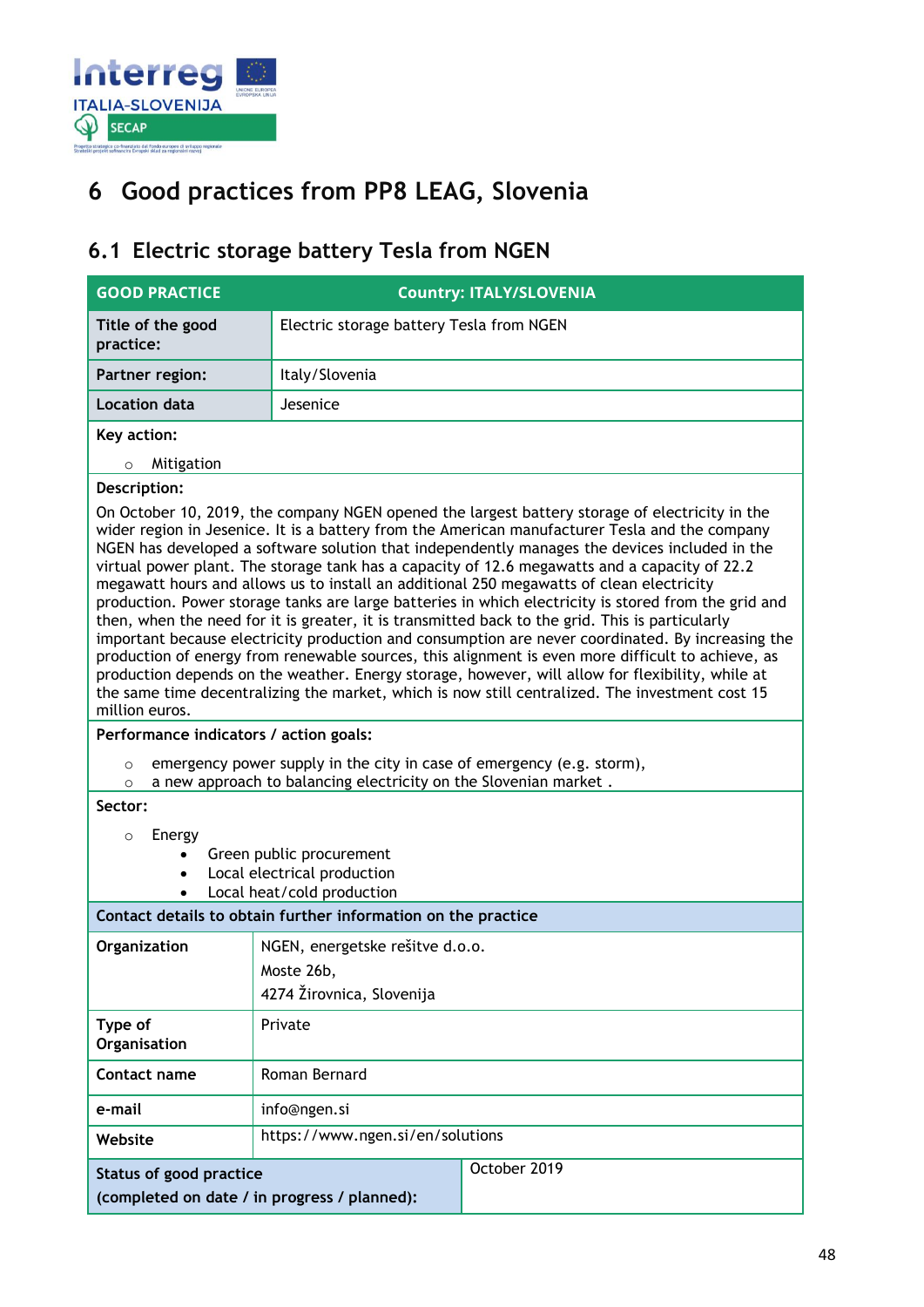# 6 Good practices from PP8 LEAG, Slovenia

## 6.1 Electric storage battery Tesla from NGEN

| GOOD PRACTICE | Country: ITALY/SLOVENIA |
|---|---|
| **Title of the good practice:** | Electric storage battery Tesla from NGEN |
| **Partner region:** | Italy/Slovenia |
| **Location data** | Jesenice |

**Key action:**

- Mitigation

**Description:**

On October 10, 2019, the company NGEN opened the largest battery storage of electricity in the wider region in Jesenice. It is a battery from the American manufacturer Tesla and the company NGEN has developed a software solution that independently manages the devices included in the virtual power plant. The storage tank has a capacity of 12.6 megawatts and a capacity of 22.2 megawatt hours and allows us to install an additional 250 megawatts of clean electricity production. Power storage tanks are large batteries in which electricity is stored from the grid and then, when the need for it is greater, it is transmitted back to the grid. This is particularly important because electricity production and consumption are never coordinated. By increasing the production of energy from renewable sources, this alignment is even more difficult to achieve, as production depends on the weather. Energy storage, however, will allow for flexibility, while at the same time decentralizing the market, which is now still centralized. The investment cost 15 million euros.

**Performance indicators / action goals:**

- emergency power supply in the city in case of emergency (e.g. storm),
- a new approach to balancing electricity on the Slovenian market .

**Sector:**

- Energy
  - Green public procurement
  - Local electrical production
  - Local heat/cold production

**Contact details to obtain further information on the practice**

| | |
|---|---|
| **Organization** | NGEN, energetske rešitve d.o.o.<br>Moste 26b,<br>4274 Žirovnica, Slovenija |
| **Type of Organisation** | Private |
| **Contact name** | Roman Bernard |
| **e-mail** | info@ngen.si |
| **Website** | https://www.ngen.si/en/solutions |
| **Status of good practice (completed on date / in progress / planned):** | October 2019 |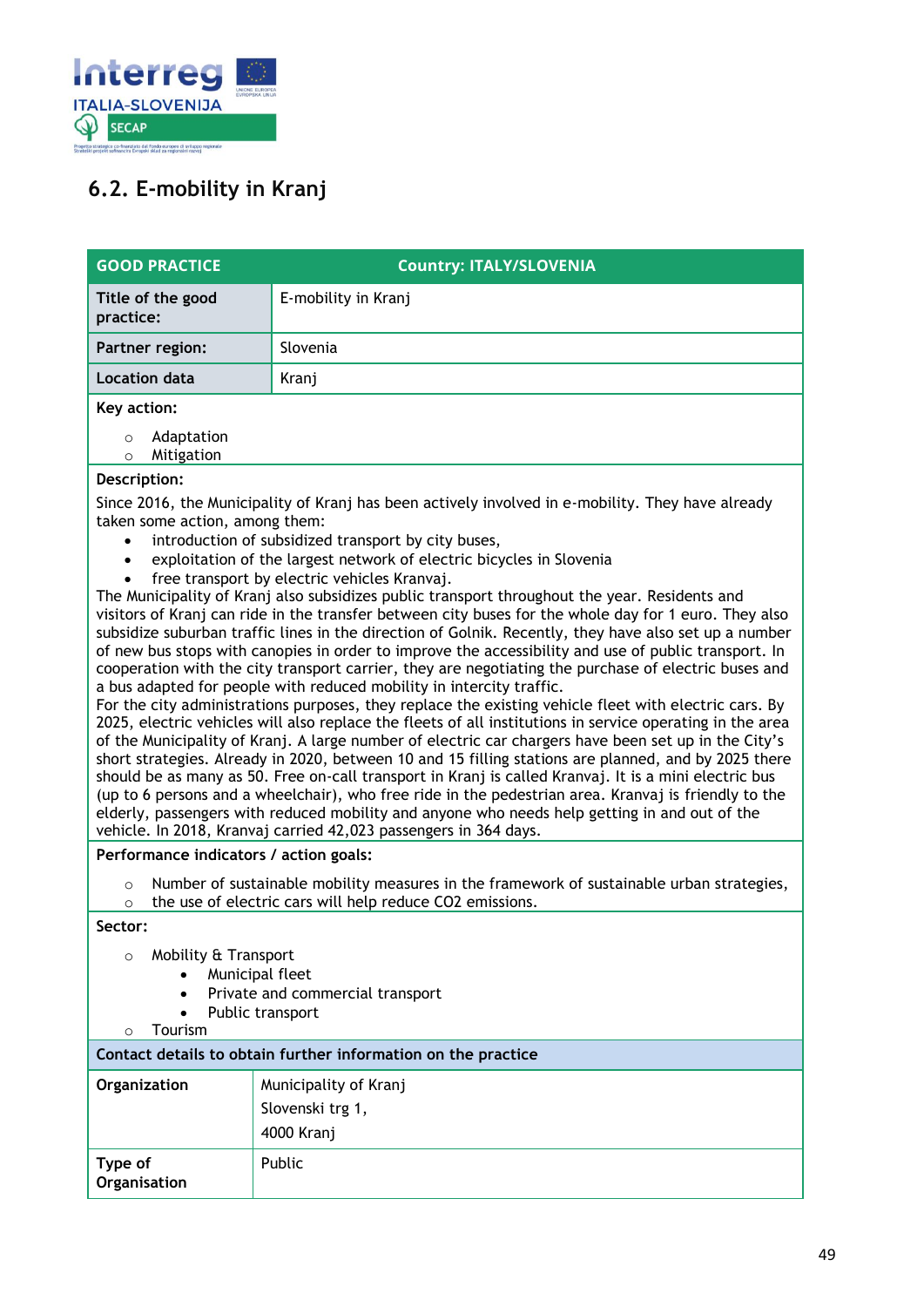## 6.2. E-mobility in Kranj

| GOOD PRACTICE | Country: ITALY/SLOVENIA |
|---|---|
| **Title of the good practice:** | E-mobility in Kranj |
| **Partner region:** | Slovenia |
| **Location data** | Kranj |

**Key action:**

- Adaptation
- Mitigation

**Description:**

Since 2016, the Municipality of Kranj has been actively involved in e-mobility. They have already taken some action, among them:

- introduction of subsidized transport by city buses,
- exploitation of the largest network of electric bicycles in Slovenia
- free transport by electric vehicles Kranvaj.

The Municipality of Kranj also subsidizes public transport throughout the year. Residents and visitors of Kranj can ride in the transfer between city buses for the whole day for 1 euro. They also subsidize suburban traffic lines in the direction of Golnik. Recently, they have also set up a number of new bus stops with canopies in order to improve the accessibility and use of public transport. In cooperation with the city transport carrier, they are negotiating the purchase of electric buses and a bus adapted for people with reduced mobility in intercity traffic.
For the city administrations purposes, they replace the existing vehicle fleet with electric cars. By 2025, electric vehicles will also replace the fleets of all institutions in service operating in the area of the Municipality of Kranj. A large number of electric car chargers have been set up in the City's short strategies. Already in 2020, between 10 and 15 filling stations are planned, and by 2025 there should be as many as 50. Free on-call transport in Kranj is called Kranvaj. It is a mini electric bus (up to 6 persons and a wheelchair), who free ride in the pedestrian area. Kranvaj is friendly to the elderly, passengers with reduced mobility and anyone who needs help getting in and out of the vehicle. In 2018, Kranvaj carried 42,023 passengers in 364 days.

**Performance indicators / action goals:**

- Number of sustainable mobility measures in the framework of sustainable urban strategies,
- the use of electric cars will help reduce $CO_2$ emissions.

**Sector:**

- Mobility & Transport
  - Municipal fleet
  - Private and commercial transport
  - Public transport
- Tourism

**Contact details to obtain further information on the practice**

| | |
|---|---|
| **Organization** | Municipality of Kranj<br>Slovenski trg 1,<br>4000 Kranj |
| **Type of Organisation** | Public |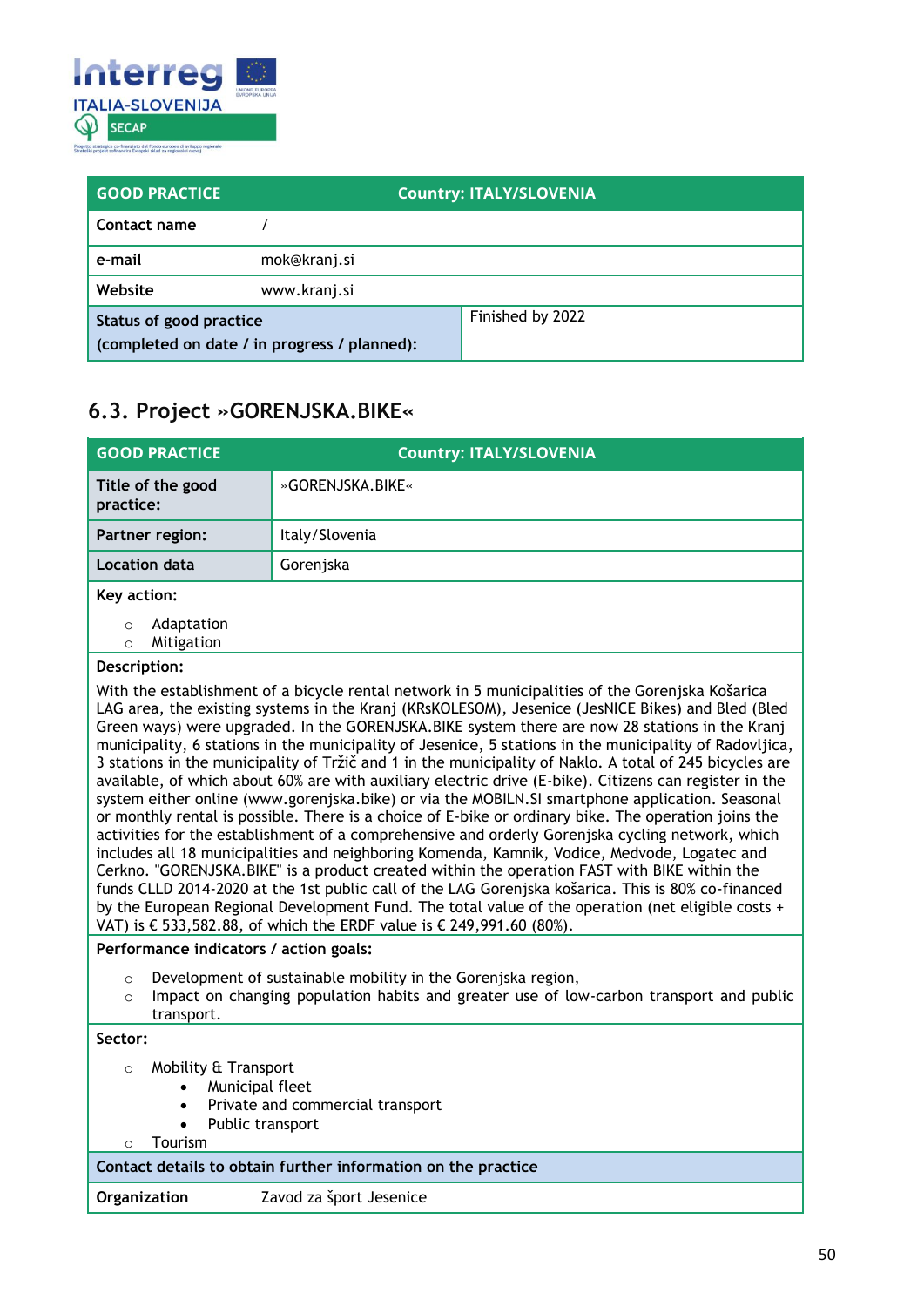| GOOD PRACTICE | Country: ITALY/SLOVENIA | |
|---|---|---|
| Contact name | / | |
| e-mail | mok@kranj.si | |
| Website | www.kranj.si | |
| Status of good practice (completed on date / in progress / planned): | | Finished by 2022 |

## 6.3. Project »GORENJSKA.BIKE«

| GOOD PRACTICE | Country: ITALY/SLOVENIA |
|---|---|
| Title of the good practice: | »GORENJSKA.BIKE« |
| Partner region: | Italy/Slovenia |
| Location data | Gorenjska |

**Key action:**

- Adaptation
- Mitigation

**Description:**

With the establishment of a bicycle rental network in 5 municipalities of the Gorenjska Košarica LAG area, the existing systems in the Kranj (KRsKOLESOM), Jesenice (JesNICE Bikes) and Bled (Bled Green ways) were upgraded. In the GORENJSKA.BIKE system there are now 28 stations in the Kranj municipality, 6 stations in the municipality of Jesenice, 5 stations in the municipality of Radovljica, 3 stations in the municipality of Tržič and 1 in the municipality of Naklo. A total of 245 bicycles are available, of which about 60% are with auxiliary electric drive (E-bike). Citizens can register in the system either online (www.gorenjska.bike) or via the MOBILN.SI smartphone application. Seasonal or monthly rental is possible. There is a choice of E-bike or ordinary bike. The operation joins the activities for the establishment of a comprehensive and orderly Gorenjska cycling network, which includes all 18 municipalities and neighboring Komenda, Kamnik, Vodice, Medvode, Logatec and Cerkno. "GORENJSKA.BIKE" is a product created within the operation FAST with BIKE within the funds CLLD 2014-2020 at the 1st public call of the LAG Gorenjska košarica. This is 80% co-financed by the European Regional Development Fund. The total value of the operation (net eligible costs + VAT) is € 533,582.88, of which the ERDF value is € 249,991.60 (80%).

**Performance indicators / action goals:**

- Development of sustainable mobility in the Gorenjska region,
- Impact on changing population habits and greater use of low-carbon transport and public transport.

**Sector:**

- Mobility & Transport
  - Municipal fleet
  - Private and commercial transport
  - Public transport
- Tourism

**Contact details to obtain further information on the practice**

| Organization | Zavod za šport Jesenice |
|---|---|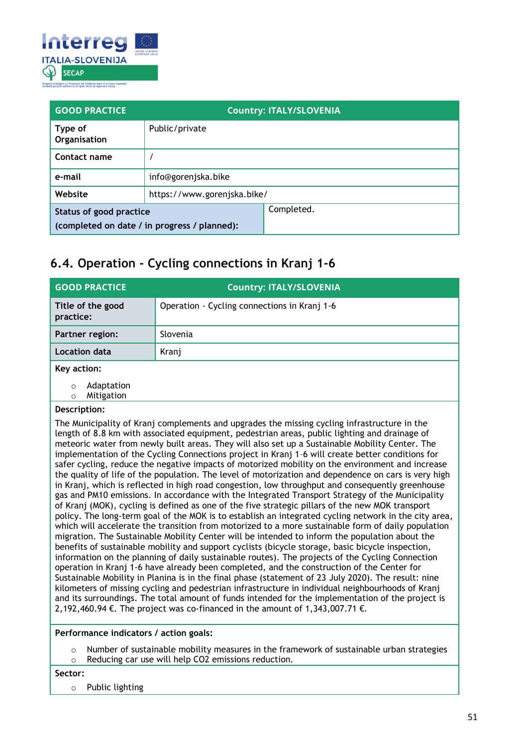| GOOD PRACTICE | Country: ITALY/SLOVENIA |
|---|---|
| Type of Organisation | Public/private |
| Contact name | / |
| e-mail | info@gorenjska.bike |
| Website | https://www.gorenjska.bike/ |
| Status of good practice (completed on date / in progress / planned): | Completed. |

## 6.4. Operation - Cycling connections in Kranj 1-6

| GOOD PRACTICE | Country: ITALY/SLOVENIA |
|---|---|
| Title of the good practice: | Operation - Cycling connections in Kranj 1-6 |
| Partner region: | Slovenia |
| Location data | Kranj |

**Key action:**

- Adaptation
- Mitigation

**Description:**

The Municipality of Kranj complements and upgrades the missing cycling infrastructure in the length of 8.8 km with associated equipment, pedestrian areas, public lighting and drainage of meteoric water from newly built areas. They will also set up a Sustainable Mobility Center. The implementation of the Cycling Connections project in Kranj 1–6 will create better conditions for safer cycling, reduce the negative impacts of motorized mobility on the environment and increase the quality of life of the population. The level of motorization and dependence on cars is very high in Kranj, which is reflected in high road congestion, low throughput and consequently greenhouse gas and PM10 emissions. In accordance with the Integrated Transport Strategy of the Municipality of Kranj (MOK), cycling is defined as one of the five strategic pillars of the new MOK transport policy. The long-term goal of the MOK is to establish an integrated cycling network in the city area, which will accelerate the transition from motorized to a more sustainable form of daily population migration. The Sustainable Mobility Center will be intended to inform the population about the benefits of sustainable mobility and support cyclists (bicycle storage, basic bicycle inspection, information on the planning of daily sustainable routes). The projects of the Cycling Connection operation in Kranj 1-6 have already been completed, and the construction of the Center for Sustainable Mobility in Planina is in the final phase (statement of 23 July 2020). The result: nine kilometers of missing cycling and pedestrian infrastructure in individual neighbourhoods of Kranj and its surroundings. The total amount of funds intended for the implementation of the project is 2,192,460.94 €. The project was co-financed in the amount of 1,343,007.71 €.

**Performance indicators / action goals:**

- Number of sustainable mobility measures in the framework of sustainable urban strategies
- Reducing car use will help $CO_2$ emissions reduction.

**Sector:**

- Public lighting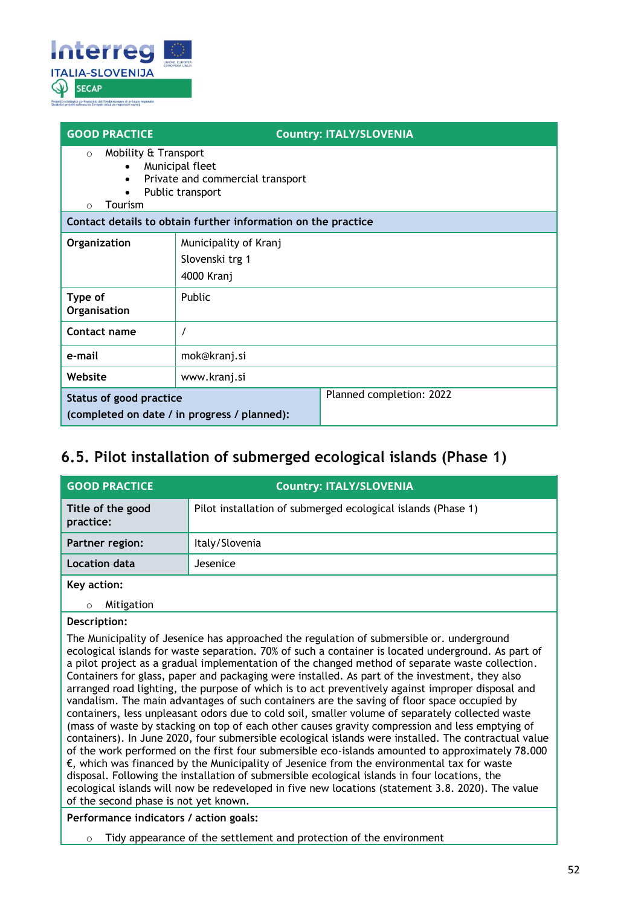| GOOD PRACTICE | Country: ITALY/SLOVENIA |
|---|---|
| ○ Mobility & Transport<br>• Municipal fleet<br>• Private and commercial transport<br>• Public transport<br>○ Tourism | |
| **Contact details to obtain further information on the practice** | |
| **Organization** | Municipality of Kranj<br>Slovenski trg 1<br>4000 Kranj |
| **Type of Organisation** | Public |
| **Contact name** | / |
| **e-mail** | mok@kranj.si |
| **Website** | www.kranj.si |
| **Status of good practice (completed on date / in progress / planned):** | Planned completion: 2022 |

## 6.5. Pilot installation of submerged ecological islands (Phase 1)

| GOOD PRACTICE | Country: ITALY/SLOVENIA |
|---|---|
| **Title of the good practice:** | Pilot installation of submerged ecological islands (Phase 1) |
| **Partner region:** | Italy/Slovenia |
| **Location data** | Jesenice |

**Key action:**

- Mitigation

**Description:**

The Municipality of Jesenice has approached the regulation of submersible or. underground ecological islands for waste separation. 70% of such a container is located underground. As part of a pilot project as a gradual implementation of the changed method of separate waste collection. Containers for glass, paper and packaging were installed. As part of the investment, they also arranged road lighting, the purpose of which is to act preventively against improper disposal and vandalism. The main advantages of such containers are the saving of floor space occupied by containers, less unpleasant odors due to cold soil, smaller volume of separately collected waste (mass of waste by stacking on top of each other causes gravity compression and less emptying of containers). In June 2020, four submersible ecological islands were installed. The contractual value of the work performed on the first four submersible eco-islands amounted to approximately 78.000 €, which was financed by the Municipality of Jesenice from the environmental tax for waste disposal. Following the installation of submersible ecological islands in four locations, the ecological islands will now be redeveloped in five new locations (statement 3.8. 2020). The value of the second phase is not yet known.

**Performance indicators / action goals:**

- Tidy appearance of the settlement and protection of the environment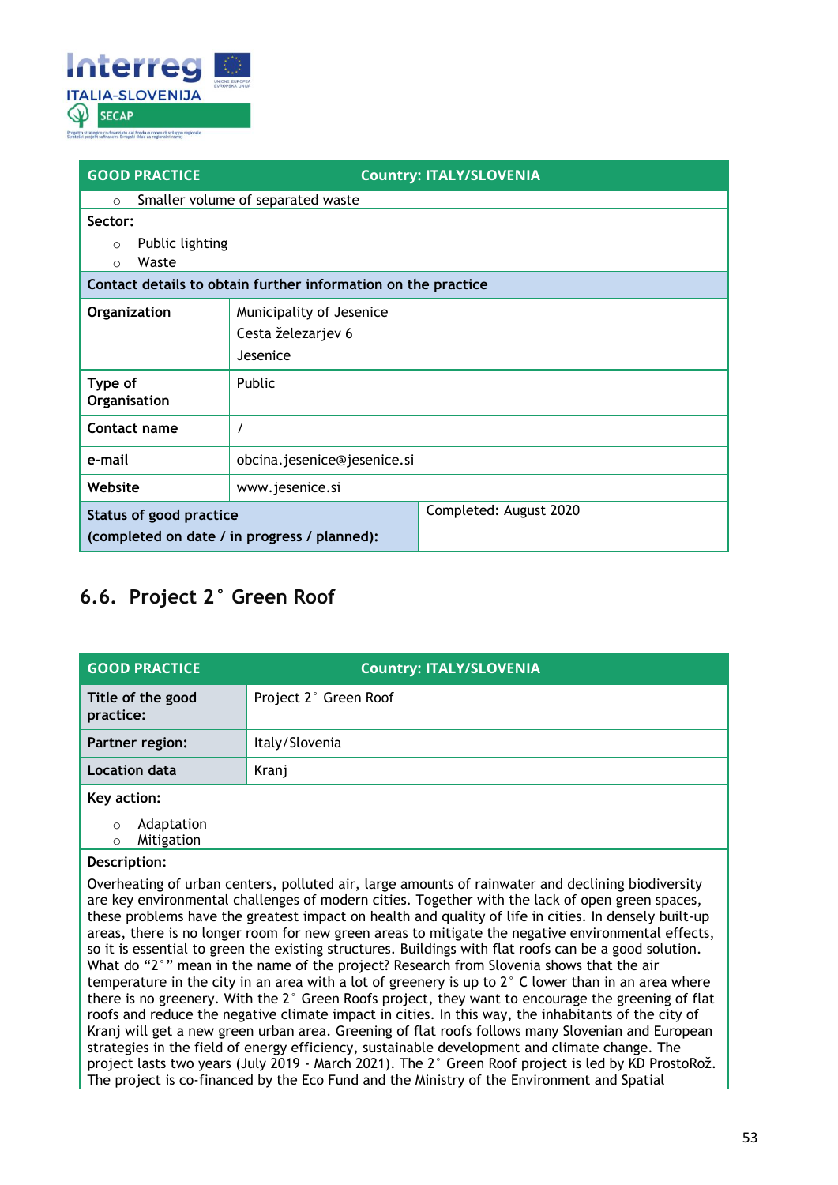| GOOD PRACTICE | Country: ITALY/SLOVENIA | |
|---|---|---|
| ○ Smaller volume of separated waste | | |
| **Sector:**<br>○ Public lighting<br>○ Waste | | |
| **Contact details to obtain further information on the practice** | | |
| **Organization** | Municipality of Jesenice<br>Cesta železarjev 6<br>Jesenice | |
| **Type of Organisation** | Public | |
| **Contact name** | / | |
| **e-mail** | obcina.jesenice@jesenice.si | |
| **Website** | www.jesenice.si | |
| **Status of good practice (completed on date / in progress / planned):** | | Completed: August 2020 |

## 6.6. Project 2° Green Roof

| GOOD PRACTICE | Country: ITALY/SLOVENIA |
|---|---|
| **Title of the good practice:** | Project 2° Green Roof |
| **Partner region:** | Italy/Slovenia |
| **Location data** | Kranj |
| **Key action:**<br>○ Adaptation<br>○ Mitigation | |
| **Description:**<br>Overheating of urban centers, polluted air, large amounts of rainwater and declining biodiversity are key environmental challenges of modern cities. Together with the lack of open green spaces, these problems have the greatest impact on health and quality of life in cities. In densely built-up areas, there is no longer room for new green areas to mitigate the negative environmental effects, so it is essential to green the existing structures. Buildings with flat roofs can be a good solution. What do "2°" mean in the name of the project? Research from Slovenia shows that the air temperature in the city in an area with a lot of greenery is up to 2° C lower than in an area where there is no greenery. With the 2° Green Roofs project, they want to encourage the greening of flat roofs and reduce the negative climate impact in cities. In this way, the inhabitants of the city of Kranj will get a new green urban area. Greening of flat roofs follows many Slovenian and European strategies in the field of energy efficiency, sustainable development and climate change. The project lasts two years (July 2019 - March 2021). The 2° Green Roof project is led by KD ProstoRož. The project is co-financed by the Eco Fund and the Ministry of the Environment and Spatial | |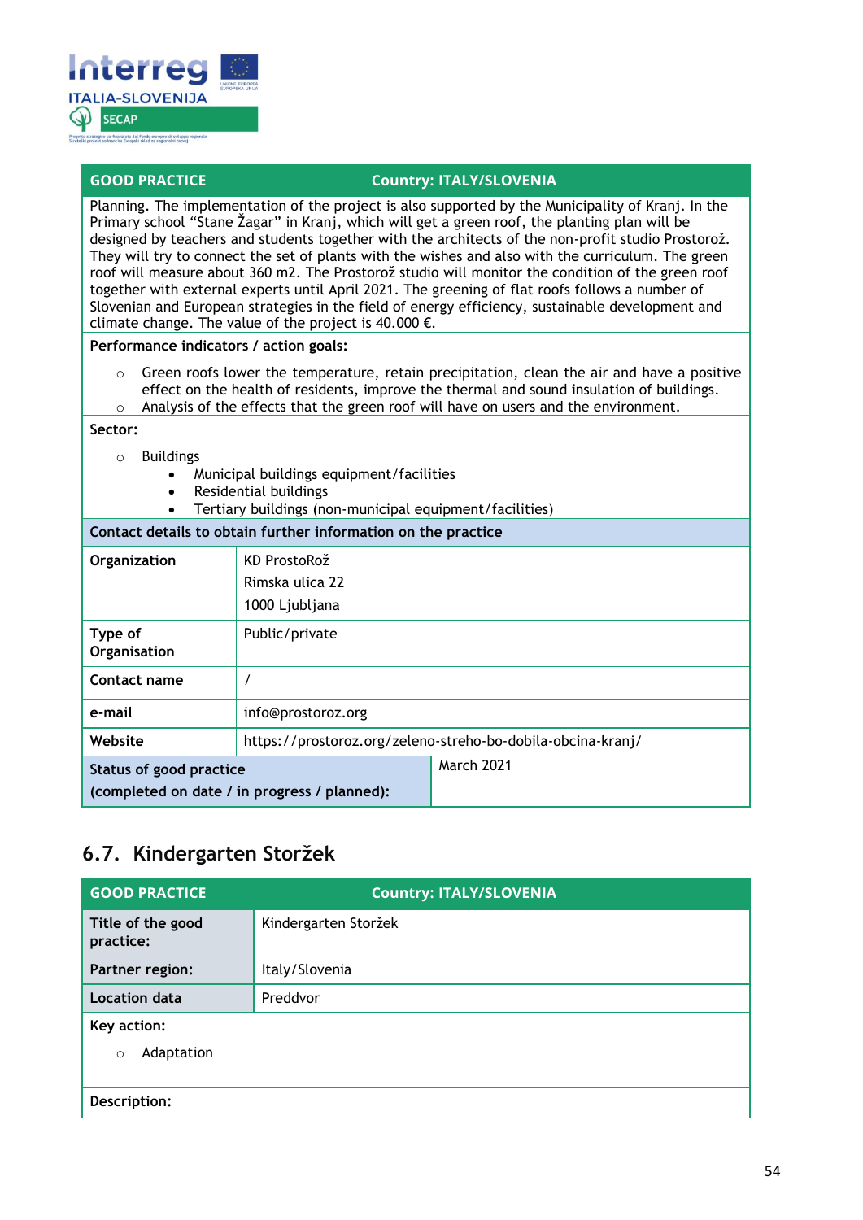| GOOD PRACTICE | Country: ITALY/SLOVENIA |
|---|---|
| Planning. The implementation of the project is also supported by the Municipality of Kranj. In the Primary school “Stane Žagar” in Kranj, which will get a green roof, the planting plan will be designed by teachers and students together with the architects of the non-profit studio Prostorož. They will try to connect the set of plants with the wishes and also with the curriculum. The green roof will measure about 360 m2. The Prostorož studio will monitor the condition of the green roof together with external experts until April 2021. The greening of flat roofs follows a number of Slovenian and European strategies in the field of energy efficiency, sustainable development and climate change. The value of the project is 40.000 €. | |
| **Performance indicators / action goals:**<br>◦ Green roofs lower the temperature, retain precipitation, clean the air and have a positive effect on the health of residents, improve the thermal and sound insulation of buildings.<br>◦ Analysis of the effects that the green roof will have on users and the environment. | |
| **Sector:**<br>◦ Buildings<br>• Municipal buildings equipment/facilities<br>• Residential buildings<br>• Tertiary buildings (non-municipal equipment/facilities) | |
| **Contact details to obtain further information on the practice** | |
| **Organization** | KD ProstoRož<br>Rimska ulica 22<br>1000 Ljubljana |
| **Type of Organisation** | Public/private |
| **Contact name** | / |
| **e-mail** | info@prostoroz.org |
| **Website** | https://prostoroz.org/zeleno-streho-bo-dobila-obcina-kranj/ |
| **Status of good practice (completed on date / in progress / planned):** | March 2021 |

## 6.7. Kindergarten Storžek

| GOOD PRACTICE | Country: ITALY/SLOVENIA |
|---|---|
| **Title of the good practice:** | Kindergarten Storžek |
| **Partner region:** | Italy/Slovenia |
| **Location data** | Preddvor |
| **Key action:**<br>◦ Adaptation | |
| **Description:** | |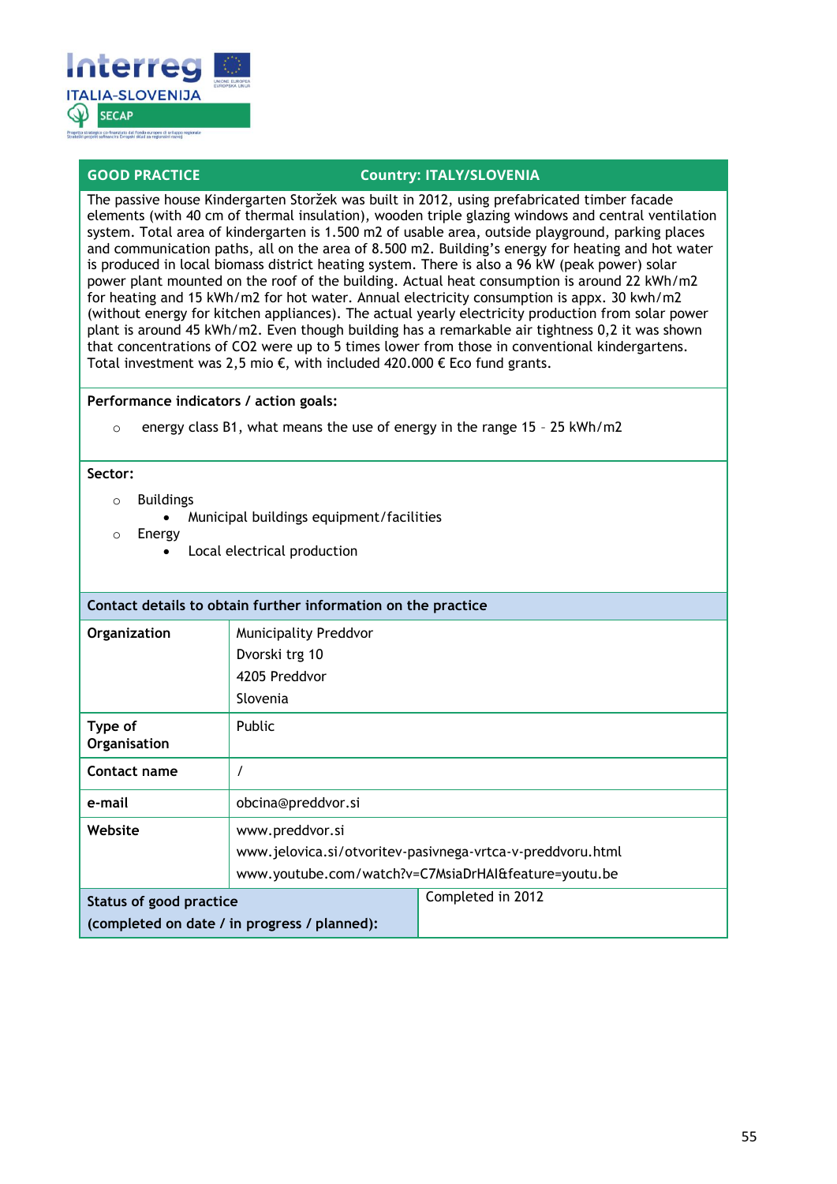| GOOD PRACTICE | Country: ITALY/SLOVENIA |
|---|---|

The passive house Kindergarten Storžek was built in 2012, using prefabricated timber facade elements (with 40 cm of thermal insulation), wooden triple glazing windows and central ventilation system. Total area of kindergarten is 1.500 m2 of usable area, outside playground, parking places and communication paths, all on the area of 8.500 m2. Building's energy for heating and hot water is produced in local biomass district heating system. There is also a 96 kW (peak power) solar power plant mounted on the roof of the building. Actual heat consumption is around 22 kWh/m2 for heating and 15 kWh/m2 for hot water. Annual electricity consumption is appx. 30 kwh/m2 (without energy for kitchen appliances). The actual yearly electricity production from solar power plant is around 45 kWh/m2. Even though building has a remarkable air tightness 0,2 it was shown that concentrations of $CO_2$ were up to 5 times lower from those in conventional kindergartens. Total investment was 2,5 mio €, with included 420.000 € Eco fund grants.

**Performance indicators / action goals:**

- energy class B1, what means the use of energy in the range 15 – 25 kWh/m2

**Sector:**

- Buildings
  - Municipal buildings equipment/facilities
- Energy
  - Local electrical production

**Contact details to obtain further information on the practice**

| | |
|---|---|
| **Organization** | Municipality Preddvor<br>Dvorski trg 10<br>4205 Preddvor<br>Slovenia |
| **Type of Organisation** | Public |
| **Contact name** | / |
| **e-mail** | obcina@preddvor.si |
| **Website** | www.preddvor.si<br>www.jelovica.si/otvoritev-pasivnega-vrtca-v-preddvoru.html<br>www.youtube.com/watch?v=C7MsiaDrHAI&feature=youtu.be |
| **Status of good practice (completed on date / in progress / planned):** | Completed in 2012 |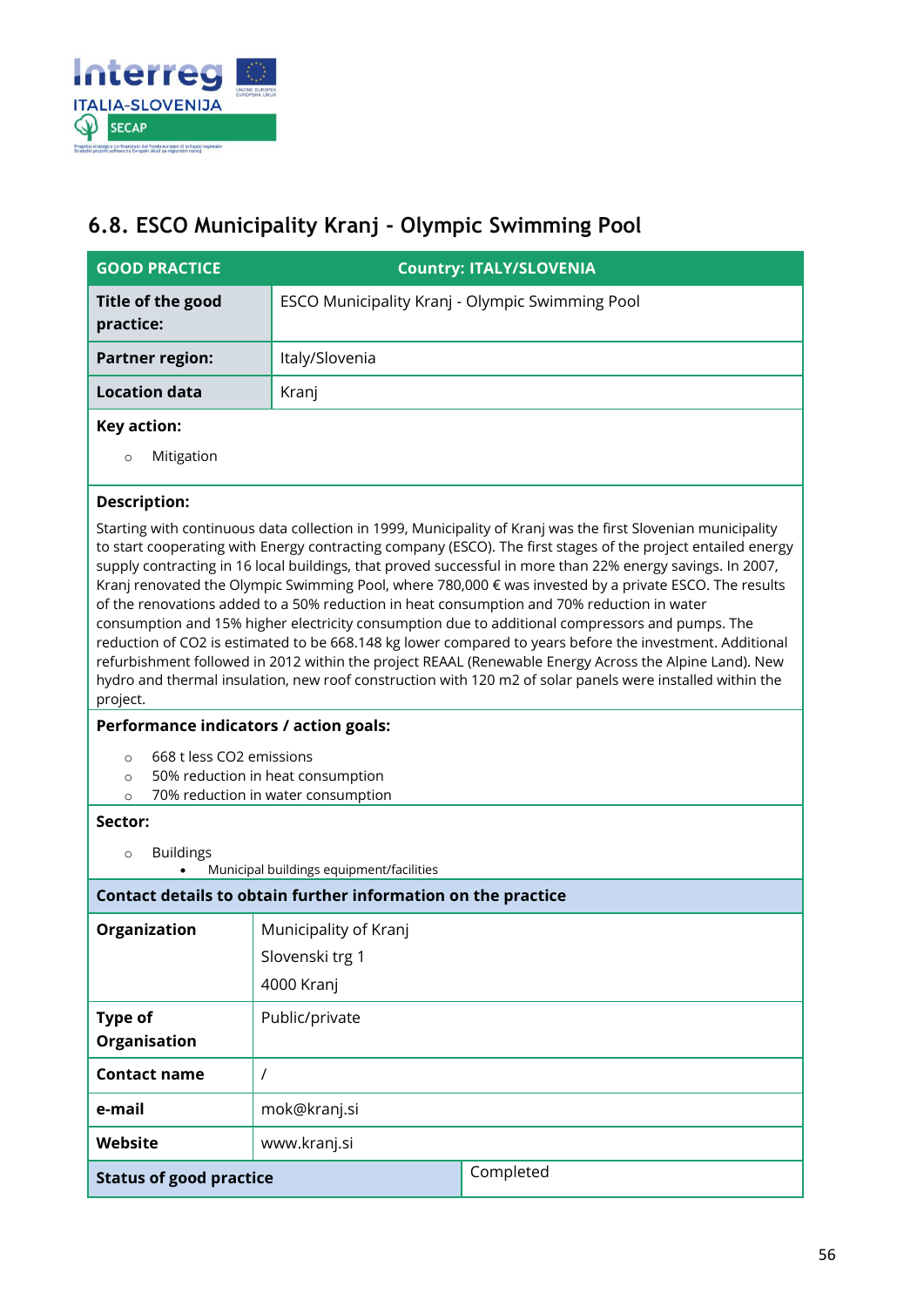## 6.8. ESCO Municipality Kranj - Olympic Swimming Pool

| GOOD PRACTICE | Country: ITALY/SLOVENIA |
|---|---|
| **Title of the good practice:** | ESCO Municipality Kranj - Olympic Swimming Pool |
| **Partner region:** | Italy/Slovenia |
| **Location data** | Kranj |

**Key action:**

- Mitigation

**Description:**

Starting with continuous data collection in 1999, Municipality of Kranj was the first Slovenian municipality to start cooperating with Energy contracting company (ESCO). The first stages of the project entailed energy supply contracting in 16 local buildings, that proved successful in more than 22% energy savings. In 2007, Kranj renovated the Olympic Swimming Pool, where 780,000 € was invested by a private ESCO. The results of the renovations added to a 50% reduction in heat consumption and 70% reduction in water consumption and 15% higher electricity consumption due to additional compressors and pumps. The reduction of $CO_2$ is estimated to be 668.148 kg lower compared to years before the investment. Additional refurbishment followed in 2012 within the project REAAL (Renewable Energy Across the Alpine Land). New hydro and thermal insulation, new roof construction with 120 m2 of solar panels were installed within the project.

**Performance indicators / action goals:**

- 668 t less $CO_2$ emissions
- 50% reduction in heat consumption
- 70% reduction in water consumption

**Sector:**

- Buildings
  - Municipal buildings equipment/facilities

**Contact details to obtain further information on the practice**

| Organization | Municipality of Kranj<br>Slovenski trg 1<br>4000 Kranj |
|---|---|
| **Type of Organisation** | Public/private |
| **Contact name** | / |
| **e-mail** | mok@kranj.si |
| **Website** | www.kranj.si |
| **Status of good practice** | Completed |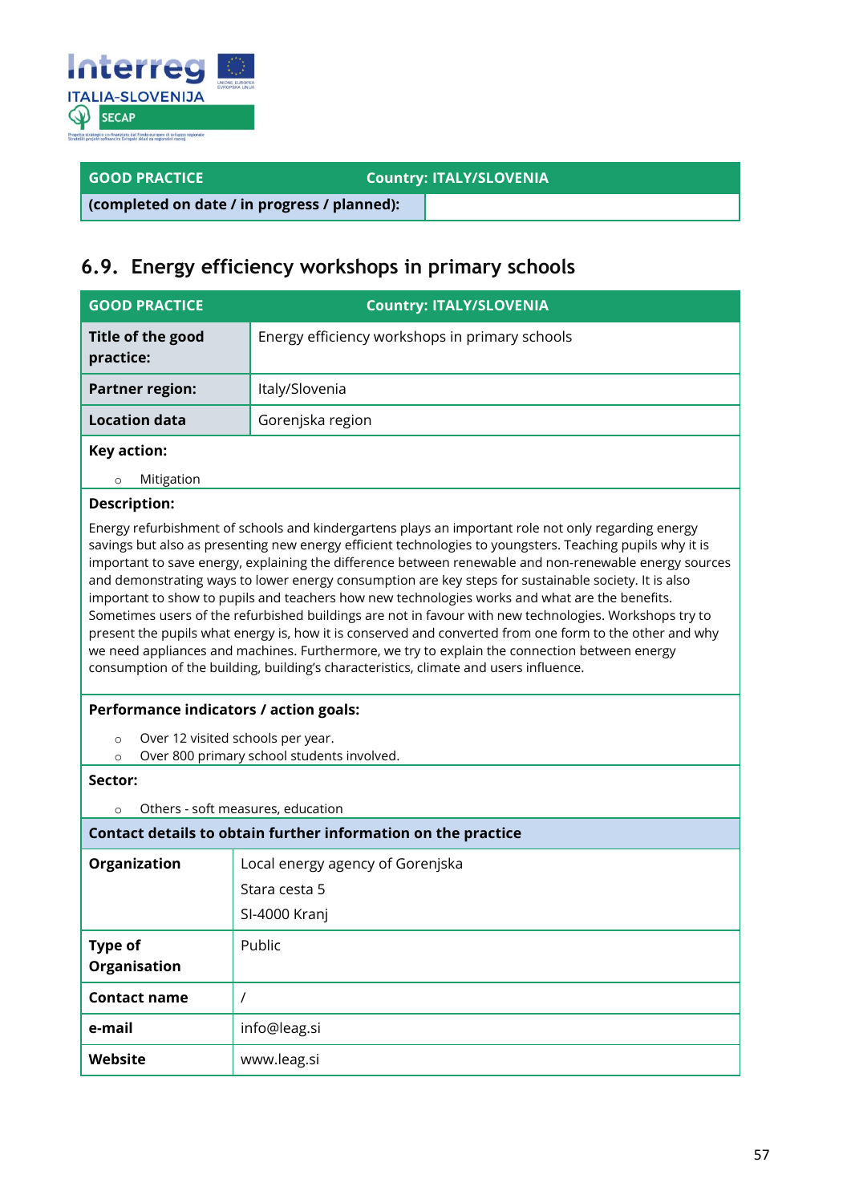| GOOD PRACTICE | Country: ITALY/SLOVENIA |
|---|---|
| (completed on date / in progress / planned): | |

## 6.9. Energy efficiency workshops in primary schools

| GOOD PRACTICE | Country: ITALY/SLOVENIA |
|---|---|
| **Title of the good practice:** | Energy efficiency workshops in primary schools |
| **Partner region:** | Italy/Slovenia |
| **Location data** | Gorenjska region |

**Key action:**

- Mitigation

**Description:**

Energy refurbishment of schools and kindergartens plays an important role not only regarding energy savings but also as presenting new energy efficient technologies to youngsters. Teaching pupils why it is important to save energy, explaining the difference between renewable and non-renewable energy sources and demonstrating ways to lower energy consumption are key steps for sustainable society. It is also important to show to pupils and teachers how new technologies works and what are the benefits. Sometimes users of the refurbished buildings are not in favour with new technologies. Workshops try to present the pupils what energy is, how it is conserved and converted from one form to the other and why we need appliances and machines. Furthermore, we try to explain the connection between energy consumption of the building, building's characteristics, climate and users influence.

**Performance indicators / action goals:**

- Over 12 visited schools per year.
- Over 800 primary school students involved.

**Sector:**

- Others - soft measures, education

**Contact details to obtain further information on the practice**

| | |
|---|---|
| **Organization** | Local energy agency of Gorenjska<br>Stara cesta 5<br>SI-4000 Kranj |
| **Type of Organisation** | Public |
| **Contact name** | / |
| **e-mail** | info@leag.si |
| **Website** | www.leag.si |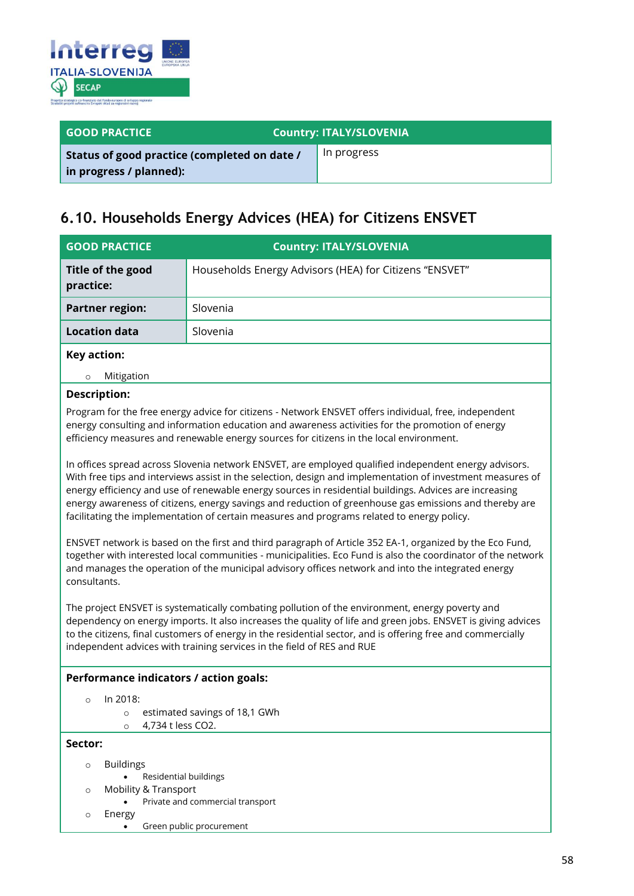| GOOD PRACTICE | Country: ITALY/SLOVENIA |
|---|---|
| **Status of good practice (completed on date / in progress / planned):** | In progress |

## 6.10. Households Energy Advices (HEA) for Citizens ENSVET

| GOOD PRACTICE | Country: ITALY/SLOVENIA |
|---|---|
| **Title of the good practice:** | Households Energy Advisors (HEA) for Citizens "ENSVET" |
| **Partner region:** | Slovenia |
| **Location data** | Slovenia |

**Key action:**

- Mitigation

**Description:**

Program for the free energy advice for citizens - Network ENSVET offers individual, free, independent energy consulting and information education and awareness activities for the promotion of energy efficiency measures and renewable energy sources for citizens in the local environment.

In offices spread across Slovenia network ENSVET, are employed qualified independent energy advisors. With free tips and interviews assist in the selection, design and implementation of investment measures of energy efficiency and use of renewable energy sources in residential buildings. Advices are increasing energy awareness of citizens, energy savings and reduction of greenhouse gas emissions and thereby are facilitating the implementation of certain measures and programs related to energy policy.

ENSVET network is based on the first and third paragraph of Article 352 EA-1, organized by the Eco Fund, together with interested local communities - municipalities. Eco Fund is also the coordinator of the network and manages the operation of the municipal advisory offices network and into the integrated energy consultants.

The project ENSVET is systematically combating pollution of the environment, energy poverty and dependency on energy imports. It also increases the quality of life and green jobs. ENSVET is giving advices to the citizens, final customers of energy in the residential sector, and is offering free and commercially independent advices with training services in the field of RES and RUE

**Performance indicators / action goals:**

- In 2018:
  - estimated savings of 18,1 GWh
  - 4,734 t less $CO_2$.

**Sector:**

- Buildings
  - Residential buildings
- Mobility & Transport
  - Private and commercial transport
- Energy
  - Green public procurement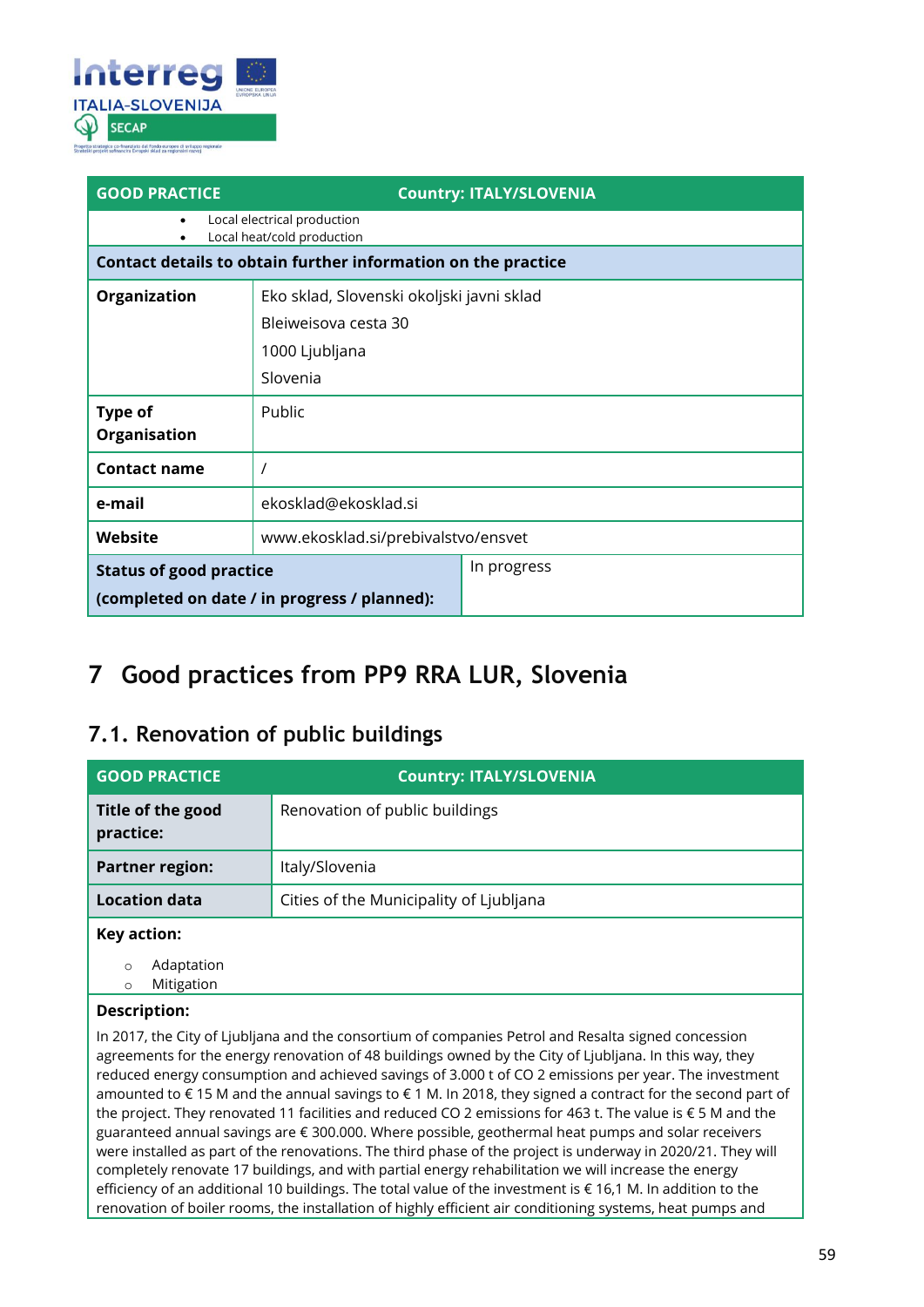| GOOD PRACTICE | Country: ITALY/SLOVENIA |
|---|---|
| • Local electrical production<br>• Local heat/cold production | |
| **Contact details to obtain further information on the practice** | |
| **Organization** | Eko sklad, Slovenski okoljski javni sklad<br>Bleiweisova cesta 30<br>1000 Ljubljana<br>Slovenia |
| **Type of Organisation** | Public |
| **Contact name** | / |
| **e-mail** | ekosklad@ekosklad.si |
| **Website** | www.ekosklad.si/prebivalstvo/ensvet |
| **Status of good practice (completed on date / in progress / planned):** | In progress |

# 7 Good practices from PP9 RRA LUR, Slovenia

## 7.1. Renovation of public buildings

| GOOD PRACTICE | Country: ITALY/SLOVENIA |
|---|---|
| **Title of the good practice:** | Renovation of public buildings |
| **Partner region:** | Italy/Slovenia |
| **Location data** | Cities of the Municipality of Ljubljana |
| **Key action:**<br>○ Adaptation<br>○ Mitigation | |
| **Description:**<br>In 2017, the City of Ljubljana and the consortium of companies Petrol and Resalta signed concession agreements for the energy renovation of 48 buildings owned by the City of Ljubljana. In this way, they reduced energy consumption and achieved savings of 3.000 t of CO 2 emissions per year. The investment amounted to € 15 M and the annual savings to € 1 M. In 2018, they signed a contract for the second part of the project. They renovated 11 facilities and reduced CO 2 emissions for 463 t. The value is € 5 M and the guaranteed annual savings are € 300.000. Where possible, geothermal heat pumps and solar receivers were installed as part of the renovations. The third phase of the project is underway in 2020/21. They will completely renovate 17 buildings, and with partial energy rehabilitation we will increase the energy efficiency of an additional 10 buildings. The total value of the investment is € 16,1 M. In addition to the renovation of boiler rooms, the installation of highly efficient air conditioning systems, heat pumps and | |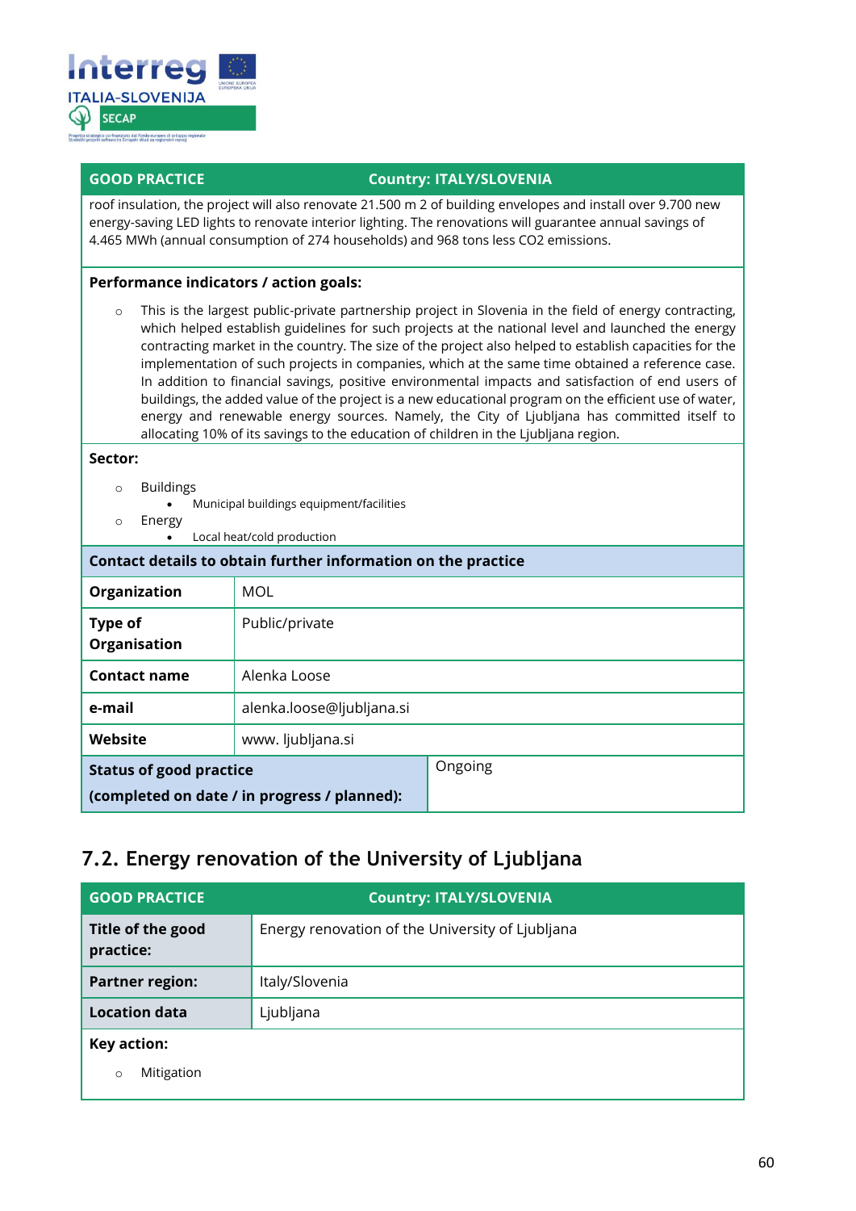| GOOD PRACTICE | Country: ITALY/SLOVENIA |
|---|---|
| roof insulation, the project will also renovate 21.500 m 2 of building envelopes and install over 9.700 new energy-saving LED lights to renovate interior lighting. The renovations will guarantee annual savings of 4.465 MWh (annual consumption of 274 households) and 968 tons less $CO_2$ emissions. | |

**Performance indicators / action goals:**

- This is the largest public-private partnership project in Slovenia in the field of energy contracting, which helped establish guidelines for such projects at the national level and launched the energy contracting market in the country. The size of the project also helped to establish capacities for the implementation of such projects in companies, which at the same time obtained a reference case. In addition to financial savings, positive environmental impacts and satisfaction of end users of buildings, the added value of the project is a new educational program on the efficient use of water, energy and renewable energy sources. Namely, the City of Ljubljana has committed itself to allocating 10% of its savings to the education of children in the Ljubljana region.

**Sector:**

- Buildings
  - Municipal buildings equipment/facilities
- Energy
  - Local heat/cold production

| Contact details to obtain further information on the practice | |
|---|---|
| **Organization** | MOL |
| **Type of Organisation** | Public/private |
| **Contact name** | Alenka Loose |
| **e-mail** | alenka.loose@ljubljana.si |
| **Website** | www. ljubljana.si |
| **Status of good practice (completed on date / in progress / planned):** | Ongoing |

## 7.2. Energy renovation of the University of Ljubljana

| GOOD PRACTICE | Country: ITALY/SLOVENIA |
|---|---|
| **Title of the good practice:** | Energy renovation of the University of Ljubljana |
| **Partner region:** | Italy/Slovenia |
| **Location data** | Ljubljana |

**Key action:**

- Mitigation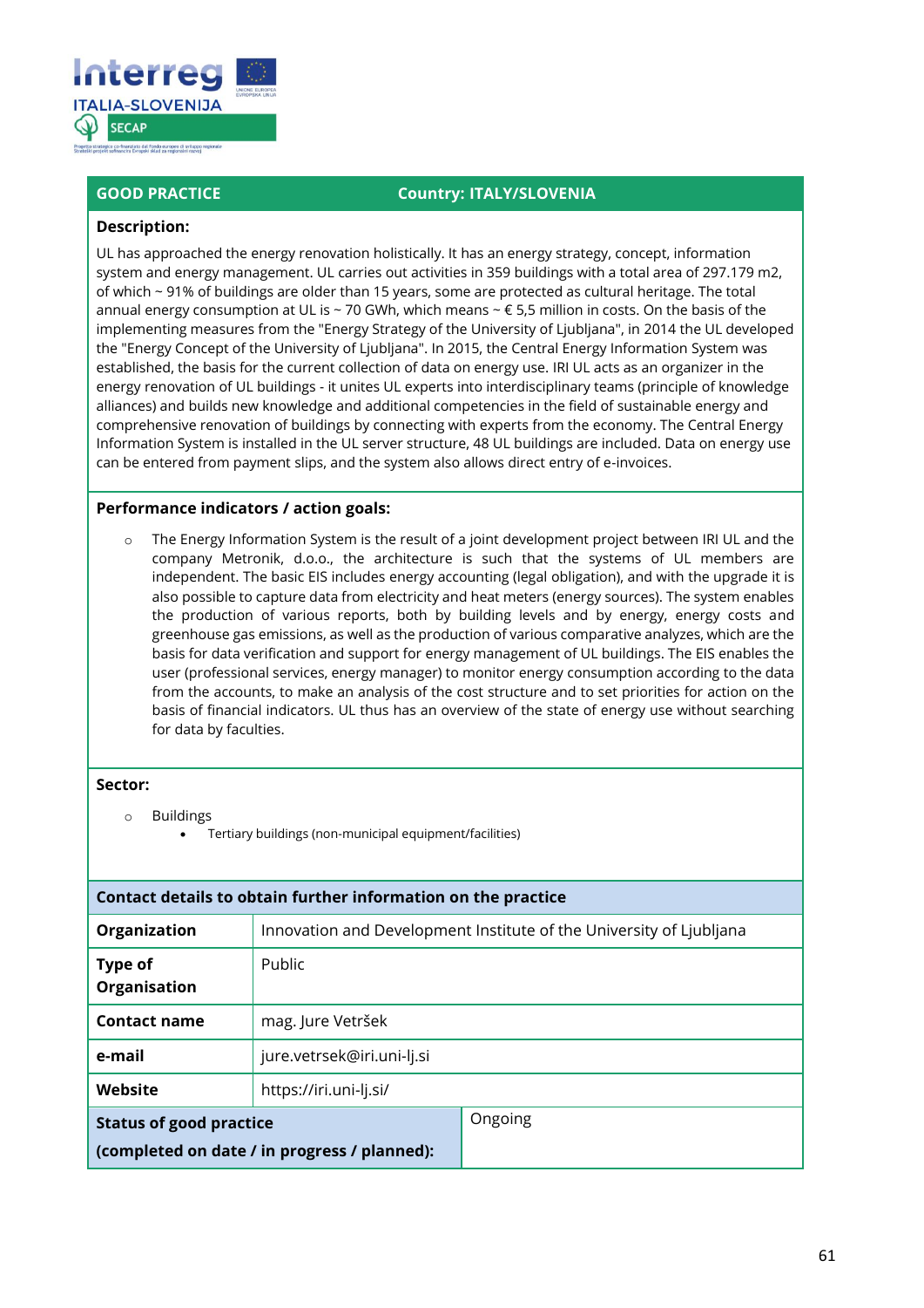| GOOD PRACTICE | Country: ITALY/SLOVENIA |
|---|---|

**Description:**

UL has approached the energy renovation holistically. It has an energy strategy, concept, information system and energy management. UL carries out activities in 359 buildings with a total area of 297.179 m2, of which ~ 91% of buildings are older than 15 years, some are protected as cultural heritage. The total annual energy consumption at UL is ~ 70 GWh, which means ~ € 5,5 million in costs. On the basis of the implementing measures from the "Energy Strategy of the University of Ljubljana", in 2014 the UL developed the "Energy Concept of the University of Ljubljana". In 2015, the Central Energy Information System was established, the basis for the current collection of data on energy use. IRI UL acts as an organizer in the energy renovation of UL buildings - it unites UL experts into interdisciplinary teams (principle of knowledge alliances) and builds new knowledge and additional competencies in the field of sustainable energy and comprehensive renovation of buildings by connecting with experts from the economy. The Central Energy Information System is installed in the UL server structure, 48 UL buildings are included. Data on energy use can be entered from payment slips, and the system also allows direct entry of e-invoices.

**Performance indicators / action goals:**

- The Energy Information System is the result of a joint development project between IRI UL and the company Metronik, d.o.o., the architecture is such that the systems of UL members are independent. The basic EIS includes energy accounting (legal obligation), and with the upgrade it is also possible to capture data from electricity and heat meters (energy sources). The system enables the production of various reports, both by building levels and by energy, energy costs and greenhouse gas emissions, as well as the production of various comparative analyzes, which are the basis for data verification and support for energy management of UL buildings. The EIS enables the user (professional services, energy manager) to monitor energy consumption according to the data from the accounts, to make an analysis of the cost structure and to set priorities for action on the basis of financial indicators. UL thus has an overview of the state of energy use without searching for data by faculties.

**Sector:**

- Buildings
  - Tertiary buildings (non-municipal equipment/facilities)

| Contact details to obtain further information on the practice | |
|---|---|
| **Organization** | Innovation and Development Institute of the University of Ljubljana |
| **Type of Organisation** | Public |
| **Contact name** | mag. Jure Vetršek |
| **e-mail** | jure.vetrsek@iri.uni-lj.si |
| **Website** | https://iri.uni-lj.si/ |
| **Status of good practice (completed on date / in progress / planned):** | Ongoing |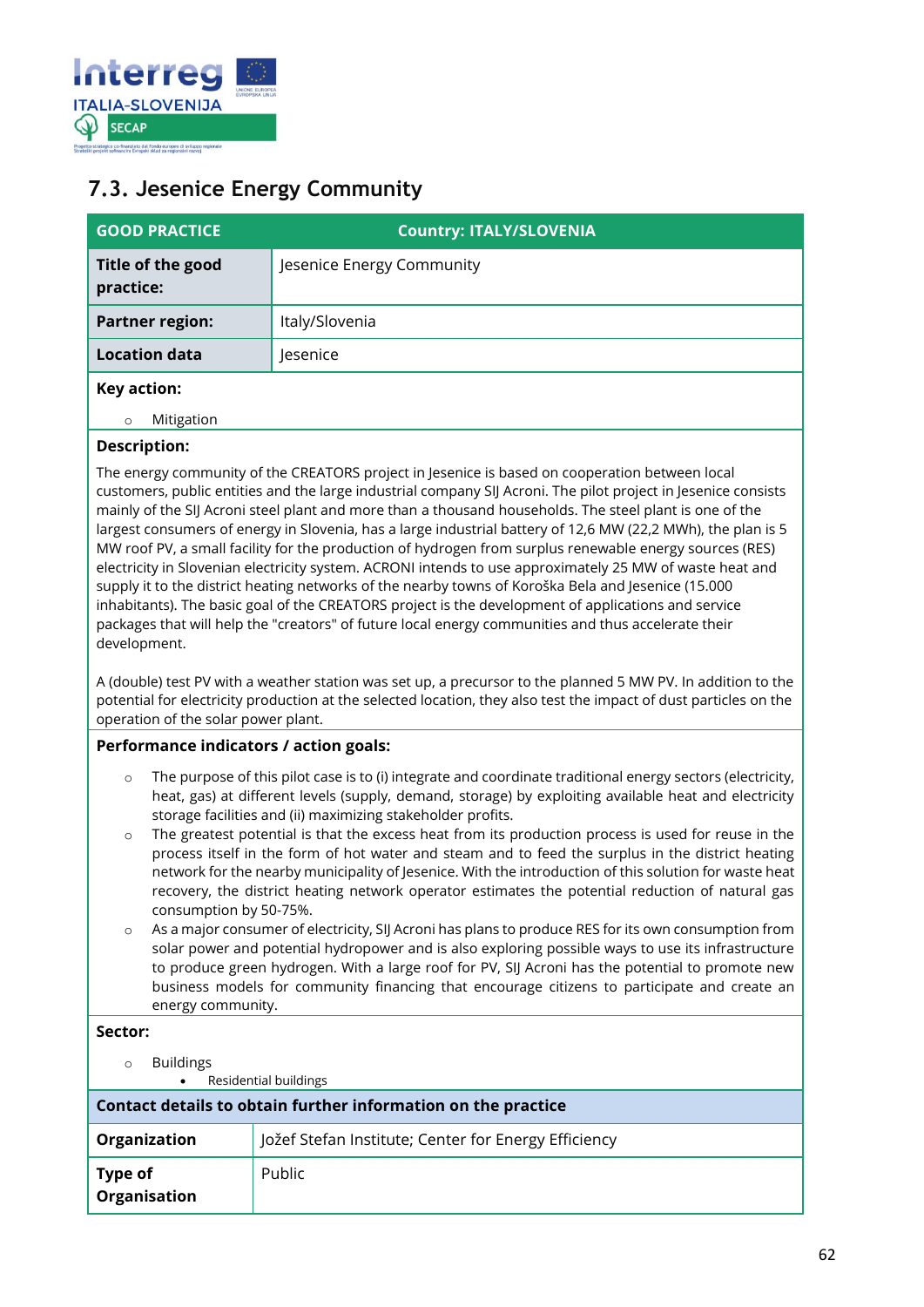## 7.3. Jesenice Energy Community

| GOOD PRACTICE | Country: ITALY/SLOVENIA |
|---|---|
| **Title of the good practice:** | Jesenice Energy Community |
| **Partner region:** | Italy/Slovenia |
| **Location data** | Jesenice |

**Key action:**

- Mitigation

**Description:**

The energy community of the CREATORS project in Jesenice is based on cooperation between local customers, public entities and the large industrial company SIJ Acroni. The pilot project in Jesenice consists mainly of the SIJ Acroni steel plant and more than a thousand households. The steel plant is one of the largest consumers of energy in Slovenia, has a large industrial battery of 12,6 MW (22,2 MWh), the plan is 5 MW roof PV, a small facility for the production of hydrogen from surplus renewable energy sources (RES) electricity in Slovenian electricity system. ACRONI intends to use approximately 25 MW of waste heat and supply it to the district heating networks of the nearby towns of Koroška Bela and Jesenice (15.000 inhabitants). The basic goal of the CREATORS project is the development of applications and service packages that will help the "creators" of future local energy communities and thus accelerate their development.

A (double) test PV with a weather station was set up, a precursor to the planned 5 MW PV. In addition to the potential for electricity production at the selected location, they also test the impact of dust particles on the operation of the solar power plant.

**Performance indicators / action goals:**

- The purpose of this pilot case is to (i) integrate and coordinate traditional energy sectors (electricity, heat, gas) at different levels (supply, demand, storage) by exploiting available heat and electricity storage facilities and (ii) maximizing stakeholder profits.
- The greatest potential is that the excess heat from its production process is used for reuse in the process itself in the form of hot water and steam and to feed the surplus in the district heating network for the nearby municipality of Jesenice. With the introduction of this solution for waste heat recovery, the district heating network operator estimates the potential reduction of natural gas consumption by 50-75%.
- As a major consumer of electricity, SIJ Acroni has plans to produce RES for its own consumption from solar power and potential hydropower and is also exploring possible ways to use its infrastructure to produce green hydrogen. With a large roof for PV, SIJ Acroni has the potential to promote new business models for community financing that encourage citizens to participate and create an energy community.

**Sector:**

- Buildings
  - Residential buildings

**Contact details to obtain further information on the practice**

| | |
|---|---|
| **Organization** | Jožef Stefan Institute; Center for Energy Efficiency |
| **Type of Organisation** | Public |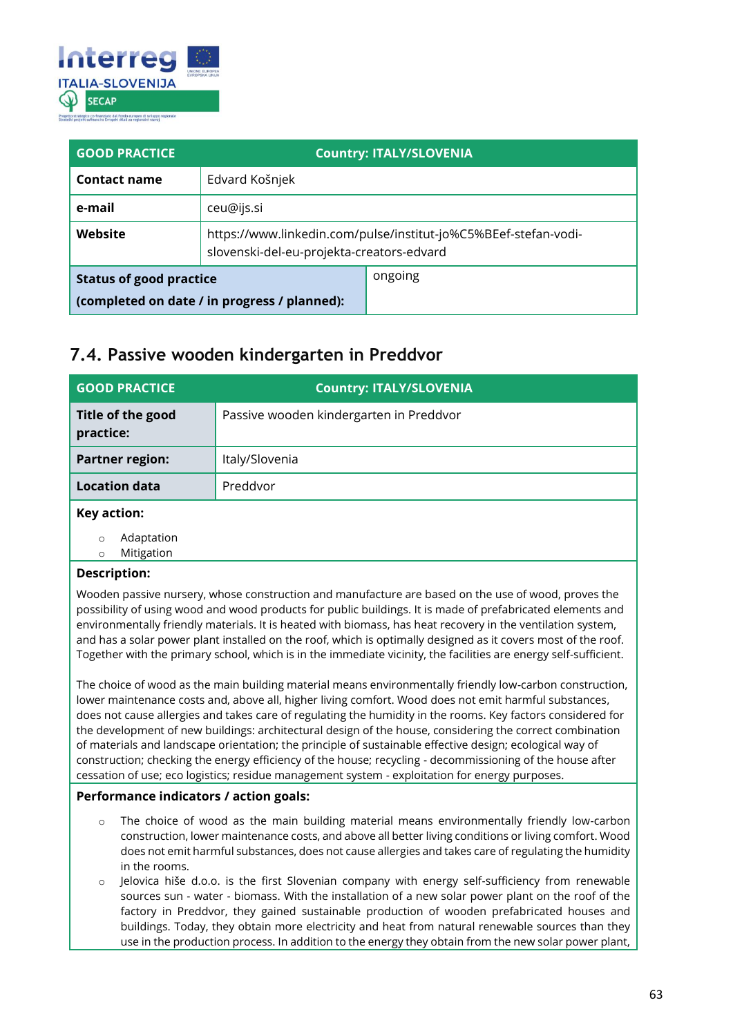| GOOD PRACTICE | Country: ITALY/SLOVENIA |
|---|---|
| **Contact name** | Edvard Košnjek |
| **e-mail** | ceu@ijs.si |
| **Website** | https://www.linkedin.com/pulse/institut-jo%C5%BEef-stefan-vodi-slovenski-del-eu-projekta-creators-edvard |
| **Status of good practice (completed on date / in progress / planned):** | ongoing |

## 7.4. Passive wooden kindergarten in Preddvor

| GOOD PRACTICE | Country: ITALY/SLOVENIA |
|---|---|
| **Title of the good practice:** | Passive wooden kindergarten in Preddvor |
| **Partner region:** | Italy/Slovenia |
| **Location data** | Preddvor |

**Key action:**

- Adaptation
- Mitigation

**Description:**

Wooden passive nursery, whose construction and manufacture are based on the use of wood, proves the possibility of using wood and wood products for public buildings. It is made of prefabricated elements and environmentally friendly materials. It is heated with biomass, has heat recovery in the ventilation system, and has a solar power plant installed on the roof, which is optimally designed as it covers most of the roof. Together with the primary school, which is in the immediate vicinity, the facilities are energy self-sufficient.

The choice of wood as the main building material means environmentally friendly low-carbon construction, lower maintenance costs and, above all, higher living comfort. Wood does not emit harmful substances, does not cause allergies and takes care of regulating the humidity in the rooms. Key factors considered for the development of new buildings: architectural design of the house, considering the correct combination of materials and landscape orientation; the principle of sustainable effective design; ecological way of construction; checking the energy efficiency of the house; recycling - decommissioning of the house after cessation of use; eco logistics; residue management system - exploitation for energy purposes.

**Performance indicators / action goals:**

- The choice of wood as the main building material means environmentally friendly low-carbon construction, lower maintenance costs, and above all better living conditions or living comfort. Wood does not emit harmful substances, does not cause allergies and takes care of regulating the humidity in the rooms.
- Jelovica hiše d.o.o. is the first Slovenian company with energy self-sufficiency from renewable sources sun - water - biomass. With the installation of a new solar power plant on the roof of the factory in Preddvor, they gained sustainable production of wooden prefabricated houses and buildings. Today, they obtain more electricity and heat from natural renewable sources than they use in the production process. In addition to the energy they obtain from the new solar power plant,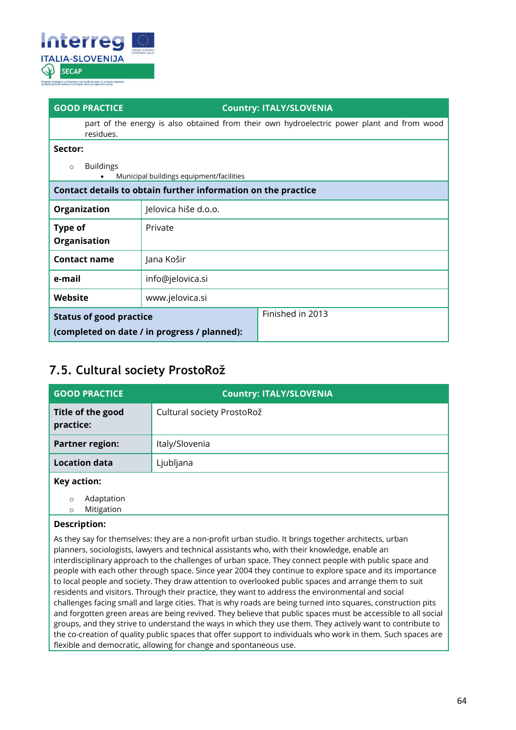| GOOD PRACTICE | Country: ITALY/SLOVENIA |
|---|---|
| part of the energy is also obtained from their own hydroelectric power plant and from wood residues. | |
| **Sector:**<br>○ Buildings<br>• Municipal buildings equipment/facilities | |
| **Contact details to obtain further information on the practice** | |
| **Organization** | Jelovica hiše d.o.o. |
| **Type of Organisation** | Private |
| **Contact name** | Jana Košir |
| **e-mail** | info@jelovica.si |
| **Website** | www.jelovica.si |
| **Status of good practice (completed on date / in progress / planned):** | Finished in 2013 |

## 7.5. Cultural society ProstoRož

| GOOD PRACTICE | Country: ITALY/SLOVENIA |
|---|---|
| **Title of the good practice:** | Cultural society ProstoRož |
| **Partner region:** | Italy/Slovenia |
| **Location data** | Ljubljana |
| **Key action:**<br>○ Adaptation<br>○ Mitigation | |
| **Description:**<br>As they say for themselves: they are a non-profit urban studio. It brings together architects, urban planners, sociologists, lawyers and technical assistants who, with their knowledge, enable an interdisciplinary approach to the challenges of urban space. They connect people with public space and people with each other through space. Since year 2004 they continue to explore space and its importance to local people and society. They draw attention to overlooked public spaces and arrange them to suit residents and visitors. Through their practice, they want to address the environmental and social challenges facing small and large cities. That is why roads are being turned into squares, construction pits and forgotten green areas are being revived. They believe that public spaces must be accessible to all social groups, and they strive to understand the ways in which they use them. They actively want to contribute to the co-creation of quality public spaces that offer support to individuals who work in them. Such spaces are flexible and democratic, allowing for change and spontaneous use. | |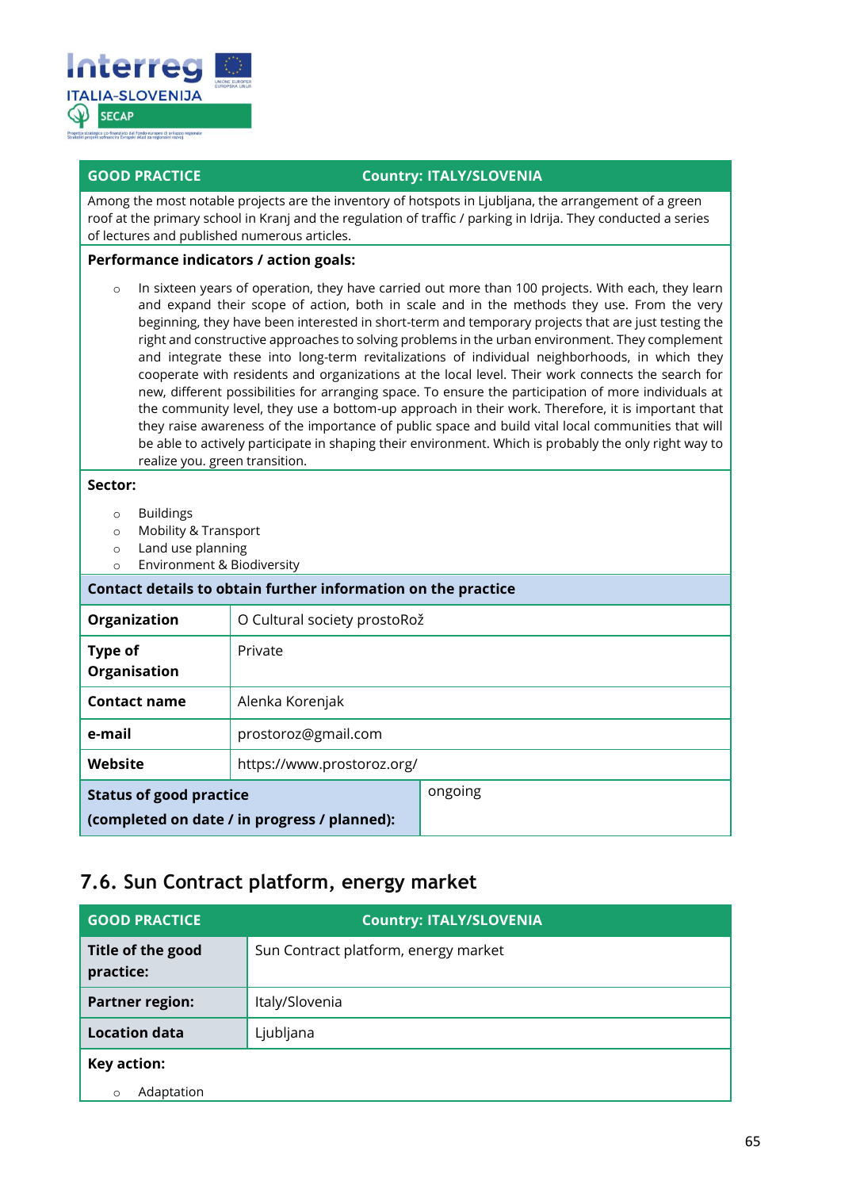| GOOD PRACTICE | Country: ITALY/SLOVENIA |
|---|---|
| Among the most notable projects are the inventory of hotspots in Ljubljana, the arrangement of a green roof at the primary school in Kranj and the regulation of traffic / parking in Idrija. They conducted a series of lectures and published numerous articles. | |

**Performance indicators / action goals:**

- In sixteen years of operation, they have carried out more than 100 projects. With each, they learn and expand their scope of action, both in scale and in the methods they use. From the very beginning, they have been interested in short-term and temporary projects that are just testing the right and constructive approaches to solving problems in the urban environment. They complement and integrate these into long-term revitalizations of individual neighborhoods, in which they cooperate with residents and organizations at the local level. Their work connects the search for new, different possibilities for arranging space. To ensure the participation of more individuals at the community level, they use a bottom-up approach in their work. Therefore, it is important that they raise awareness of the importance of public space and build vital local communities that will be able to actively participate in shaping their environment. Which is probably the only right way to realize you. green transition.

**Sector:**

- Buildings
- Mobility & Transport
- Land use planning
- Environment & Biodiversity

**Contact details to obtain further information on the practice**

| | |
|---|---|
| **Organization** | O Cultural society prostoRož |
| **Type of Organisation** | Private |
| **Contact name** | Alenka Korenjak |
| **e-mail** | prostoroz@gmail.com |
| **Website** | https://www.prostoroz.org/ |
| **Status of good practice (completed on date / in progress / planned):** | ongoing |

## 7.6. Sun Contract platform, energy market

| GOOD PRACTICE | Country: ITALY/SLOVENIA |
|---|---|
| **Title of the good practice:** | Sun Contract platform, energy market |
| **Partner region:** | Italy/Slovenia |
| **Location data** | Ljubljana |

**Key action:**

- Adaptation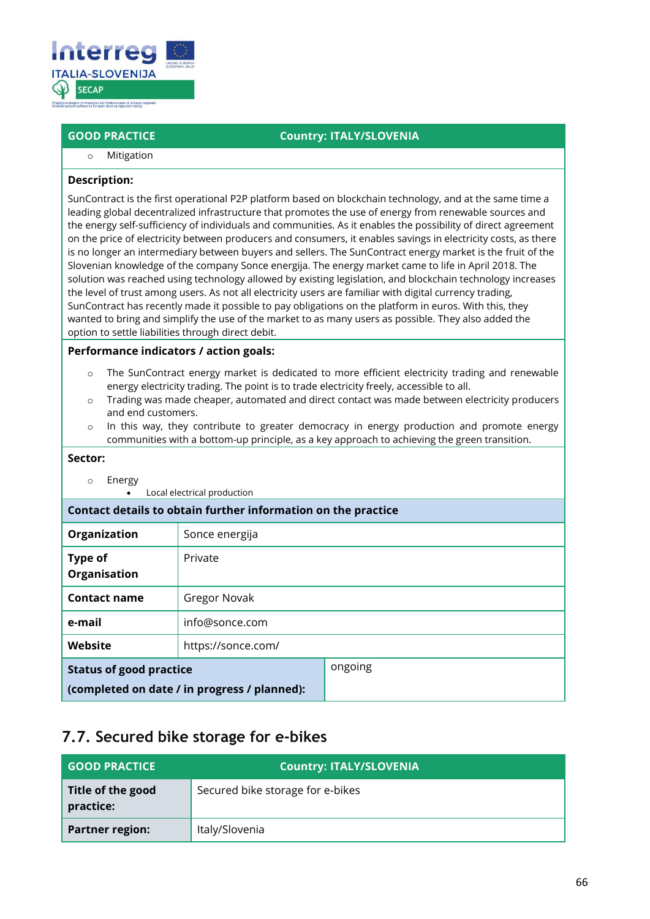| GOOD PRACTICE | Country: ITALY/SLOVENIA |
|---|---|

- Mitigation

**Description:**

SunContract is the first operational P2P platform based on blockchain technology, and at the same time a leading global decentralized infrastructure that promotes the use of energy from renewable sources and the energy self-sufficiency of individuals and communities. As it enables the possibility of direct agreement on the price of electricity between producers and consumers, it enables savings in electricity costs, as there is no longer an intermediary between buyers and sellers. The SunContract energy market is the fruit of the Slovenian knowledge of the company Sonce energija. The energy market came to life in April 2018. The solution was reached using technology allowed by existing legislation, and blockchain technology increases the level of trust among users. As not all electricity users are familiar with digital currency trading, SunContract has recently made it possible to pay obligations on the platform in euros. With this, they wanted to bring and simplify the use of the market to as many users as possible. They also added the option to settle liabilities through direct debit.

**Performance indicators / action goals:**

- The SunContract energy market is dedicated to more efficient electricity trading and renewable energy electricity trading. The point is to trade electricity freely, accessible to all.
- Trading was made cheaper, automated and direct contact was made between electricity producers and end customers.
- In this way, they contribute to greater democracy in energy production and promote energy communities with a bottom-up principle, as a key approach to achieving the green transition.

**Sector:**

- Energy
  - Local electrical production

**Contact details to obtain further information on the practice**

| | |
|---|---|
| **Organization** | Sonce energija |
| **Type of Organisation** | Private |
| **Contact name** | Gregor Novak |
| **e-mail** | info@sonce.com |
| **Website** | https://sonce.com/ |
| **Status of good practice (completed on date / in progress / planned):** | ongoing |

## 7.7. Secured bike storage for e-bikes

| GOOD PRACTICE | Country: ITALY/SLOVENIA |
|---|---|
| **Title of the good practice:** | Secured bike storage for e-bikes |
| **Partner region:** | Italy/Slovenia |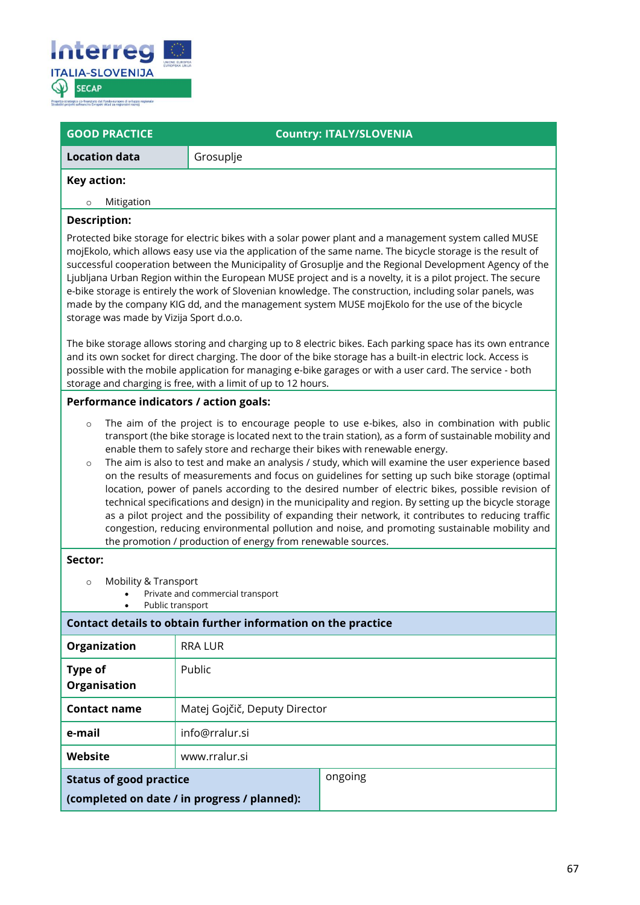| GOOD PRACTICE | Country: ITALY/SLOVENIA |
|---|---|
| **Location data** | Grosuplje |

**Key action:**

- Mitigation

**Description:**

Protected bike storage for electric bikes with a solar power plant and a management system called MUSE mojEkolo, which allows easy use via the application of the same name. The bicycle storage is the result of successful cooperation between the Municipality of Grosuplje and the Regional Development Agency of the Ljubljana Urban Region within the European MUSE project and is a novelty, it is a pilot project. The secure e-bike storage is entirely the work of Slovenian knowledge. The construction, including solar panels, was made by the company KIG dd, and the management system MUSE mojEkolo for the use of the bicycle storage was made by Vizija Sport d.o.o.

The bike storage allows storing and charging up to 8 electric bikes. Each parking space has its own entrance and its own socket for direct charging. The door of the bike storage has a built-in electric lock. Access is possible with the mobile application for managing e-bike garages or with a user card. The service - both storage and charging is free, with a limit of up to 12 hours.

**Performance indicators / action goals:**

- The aim of the project is to encourage people to use e-bikes, also in combination with public transport (the bike storage is located next to the train station), as a form of sustainable mobility and enable them to safely store and recharge their bikes with renewable energy.
- The aim is also to test and make an analysis / study, which will examine the user experience based on the results of measurements and focus on guidelines for setting up such bike storage (optimal location, power of panels according to the desired number of electric bikes, possible revision of technical specifications and design) in the municipality and region. By setting up the bicycle storage as a pilot project and the possibility of expanding their network, it contributes to reducing traffic congestion, reducing environmental pollution and noise, and promoting sustainable mobility and the promotion / production of energy from renewable sources.

**Sector:**

- Mobility & Transport
  - Private and commercial transport
  - Public transport

**Contact details to obtain further information on the practice**

| | |
|---|---|
| **Organization** | RRA LUR |
| **Type of Organisation** | Public |
| **Contact name** | Matej Gojčič, Deputy Director |
| **e-mail** | info@rralur.si |
| **Website** | www.rralur.si |
| **Status of good practice (completed on date / in progress / planned):** | ongoing |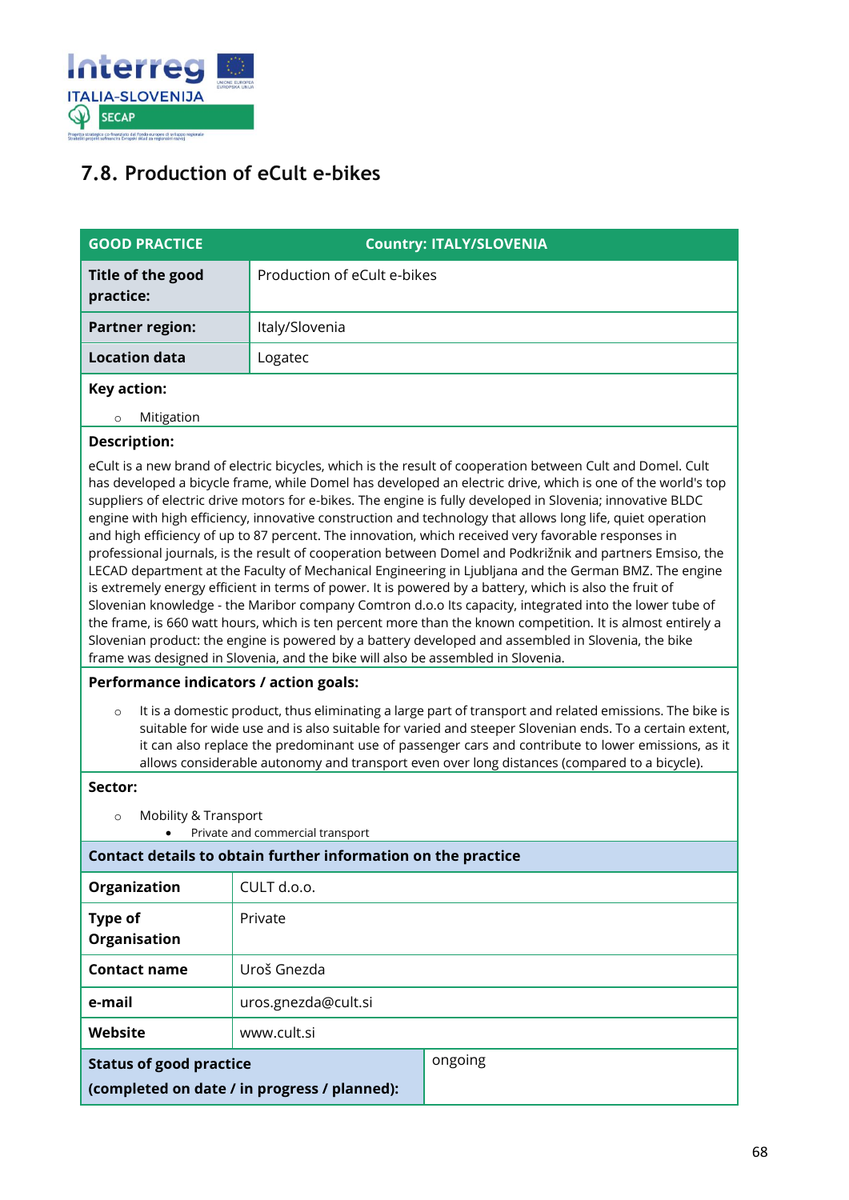## 7.8. Production of eCult e-bikes

| GOOD PRACTICE | Country: ITALY/SLOVENIA |
|---|---|
| **Title of the good practice:** | Production of eCult e-bikes |
| **Partner region:** | Italy/Slovenia |
| **Location data** | Logatec |

**Key action:**

- Mitigation

**Description:**

eCult is a new brand of electric bicycles, which is the result of cooperation between Cult and Domel. Cult has developed a bicycle frame, while Domel has developed an electric drive, which is one of the world's top suppliers of electric drive motors for e-bikes. The engine is fully developed in Slovenia; innovative BLDC engine with high efficiency, innovative construction and technology that allows long life, quiet operation and high efficiency of up to 87 percent. The innovation, which received very favorable responses in professional journals, is the result of cooperation between Domel and Podkrižnik and partners Emsiso, the LECAD department at the Faculty of Mechanical Engineering in Ljubljana and the German BMZ. The engine is extremely energy efficient in terms of power. It is powered by a battery, which is also the fruit of Slovenian knowledge - the Maribor company Comtron d.o.o Its capacity, integrated into the lower tube of the frame, is 660 watt hours, which is ten percent more than the known competition. It is almost entirely a Slovenian product: the engine is powered by a battery developed and assembled in Slovenia, the bike frame was designed in Slovenia, and the bike will also be assembled in Slovenia.

**Performance indicators / action goals:**

- It is a domestic product, thus eliminating a large part of transport and related emissions. The bike is suitable for wide use and is also suitable for varied and steeper Slovenian ends. To a certain extent, it can also replace the predominant use of passenger cars and contribute to lower emissions, as it allows considerable autonomy and transport even over long distances (compared to a bicycle).

**Sector:**

- Mobility & Transport
  - Private and commercial transport

**Contact details to obtain further information on the practice**

| | |
|---|---|
| **Organization** | CULT d.o.o. |
| **Type of Organisation** | Private |
| **Contact name** | Uroš Gnezda |
| **e-mail** | uros.gnezda@cult.si |
| **Website** | www.cult.si |
| **Status of good practice (completed on date / in progress / planned):** | ongoing |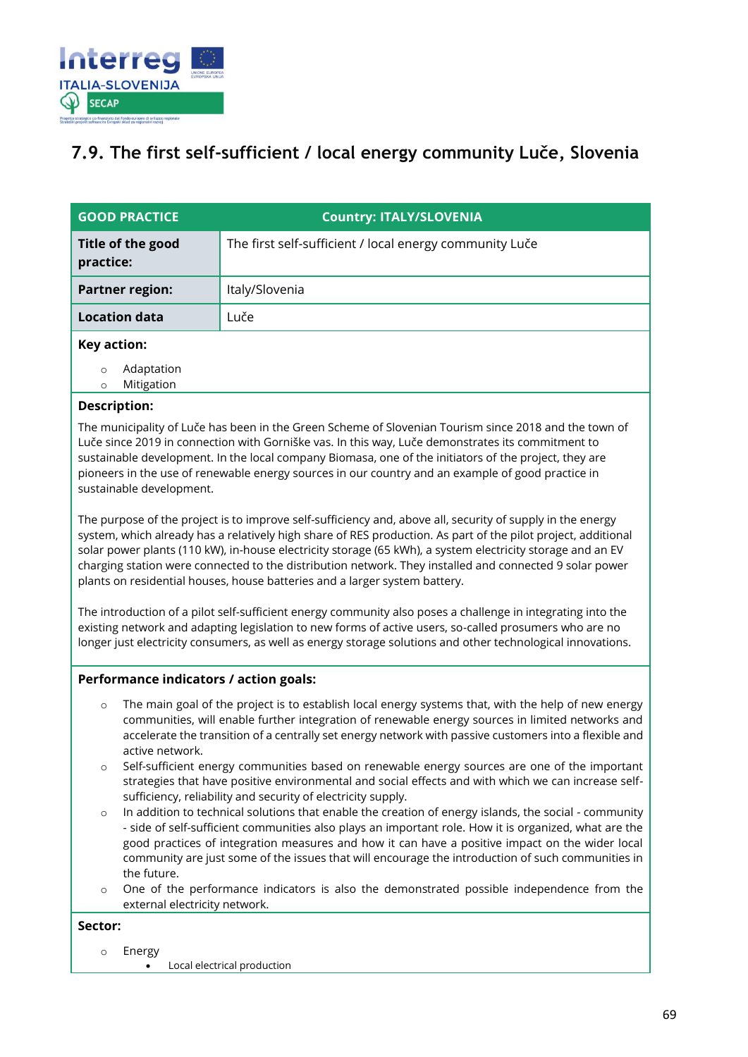## 7.9. The first self-sufficient / local energy community Luče, Slovenia

| GOOD PRACTICE | Country: ITALY/SLOVENIA |
|---|---|
| **Title of the good practice:** | The first self-sufficient / local energy community Luče |
| **Partner region:** | Italy/Slovenia |
| **Location data** | Luče |

**Key action:**

- Adaptation
- Mitigation

**Description:**

The municipality of Luče has been in the Green Scheme of Slovenian Tourism since 2018 and the town of Luče since 2019 in connection with Gorniške vas. In this way, Luče demonstrates its commitment to sustainable development. In the local company Biomasa, one of the initiators of the project, they are pioneers in the use of renewable energy sources in our country and an example of good practice in sustainable development.

The purpose of the project is to improve self-sufficiency and, above all, security of supply in the energy system, which already has a relatively high share of RES production. As part of the pilot project, additional solar power plants (110 kW), in-house electricity storage (65 kWh), a system electricity storage and an EV charging station were connected to the distribution network. They installed and connected 9 solar power plants on residential houses, house batteries and a larger system battery.

The introduction of a pilot self-sufficient energy community also poses a challenge in integrating into the existing network and adapting legislation to new forms of active users, so-called prosumers who are no longer just electricity consumers, as well as energy storage solutions and other technological innovations.

**Performance indicators / action goals:**

- The main goal of the project is to establish local energy systems that, with the help of new energy communities, will enable further integration of renewable energy sources in limited networks and accelerate the transition of a centrally set energy network with passive customers into a flexible and active network.
- Self-sufficient energy communities based on renewable energy sources are one of the important strategies that have positive environmental and social effects and with which we can increase self-sufficiency, reliability and security of electricity supply.
- In addition to technical solutions that enable the creation of energy islands, the social - community - side of self-sufficient communities also plays an important role. How it is organized, what are the good practices of integration measures and how it can have a positive impact on the wider local community are just some of the issues that will encourage the introduction of such communities in the future.
- One of the performance indicators is also the demonstrated possible independence from the external electricity network.

**Sector:**

- Energy
  - Local electrical production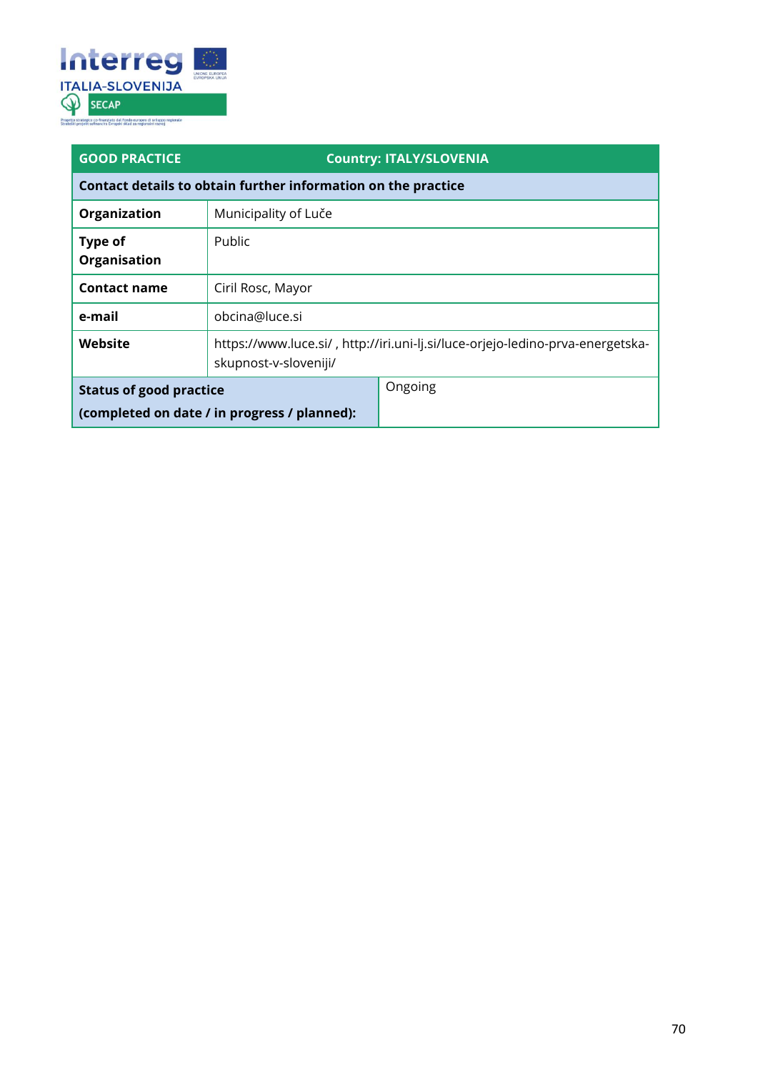| GOOD PRACTICE | Country: ITALY/SLOVENIA |
|---|---|
| **Contact details to obtain further information on the practice** | |
| **Organization** | Municipality of Luče |
| **Type of Organisation** | Public |
| **Contact name** | Ciril Rosc, Mayor |
| **e-mail** | obcina@luce.si |
| **Website** | https://www.luce.si/ , http://iri.uni-lj.si/luce-orjejo-ledino-prva-energetska-skupnost-v-sloveniji/ |
| **Status of good practice (completed on date / in progress / planned):** | Ongoing |